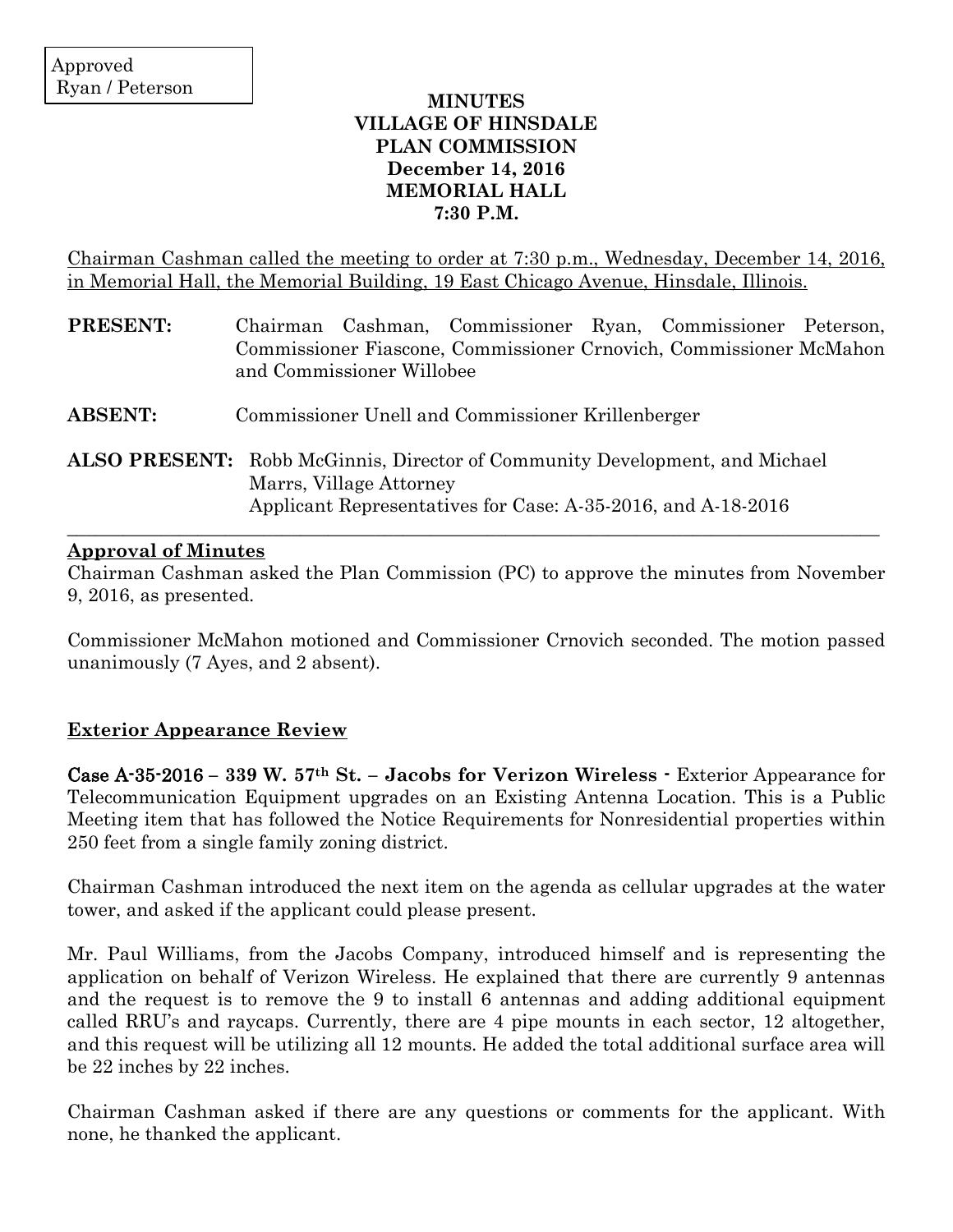Approved
Ryan / Peterson

**MINUTES**
**VILLAGE OF HINSDALE**
**PLAN COMMISSION**
**December 14, 2016**
**MEMORIAL HALL**
**7:30 P.M.**

Chairman Cashman called the meeting to order at 7:30 p.m., Wednesday, December 14, 2016, in Memorial Hall, the Memorial Building, 19 East Chicago Avenue, Hinsdale, Illinois.

**PRESENT:** Chairman Cashman, Commissioner Ryan, Commissioner Peterson, Commissioner Fiascone, Commissioner Crnovich, Commissioner McMahon and Commissioner Willobee

**ABSENT:** Commissioner Unell and Commissioner Krillenberger

**ALSO PRESENT:** Robb McGinnis, Director of Community Development, and Michael Marrs, Village Attorney
Applicant Representatives for Case: A-35-2016, and A-18-2016

---

**Approval of Minutes**

Chairman Cashman asked the Plan Commission (PC) to approve the minutes from November 9, 2016, as presented.

Commissioner McMahon motioned and Commissioner Crnovich seconded. The motion passed unanimously (7 Ayes, and 2 absent).

**Exterior Appearance Review**

**Case A-35-2016 – 339 W. 57th St. – Jacobs for Verizon Wireless -** Exterior Appearance for Telecommunication Equipment upgrades on an Existing Antenna Location. This is a Public Meeting item that has followed the Notice Requirements for Nonresidential properties within 250 feet from a single family zoning district.

Chairman Cashman introduced the next item on the agenda as cellular upgrades at the water tower, and asked if the applicant could please present.

Mr. Paul Williams, from the Jacobs Company, introduced himself and is representing the application on behalf of Verizon Wireless. He explained that there are currently 9 antennas and the request is to remove the 9 to install 6 antennas and adding additional equipment called RRU's and raycaps. Currently, there are 4 pipe mounts in each sector, 12 altogether, and this request will be utilizing all 12 mounts. He added the total additional surface area will be 22 inches by 22 inches.

Chairman Cashman asked if there are any questions or comments for the applicant. With none, he thanked the applicant.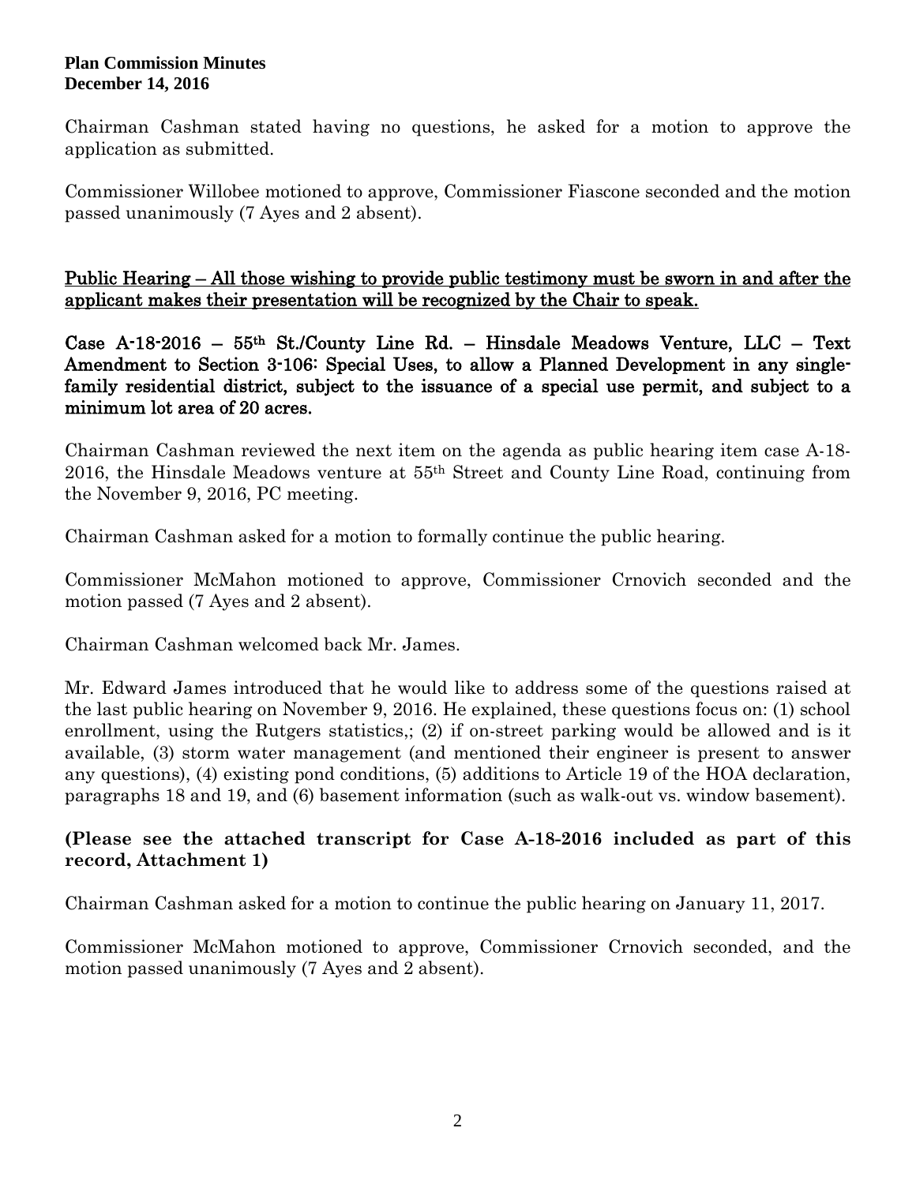Chairman Cashman stated having no questions, he asked for a motion to approve the application as submitted.

Commissioner Willobee motioned to approve, Commissioner Fiascone seconded and the motion passed unanimously (7 Ayes and 2 absent).

**Public Hearing – All those wishing to provide public testimony must be sworn in and after the applicant makes their presentation will be recognized by the Chair to speak.**

**Case A-18-2016 – 55th St./County Line Rd. – Hinsdale Meadows Venture, LLC – Text Amendment to Section 3-106: Special Uses, to allow a Planned Development in any single-family residential district, subject to the issuance of a special use permit, and subject to a minimum lot area of 20 acres.**

Chairman Cashman reviewed the next item on the agenda as public hearing item case A-18-2016, the Hinsdale Meadows venture at 55th Street and County Line Road, continuing from the November 9, 2016, PC meeting.

Chairman Cashman asked for a motion to formally continue the public hearing.

Commissioner McMahon motioned to approve, Commissioner Crnovich seconded and the motion passed (7 Ayes and 2 absent).

Chairman Cashman welcomed back Mr. James.

Mr. Edward James introduced that he would like to address some of the questions raised at the last public hearing on November 9, 2016. He explained, these questions focus on: (1) school enrollment, using the Rutgers statistics,; (2) if on-street parking would be allowed and is it available, (3) storm water management (and mentioned their engineer is present to answer any questions), (4) existing pond conditions, (5) additions to Article 19 of the HOA declaration, paragraphs 18 and 19, and (6) basement information (such as walk-out vs. window basement).

**(Please see the attached transcript for Case A-18-2016 included as part of this record, Attachment 1)**

Chairman Cashman asked for a motion to continue the public hearing on January 11, 2017.

Commissioner McMahon motioned to approve, Commissioner Crnovich seconded, and the motion passed unanimously (7 Ayes and 2 absent).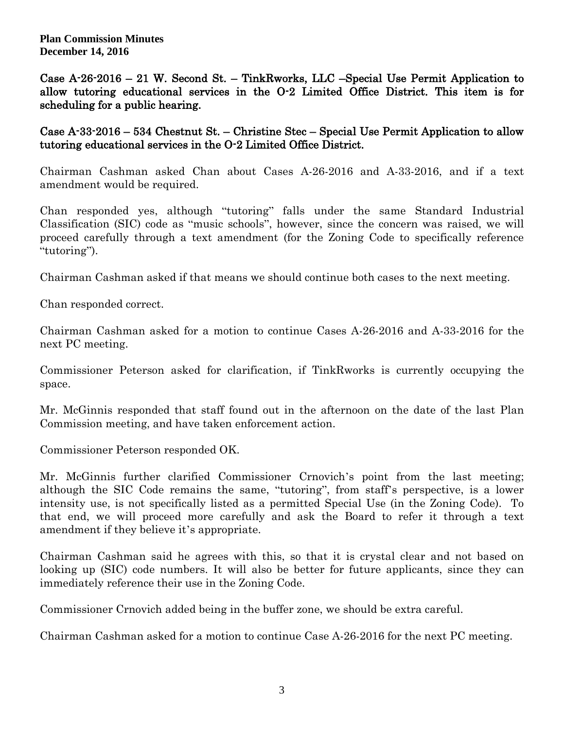**Case A-26-2016 – 21 W. Second St. – TinkRworks, LLC –Special Use Permit Application to allow tutoring educational services in the O-2 Limited Office District. This item is for scheduling for a public hearing.**

**Case A-33-2016 – 534 Chestnut St. – Christine Stec – Special Use Permit Application to allow tutoring educational services in the O-2 Limited Office District.**

Chairman Cashman asked Chan about Cases A-26-2016 and A-33-2016, and if a text amendment would be required.

Chan responded yes, although "tutoring" falls under the same Standard Industrial Classification (SIC) code as "music schools", however, since the concern was raised, we will proceed carefully through a text amendment (for the Zoning Code to specifically reference "tutoring").

Chairman Cashman asked if that means we should continue both cases to the next meeting.

Chan responded correct.

Chairman Cashman asked for a motion to continue Cases A-26-2016 and A-33-2016 for the next PC meeting.

Commissioner Peterson asked for clarification, if TinkRworks is currently occupying the space.

Mr. McGinnis responded that staff found out in the afternoon on the date of the last Plan Commission meeting, and have taken enforcement action.

Commissioner Peterson responded OK.

Mr. McGinnis further clarified Commissioner Crnovich's point from the last meeting; although the SIC Code remains the same, "tutoring", from staff's perspective, is a lower intensity use, is not specifically listed as a permitted Special Use (in the Zoning Code). To that end, we will proceed more carefully and ask the Board to refer it through a text amendment if they believe it's appropriate.

Chairman Cashman said he agrees with this, so that it is crystal clear and not based on looking up (SIC) code numbers. It will also be better for future applicants, since they can immediately reference their use in the Zoning Code.

Commissioner Crnovich added being in the buffer zone, we should be extra careful.

Chairman Cashman asked for a motion to continue Case A-26-2016 for the next PC meeting.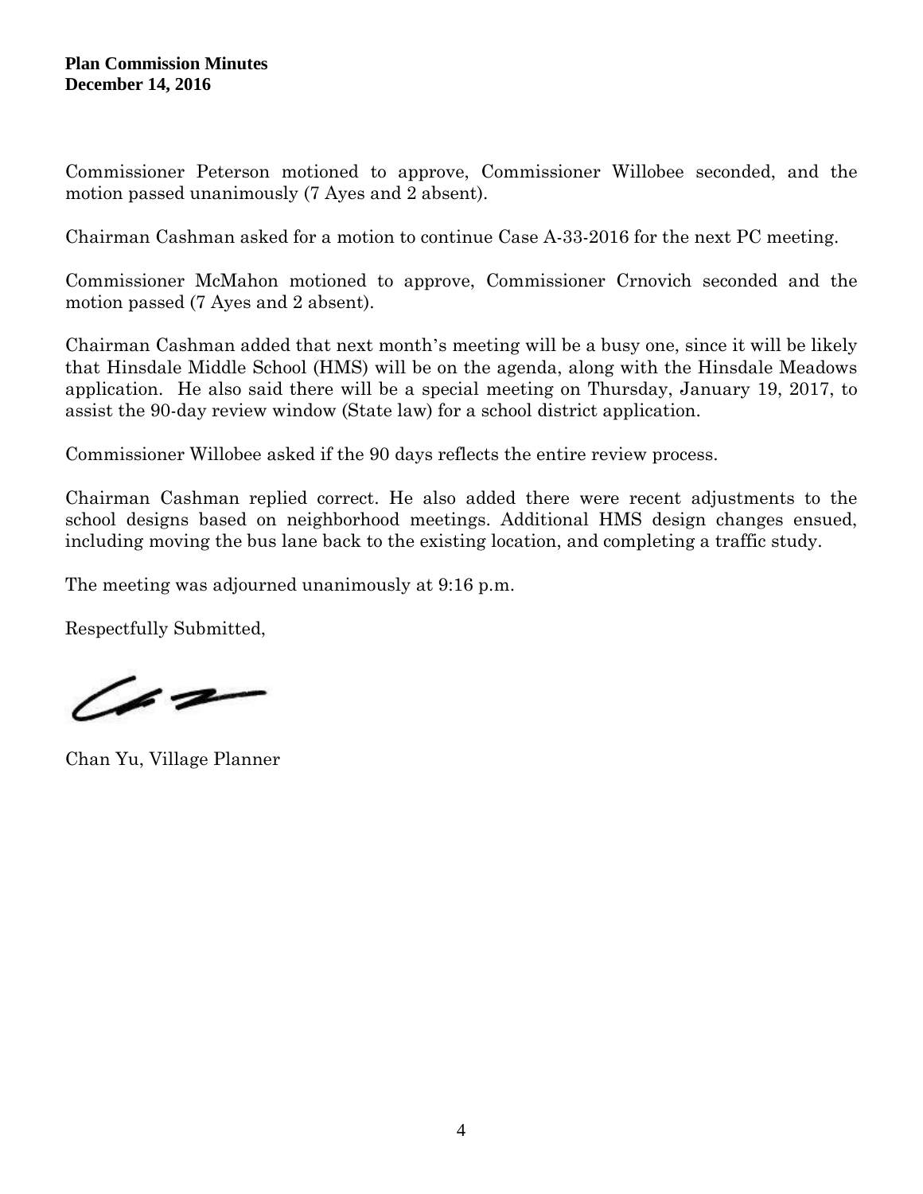Commissioner Peterson motioned to approve, Commissioner Willobee seconded, and the motion passed unanimously (7 Ayes and 2 absent).

Chairman Cashman asked for a motion to continue Case A-33-2016 for the next PC meeting.

Commissioner McMahon motioned to approve, Commissioner Crnovich seconded and the motion passed (7 Ayes and 2 absent).

Chairman Cashman added that next month's meeting will be a busy one, since it will be likely that Hinsdale Middle School (HMS) will be on the agenda, along with the Hinsdale Meadows application. He also said there will be a special meeting on Thursday, January 19, 2017, to assist the 90-day review window (State law) for a school district application.

Commissioner Willobee asked if the 90 days reflects the entire review process.

Chairman Cashman replied correct. He also added there were recent adjustments to the school designs based on neighborhood meetings. Additional HMS design changes ensued, including moving the bus lane back to the existing location, and completing a traffic study.

The meeting was adjourned unanimously at 9:16 p.m.

Respectfully Submitted,

Chan Yu, Village Planner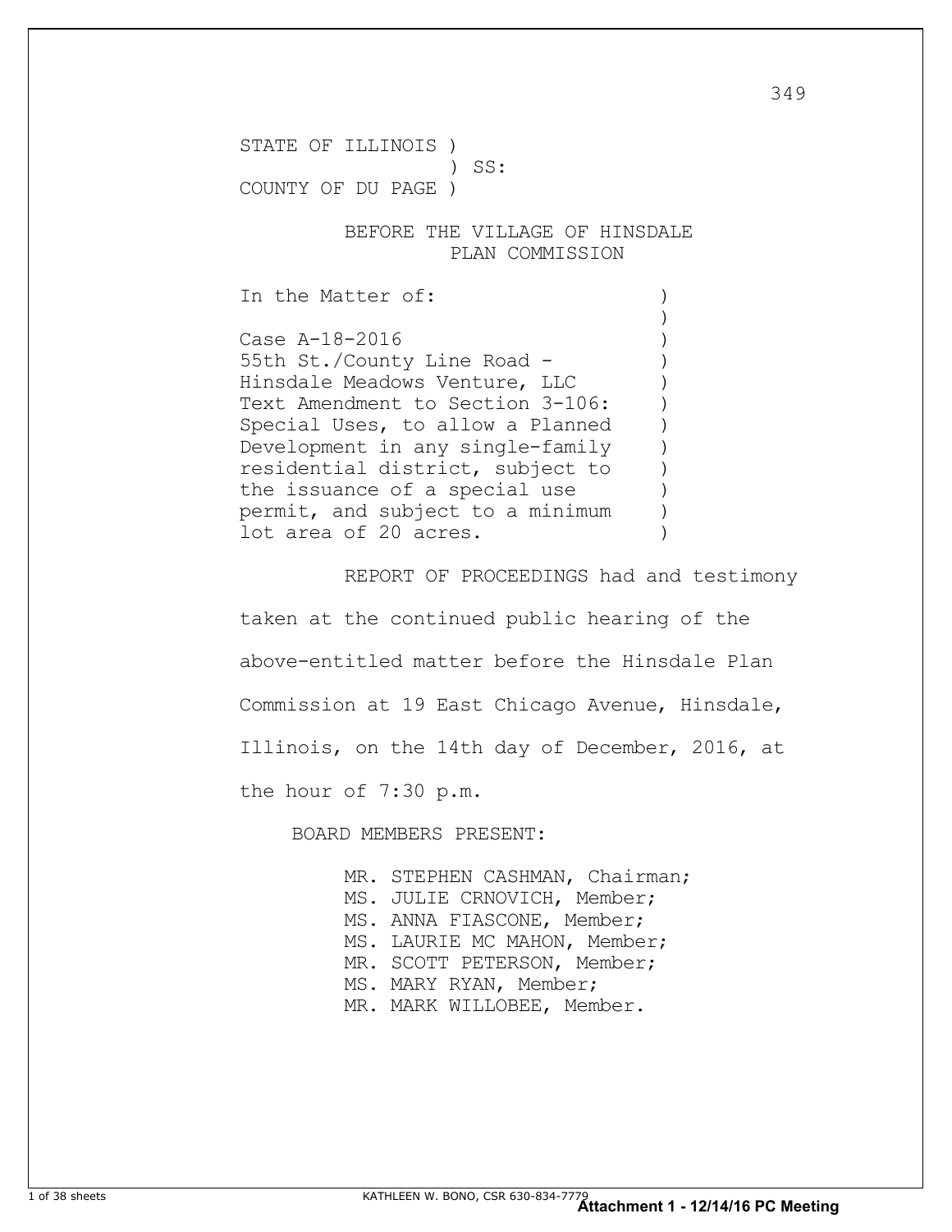STATE OF ILLINOIS )
) SS:
COUNTY OF DU PAGE )

BEFORE THE VILLAGE OF HINSDALE
PLAN COMMISSION

In the Matter of:

Case A-18-2016
55th St./County Line Road -
Hinsdale Meadows Venture, LLC
Text Amendment to Section 3-106:
Special Uses, to allow a Planned
Development in any single-family
residential district, subject to
the issuance of a special use
permit, and subject to a minimum
lot area of 20 acres.

REPORT OF PROCEEDINGS had and testimony taken at the continued public hearing of the above-entitled matter before the Hinsdale Plan Commission at 19 East Chicago Avenue, Hinsdale, Illinois, on the 14th day of December, 2016, at the hour of 7:30 p.m.

BOARD MEMBERS PRESENT:

MR. STEPHEN CASHMAN, Chairman;
MS. JULIE CRNOVICH, Member;
MS. ANNA FIASCONE, Member;
MS. LAURIE MC MAHON, Member;
MR. SCOTT PETERSON, Member;
MS. MARY RYAN, Member;
MR. MARK WILLOBEE, Member.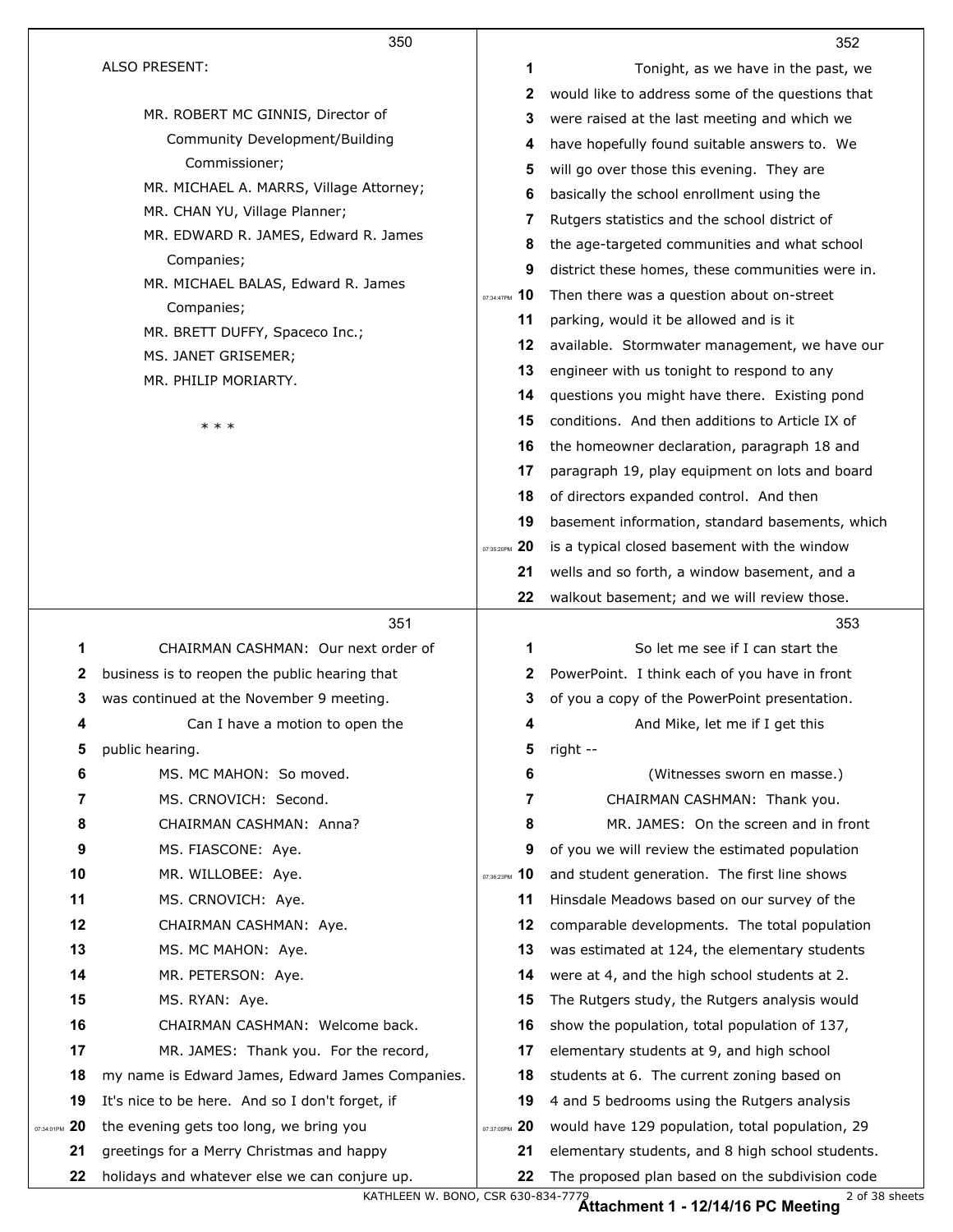ALSO PRESENT:

MR. ROBERT MC GINNIS, Director of Community Development/Building Commissioner;
MR. MICHAEL A. MARRS, Village Attorney;
MR. CHAN YU, Village Planner;
MR. EDWARD R. JAMES, Edward R. James Companies;
MR. MICHAEL BALAS, Edward R. James Companies;
MR. BRETT DUFFY, Spaceco Inc.;
MS. JANET GRISEMER;
MR. PHILIP MORIARTY.

* * *

CHAIRMAN CASHMAN: Our next order of business is to reopen the public hearing that was continued at the November 9 meeting.

Can I have a motion to open the public hearing.

MS. MC MAHON: So moved.

MS. CRNOVICH: Second.

CHAIRMAN CASHMAN: Anna?

MS. FIASCONE: Aye.

MR. WILLOBEE: Aye.

MS. CRNOVICH: Aye.

CHAIRMAN CASHMAN: Aye.

MS. MC MAHON: Aye.

MR. PETERSON: Aye.

MS. RYAN: Aye.

CHAIRMAN CASHMAN: Welcome back.

MR. JAMES: Thank you. For the record, my name is Edward James, Edward James Companies. It's nice to be here. And so I don't forget, if the evening gets too long, we bring you greetings for a Merry Christmas and happy holidays and whatever else we can conjure up.

Tonight, as we have in the past, we would like to address some of the questions that were raised at the last meeting and which we have hopefully found suitable answers to. We will go over those this evening. They are basically the school enrollment using the Rutgers statistics and the school district of the age-targeted communities and what school district these homes, these communities were in. Then there was a question about on-street parking, would it be allowed and is it available. Stormwater management, we have our engineer with us tonight to respond to any questions you might have there. Existing pond conditions. And then additions to Article IX of the homeowner declaration, paragraph 18 and paragraph 19, play equipment on lots and board of directors expanded control. And then basement information, standard basements, which is a typical closed basement with the window wells and so forth, a window basement, and a walkout basement; and we will review those.

So let me see if I can start the PowerPoint. I think each of you have in front of you a copy of the PowerPoint presentation.

And Mike, let me if I get this right --

(Witnesses sworn en masse.)

CHAIRMAN CASHMAN: Thank you.

MR. JAMES: On the screen and in front of you we will review the estimated population and student generation. The first line shows Hinsdale Meadows based on our survey of the comparable developments. The total population was estimated at 124, the elementary students were at 4, and the high school students at 2. The Rutgers study, the Rutgers analysis would show the population, total population of 137, elementary students at 9, and high school students at 6. The current zoning based on 4 and 5 bedrooms using the Rutgers analysis would have 129 population, total population, 29 elementary students, and 8 high school students. The proposed plan based on the subdivision code

KATHLEEN W. BONO, CSR 630-834-7779

**Attachment 1 - 12/14/16 PC Meeting**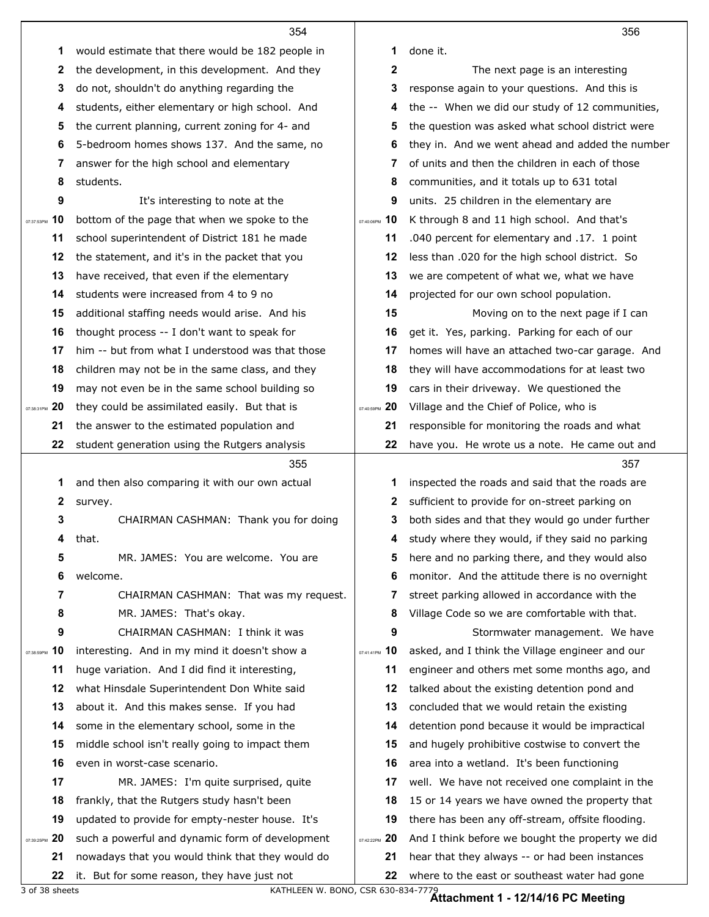354

1 would estimate that there would be 182 people in
2 the development, in this development. And they
3 do not, shouldn't do anything regarding the
4 students, either elementary or high school. And
5 the current planning, current zoning for 4- and
6 5-bedroom homes shows 137. And the same, no
7 answer for the high school and elementary
8 students.
9 It's interesting to note at the
10 bottom of the page that when we spoke to the
11 school superintendent of District 181 he made
12 the statement, and it's in the packet that you
13 have received, that even if the elementary
14 students were increased from 4 to 9 no
15 additional staffing needs would arise. And his
16 thought process -- I don't want to speak for
17 him -- but from what I understood was that those
18 children may not be in the same class, and they
19 may not even be in the same school building so
20 they could be assimilated easily. But that is
21 the answer to the estimated population and
22 student generation using the Rutgers analysis

355

1 and then also comparing it with our own actual
2 survey.
3 CHAIRMAN CASHMAN: Thank you for doing
4 that.
5 MR. JAMES: You are welcome. You are
6 welcome.
7 CHAIRMAN CASHMAN: That was my request.
8 MR. JAMES: That's okay.
9 CHAIRMAN CASHMAN: I think it was
10 interesting. And in my mind it doesn't show a
11 huge variation. And I did find it interesting,
12 what Hinsdale Superintendent Don White said
13 about it. And this makes sense. If you had
14 some in the elementary school, some in the
15 middle school isn't really going to impact them
16 even in worst-case scenario.
17 MR. JAMES: I'm quite surprised, quite
18 frankly, that the Rutgers study hasn't been
19 updated to provide for empty-nester house. It's
20 such a powerful and dynamic form of development
21 nowadays that you would think that they would do
22 it. But for some reason, they have just not

356

1 done it.
2 The next page is an interesting
3 response again to your questions. And this is
4 the -- When we did our study of 12 communities,
5 the question was asked what school district were
6 they in. And we went ahead and added the number
7 of units and then the children in each of those
8 communities, and it totals up to 631 total
9 units. 25 children in the elementary are
10 K through 8 and 11 high school. And that's
11 .040 percent for elementary and .17. 1 point
12 less than .020 for the high school district. So
13 we are competent of what we, what we have
14 projected for our own school population.
15 Moving on to the next page if I can
16 get it. Yes, parking. Parking for each of our
17 homes will have an attached two-car garage. And
18 they will have accommodations for at least two
19 cars in their driveway. We questioned the
20 Village and the Chief of Police, who is
21 responsible for monitoring the roads and what
22 have you. He wrote us a note. He came out and

357

1 inspected the roads and said that the roads are
2 sufficient to provide for on-street parking on
3 both sides and that they would go under further
4 study where they would, if they said no parking
5 here and no parking there, and they would also
6 monitor. And the attitude there is no overnight
7 street parking allowed in accordance with the
8 Village Code so we are comfortable with that.
9 Stormwater management. We have
10 asked, and I think the Village engineer and our
11 engineer and others met some months ago, and
12 talked about the existing detention pond and
13 concluded that we would retain the existing
14 detention pond because it would be impractical
15 and hugely prohibitive costwise to convert the
16 area into a wetland. It's been functioning
17 well. We have not received one complaint in the
18 15 or 14 years we have owned the property that
19 there has been any off-stream, offsite flooding.
20 And I think before we bought the property we did
21 hear that they always -- or had been instances
22 where to the east or southeast water had gone

**Attachment 1 - 12/14/16 PC Meeting**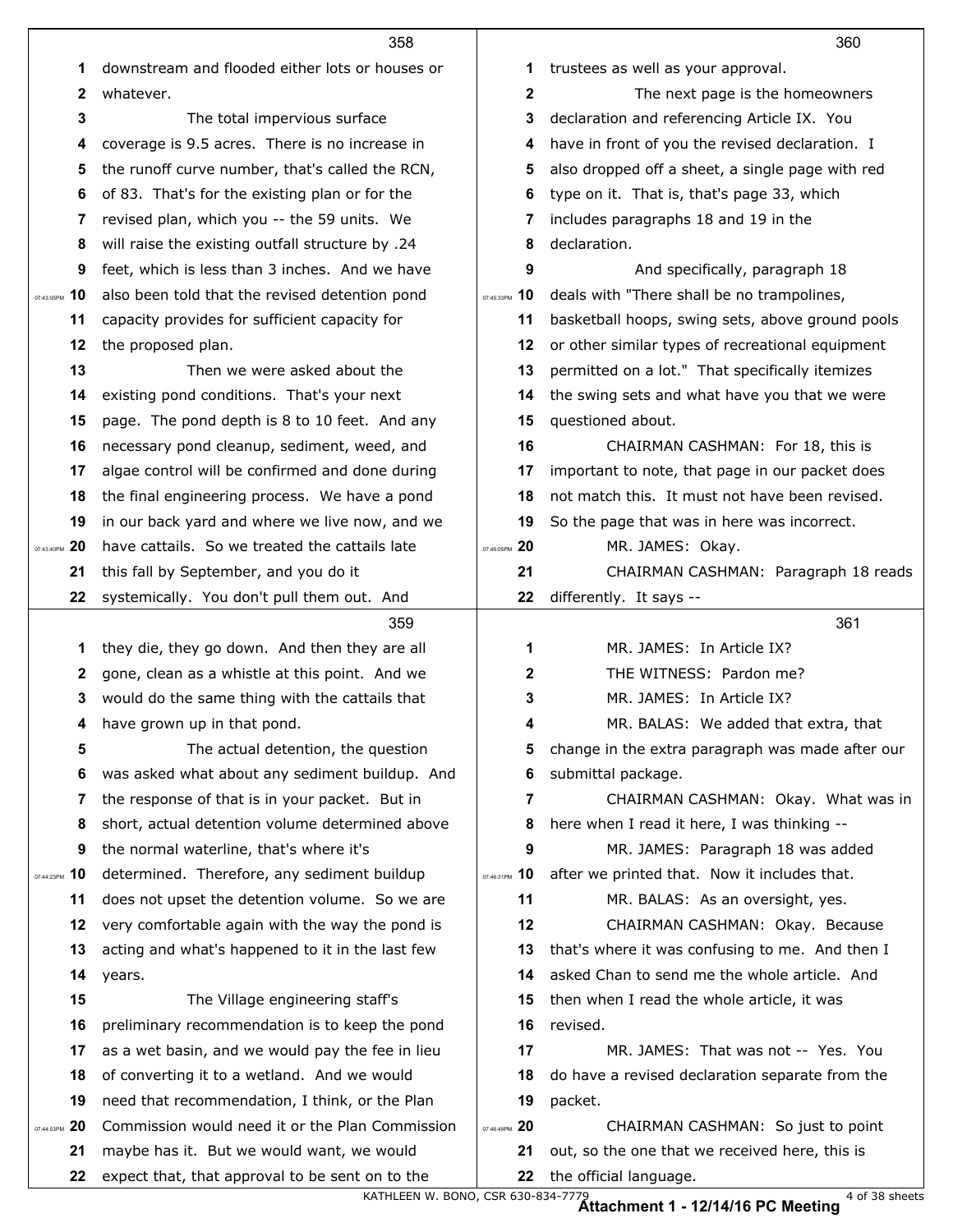downstream and flooded either lots or houses or whatever.

The total impervious surface coverage is 9.5 acres. There is no increase in the runoff curve number, that's called the RCN, of 83. That's for the existing plan or for the revised plan, which you -- the 59 units. We will raise the existing outfall structure by .24 feet, which is less than 3 inches. And we have also been told that the revised detention pond capacity provides for sufficient capacity for the proposed plan.

Then we were asked about the existing pond conditions. That's your next page. The pond depth is 8 to 10 feet. And any necessary pond cleanup, sediment, weed, and algae control will be confirmed and done during the final engineering process. We have a pond in our back yard and where we live now, and we have cattails. So we treated the cattails late this fall by September, and you do it systemically. You don't pull them out. And they die, they go down. And then they are all gone, clean as a whistle at this point. And we would do the same thing with the cattails that have grown up in that pond.

The actual detention, the question was asked what about any sediment buildup. And the response of that is in your packet. But in short, actual detention volume determined above the normal waterline, that's where it's determined. Therefore, any sediment buildup does not upset the detention volume. So we are very comfortable again with the way the pond is acting and what's happened to it in the last few years.

The Village engineering staff's preliminary recommendation is to keep the pond as a wet basin, and we would pay the fee in lieu of converting it to a wetland. And we would need that recommendation, I think, or the Plan Commission would need it or the Plan Commission maybe has it. But we would want, we would expect that, that approval to be sent on to the trustees as well as your approval.

The next page is the homeowners declaration and referencing Article IX. You have in front of you the revised declaration. I also dropped off a sheet, a single page with red type on it. That is, that's page 33, which includes paragraphs 18 and 19 in the declaration.

And specifically, paragraph 18 deals with "There shall be no trampolines, basketball hoops, swing sets, above ground pools or other similar types of recreational equipment permitted on a lot." That specifically itemizes the swing sets and what have you that we were questioned about.

CHAIRMAN CASHMAN: For 18, this is important to note, that page in our packet does not match this. It must not have been revised. So the page that was in here was incorrect.

MR. JAMES: Okay.

CHAIRMAN CASHMAN: Paragraph 18 reads differently. It says --

MR. JAMES: In Article IX?

THE WITNESS: Pardon me?

MR. JAMES: In Article IX?

MR. BALAS: We added that extra, that change in the extra paragraph was made after our submittal package.

CHAIRMAN CASHMAN: Okay. What was in here when I read it here, I was thinking --

MR. JAMES: Paragraph 18 was added after we printed that. Now it includes that.

MR. BALAS: As an oversight, yes.

CHAIRMAN CASHMAN: Okay. Because that's where it was confusing to me. And then I asked Chan to send me the whole article. And then when I read the whole article, it was revised.

MR. JAMES: That was not -- Yes. You do have a revised declaration separate from the packet.

CHAIRMAN CASHMAN: So just to point out, so the one that we received here, this is the official language.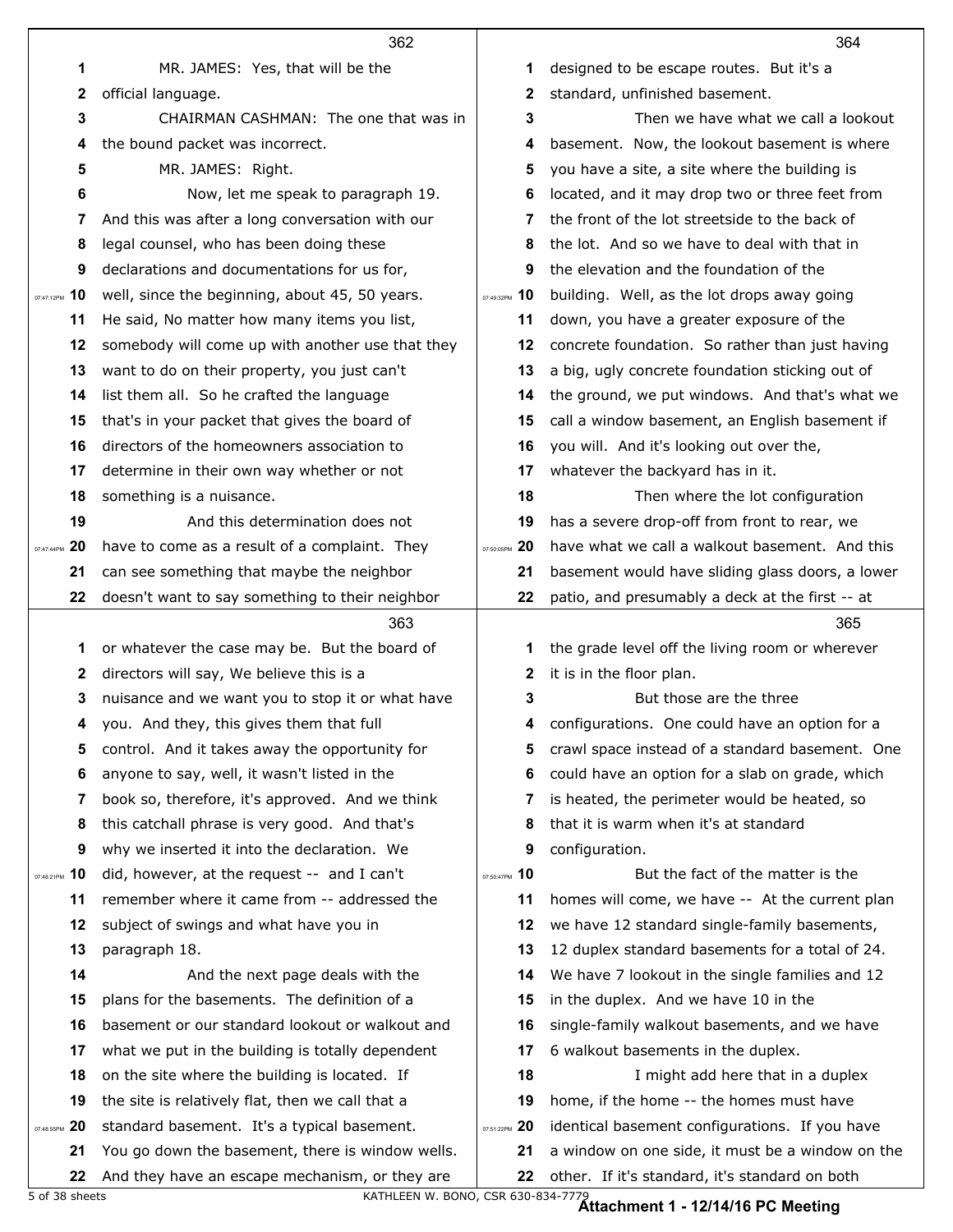MR. JAMES: Yes, that will be the official language.

CHAIRMAN CASHMAN: The one that was in the bound packet was incorrect.

MR. JAMES: Right.

Now, let me speak to paragraph 19. And this was after a long conversation with our legal counsel, who has been doing these declarations and documentations for us for, well, since the beginning, about 45, 50 years. He said, No matter how many items you list, somebody will come up with another use that they want to do on their property, you just can't list them all. So he crafted the language that's in your packet that gives the board of directors of the homeowners association to determine in their own way whether or not something is a nuisance.

And this determination does not have to come as a result of a complaint. They can see something that maybe the neighbor doesn't want to say something to their neighbor or whatever the case may be. But the board of directors will say, We believe this is a nuisance and we want you to stop it or what have you. And they, this gives them that full control. And it takes away the opportunity for anyone to say, well, it wasn't listed in the book so, therefore, it's approved. And we think this catchall phrase is very good. And that's why we inserted it into the declaration. We did, however, at the request -- and I can't remember where it came from -- addressed the subject of swings and what have you in paragraph 18.

And the next page deals with the plans for the basements. The definition of a basement or our standard lookout or walkout and what we put in the building is totally dependent on the site where the building is located. If the site is relatively flat, then we call that a standard basement. It's a typical basement. You go down the basement, there is window wells. And they have an escape mechanism, or they are designed to be escape routes. But it's a standard, unfinished basement.

Then we have what we call a lookout basement. Now, the lookout basement is where you have a site, a site where the building is located, and it may drop two or three feet from the front of the lot streetside to the back of the lot. And so we have to deal with that in the elevation and the foundation of the building. Well, as the lot drops away going down, you have a greater exposure of the concrete foundation. So rather than just having a big, ugly concrete foundation sticking out of the ground, we put windows. And that's what we call a window basement, an English basement if you will. And it's looking out over the, whatever the backyard has in it.

Then where the lot configuration has a severe drop-off from front to rear, we have what we call a walkout basement. And this basement would have sliding glass doors, a lower patio, and presumably a deck at the first -- at the grade level off the living room or wherever it is in the floor plan.

But those are the three configurations. One could have an option for a crawl space instead of a standard basement. One could have an option for a slab on grade, which is heated, the perimeter would be heated, so that it is warm when it's at standard configuration.

But the fact of the matter is the homes will come, we have -- At the current plan we have 12 standard single-family basements, 12 duplex standard basements for a total of 24. We have 7 lookout in the single families and 12 in the duplex. And we have 10 in the single-family walkout basements, and we have 6 walkout basements in the duplex.

I might add here that in a duplex home, if the home -- the homes must have identical basement configurations. If you have a window on one side, it must be a window on the other. If it's standard, it's standard on both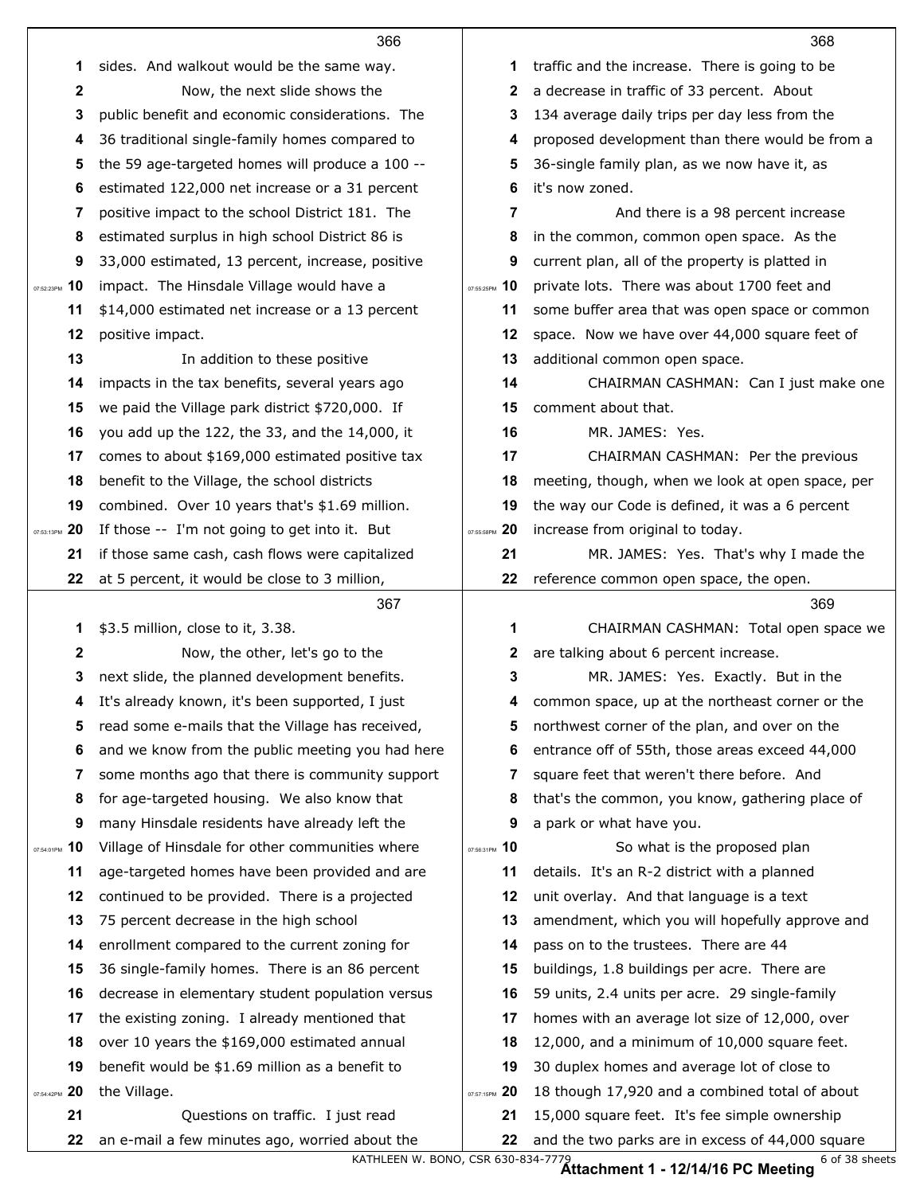366

sides. And walkout would be the same way.

Now, the next slide shows the public benefit and economic considerations. The 36 traditional single-family homes compared to the 59 age-targeted homes will produce a 100 -- estimated 122,000 net increase or a 31 percent positive impact to the school District 181. The estimated surplus in high school District 86 is 33,000 estimated, 13 percent, increase, positive impact. The Hinsdale Village would have a $14,000 estimated net increase or a 13 percent positive impact.

In addition to these positive impacts in the tax benefits, several years ago we paid the Village park district $720,000. If you add up the 122, the 33, and the 14,000, it comes to about $169,000 estimated positive tax benefit to the Village, the school districts combined. Over 10 years that's $1.69 million. If those -- I'm not going to get into it. But if those same cash, cash flows were capitalized at 5 percent, it would be close to 3 million,

367

$3.5 million, close to it, 3.38.

Now, the other, let's go to the next slide, the planned development benefits. It's already known, it's been supported, I just read some e-mails that the Village has received, and we know from the public meeting you had here some months ago that there is community support for age-targeted housing. We also know that many Hinsdale residents have already left the Village of Hinsdale for other communities where age-targeted homes have been provided and are continued to be provided. There is a projected 75 percent decrease in the high school enrollment compared to the current zoning for 36 single-family homes. There is an 86 percent decrease in elementary student population versus the existing zoning. I already mentioned that over 10 years the $169,000 estimated annual benefit would be $1.69 million as a benefit to the Village.

Questions on traffic. I just read an e-mail a few minutes ago, worried about the

368

traffic and the increase. There is going to be a decrease in traffic of 33 percent. About 134 average daily trips per day less from the proposed development than there would be from a 36-single family plan, as we now have it, as it's now zoned.

And there is a 98 percent increase in the common, common open space. As the current plan, all of the property is platted in private lots. There was about 1700 feet and some buffer area that was open space or common space. Now we have over 44,000 square feet of additional common open space.

CHAIRMAN CASHMAN: Can I just make one comment about that.

MR. JAMES: Yes.

CHAIRMAN CASHMAN: Per the previous meeting, though, when we look at open space, per the way our Code is defined, it was a 6 percent increase from original to today.

MR. JAMES: Yes. That's why I made the reference common open space, the open.

369

CHAIRMAN CASHMAN: Total open space we are talking about 6 percent increase.

MR. JAMES: Yes. Exactly. But in the common space, up at the northeast corner or the northwest corner of the plan, and over on the entrance off of 55th, those areas exceed 44,000 square feet that weren't there before. And that's the common, you know, gathering place of a park or what have you.

So what is the proposed plan details. It's an R-2 district with a planned unit overlay. And that language is a text amendment, which you will hopefully approve and pass on to the trustees. There are 44 buildings, 1.8 buildings per acre. There are 59 units, 2.4 units per acre. 29 single-family homes with an average lot size of 12,000, over 12,000, and a minimum of 10,000 square feet. 30 duplex homes and average lot of close to 18 though 17,920 and a combined total of about 15,000 square feet. It's fee simple ownership and the two parks are in excess of 44,000 square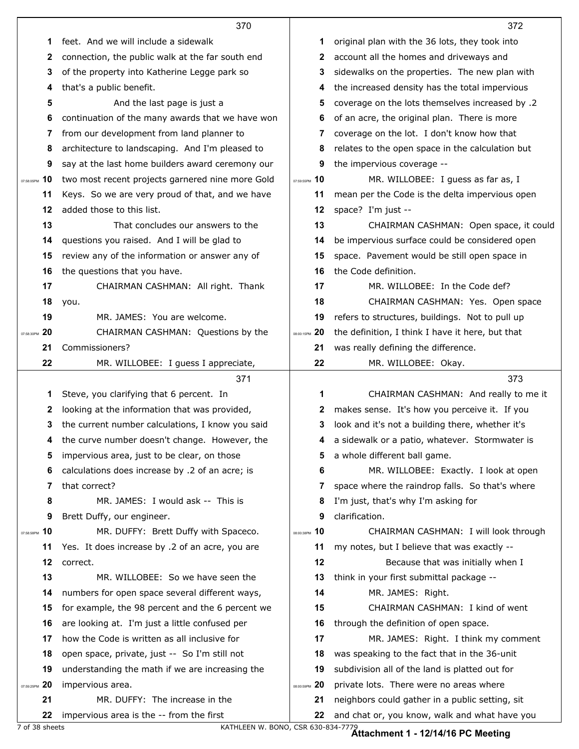feet. And we will include a sidewalk connection, the public walk at the far south end of the property into Katherine Legge park so that's a public benefit.

And the last page is just a continuation of the many awards that we have won from our development from land planner to architecture to landscaping. And I'm pleased to say at the last home builders award ceremony our two most recent projects garnered nine more Gold Keys. So we are very proud of that, and we have added those to this list.

That concludes our answers to the questions you raised. And I will be glad to review any of the information or answer any of the questions that you have.

CHAIRMAN CASHMAN: All right. Thank you.

MR. JAMES: You are welcome.

CHAIRMAN CASHMAN: Questions by the Commissioners?

MR. WILLOBEE: I guess I appreciate, Steve, you clarifying that 6 percent. In looking at the information that was provided, the current number calculations, I know you said the curve number doesn't change. However, the impervious area, just to be clear, on those calculations does increase by .2 of an acre; is that correct?

MR. JAMES: I would ask -- This is Brett Duffy, our engineer.

MR. DUFFY: Brett Duffy with Spaceco. Yes. It does increase by .2 of an acre, you are correct.

MR. WILLOBEE: So we have seen the numbers for open space several different ways, for example, the 98 percent and the 6 percent we are looking at. I'm just a little confused per how the Code is written as all inclusive for open space, private, just -- So I'm still not understanding the math if we are increasing the impervious area.

MR. DUFFY: The increase in the impervious area is the -- from the first original plan with the 36 lots, they took into account all the homes and driveways and sidewalks on the properties. The new plan with the increased density has the total impervious coverage on the lots themselves increased by .2 of an acre, the original plan. There is more coverage on the lot. I don't know how that relates to the open space in the calculation but the impervious coverage --

MR. WILLOBEE: I guess as far as, I mean per the Code is the delta impervious open space? I'm just --

CHAIRMAN CASHMAN: Open space, it could be impervious surface could be considered open space. Pavement would be still open space in the Code definition.

MR. WILLOBEE: In the Code def?

CHAIRMAN CASHMAN: Yes. Open space refers to structures, buildings. Not to pull up the definition, I think I have it here, but that was really defining the difference.

MR. WILLOBEE: Okay.

CHAIRMAN CASHMAN: And really to me it makes sense. It's how you perceive it. If you look and it's not a building there, whether it's a sidewalk or a patio, whatever. Stormwater is a whole different ball game.

MR. WILLOBEE: Exactly. I look at open space where the raindrop falls. So that's where I'm just, that's why I'm asking for clarification.

CHAIRMAN CASHMAN: I will look through my notes, but I believe that was exactly --

Because that was initially when I think in your first submittal package --

MR. JAMES: Right.

CHAIRMAN CASHMAN: I kind of went through the definition of open space.

MR. JAMES: Right. I think my comment was speaking to the fact that in the 36-unit subdivision all of the land is platted out for private lots. There were no areas where neighbors could gather in a public setting, sit and chat or, you know, walk and what have you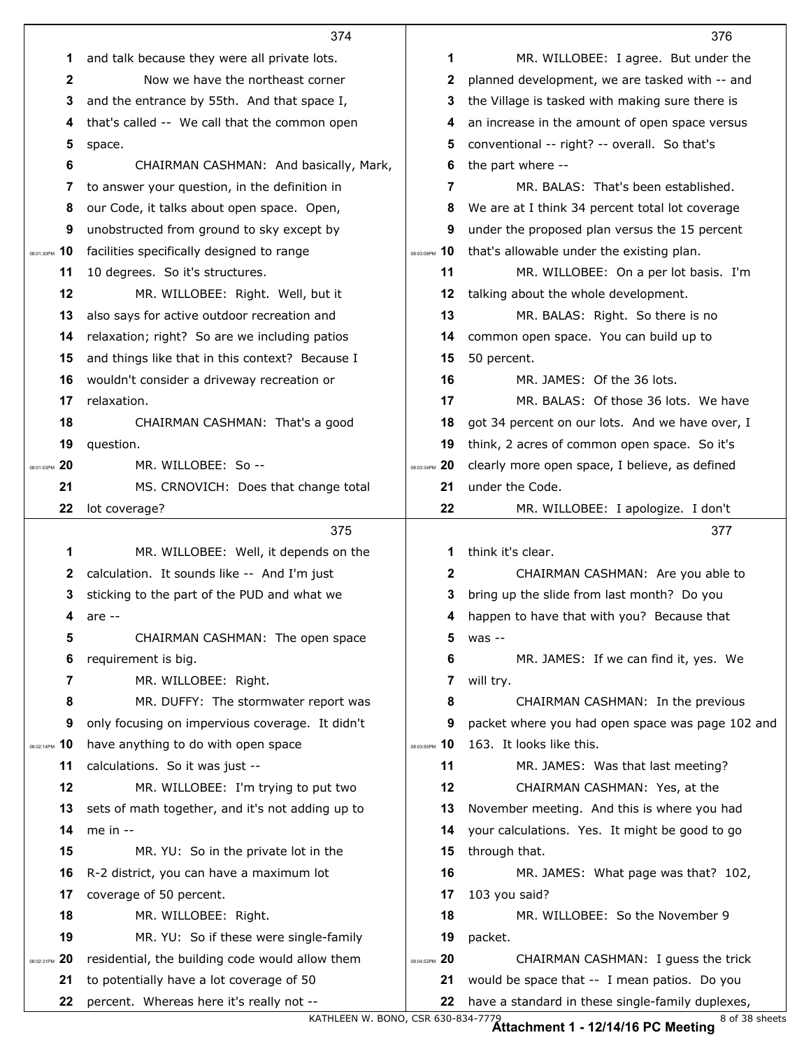## 374

1 and talk because they were all private lots.

2 Now we have the northeast corner

3 and the entrance by 55th. And that space I,

4 that's called -- We call that the common open

5 space.

6 CHAIRMAN CASHMAN: And basically, Mark,

7 to answer your question, in the definition in

8 our Code, it talks about open space. Open,

9 unobstructed from ground to sky except by

10 facilities specifically designed to range

11 10 degrees. So it's structures.

12 MR. WILLOBEE: Right. Well, but it

13 also says for active outdoor recreation and

14 relaxation; right? So are we including patios

15 and things like that in this context? Because I

16 wouldn't consider a driveway recreation or

17 relaxation.

18 CHAIRMAN CASHMAN: That's a good

19 question.

20 MR. WILLOBEE: So --

21 MS. CRNOVICH: Does that change total

22 lot coverage?

## 375

1 MR. WILLOBEE: Well, it depends on the

2 calculation. It sounds like -- And I'm just

3 sticking to the part of the PUD and what we

4 are --

5 CHAIRMAN CASHMAN: The open space

6 requirement is big.

7 MR. WILLOBEE: Right.

8 MR. DUFFY: The stormwater report was

9 only focusing on impervious coverage. It didn't

10 have anything to do with open space

11 calculations. So it was just --

12 MR. WILLOBEE: I'm trying to put two

13 sets of math together, and it's not adding up to

14 me in --

15 MR. YU: So in the private lot in the

16 R-2 district, you can have a maximum lot

17 coverage of 50 percent.

18 MR. WILLOBEE: Right.

19 MR. YU: So if these were single-family

20 residential, the building code would allow them

21 to potentially have a lot coverage of 50

22 percent. Whereas here it's really not --

## 376

1 MR. WILLOBEE: I agree. But under the

2 planned development, we are tasked with -- and

3 the Village is tasked with making sure there is

4 an increase in the amount of open space versus

5 conventional -- right? -- overall. So that's

6 the part where --

7 MR. BALAS: That's been established.

8 We are at I think 34 percent total lot coverage

9 under the proposed plan versus the 15 percent

10 that's allowable under the existing plan.

11 MR. WILLOBEE: On a per lot basis. I'm

12 talking about the whole development.

13 MR. BALAS: Right. So there is no

14 common open space. You can build up to

15 50 percent.

16 MR. JAMES: Of the 36 lots.

17 MR. BALAS: Of those 36 lots. We have

18 got 34 percent on our lots. And we have over, I

19 think, 2 acres of common open space. So it's

20 clearly more open space, I believe, as defined

21 under the Code.

22 MR. WILLOBEE: I apologize. I don't

## 377

1 think it's clear.

2 CHAIRMAN CASHMAN: Are you able to

3 bring up the slide from last month? Do you

4 happen to have that with you? Because that

5 was --

6 MR. JAMES: If we can find it, yes. We

7 will try.

8 CHAIRMAN CASHMAN: In the previous

9 packet where you had open space was page 102 and

10 163. It looks like this.

11 MR. JAMES: Was that last meeting?

12 CHAIRMAN CASHMAN: Yes, at the

13 November meeting. And this is where you had

14 your calculations. Yes. It might be good to go

15 through that.

16 MR. JAMES: What page was that? 102,

17 103 you said?

18 MR. WILLOBEE: So the November 9

19 packet.

20 CHAIRMAN CASHMAN: I guess the trick

21 would be space that -- I mean patios. Do you

22 have a standard in these single-family duplexes,

KATHLEEN W. BONO, CSR 630-834-7779

**Attachment 1 - 12/14/16 PC Meeting**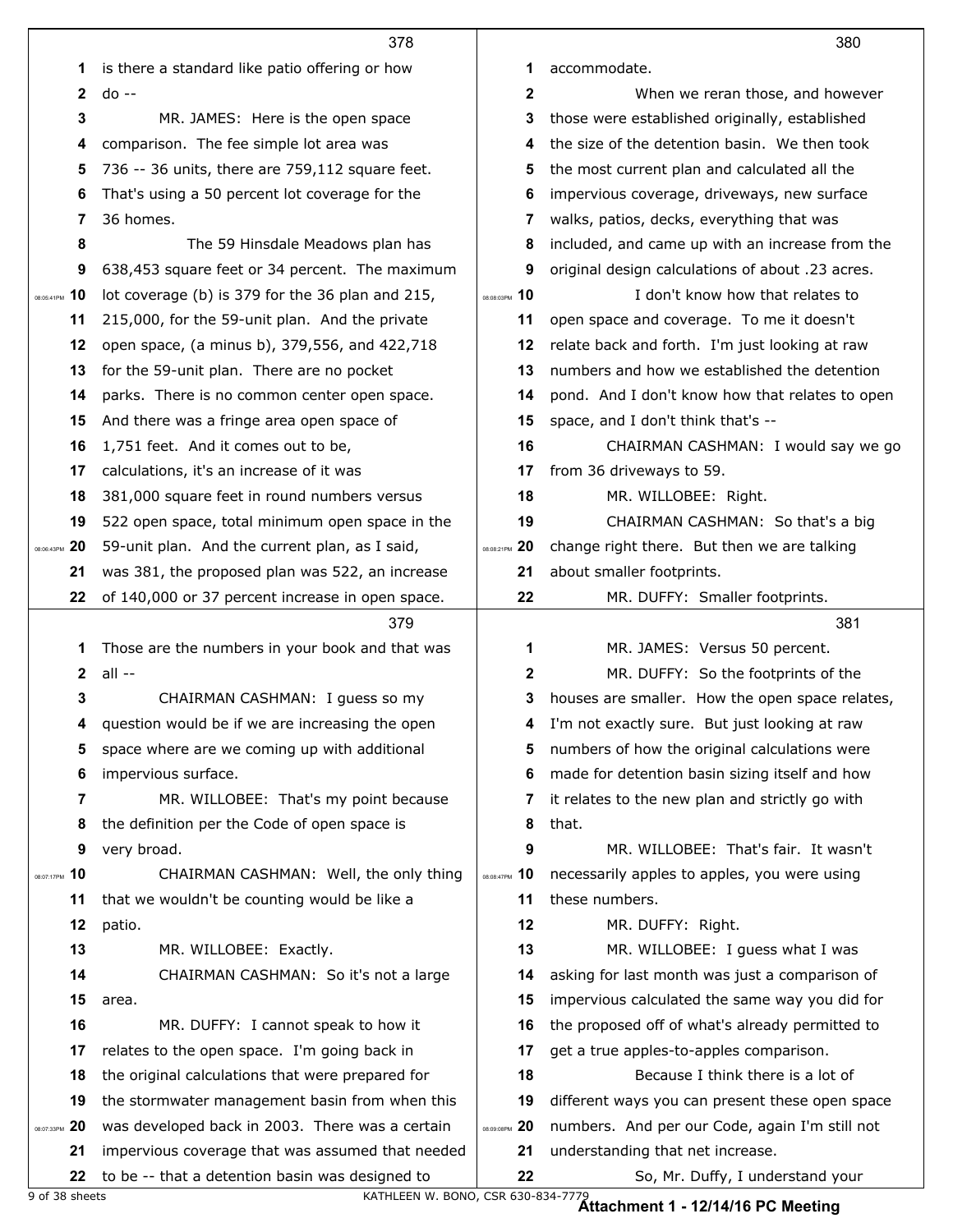is there a standard like patio offering or how do --

MR. JAMES: Here is the open space comparison. The fee simple lot area was 736 -- 36 units, there are 759,112 square feet. That's using a 50 percent lot coverage for the 36 homes.

The 59 Hinsdale Meadows plan has 638,453 square feet or 34 percent. The maximum lot coverage (b) is 379 for the 36 plan and 215, 215,000, for the 59-unit plan. And the private open space, (a minus b), 379,556, and 422,718 for the 59-unit plan. There are no pocket parks. There is no common center open space. And there was a fringe area open space of 1,751 feet. And it comes out to be, calculations, it's an increase of it was 381,000 square feet in round numbers versus 522 open space, total minimum open space in the 59-unit plan. And the current plan, as I said, was 381, the proposed plan was 522, an increase of 140,000 or 37 percent increase in open space.

Those are the numbers in your book and that was all --

CHAIRMAN CASHMAN: I guess so my question would be if we are increasing the open space where are we coming up with additional impervious surface.

MR. WILLOBEE: That's my point because the definition per the Code of open space is very broad.

CHAIRMAN CASHMAN: Well, the only thing that we wouldn't be counting would be like a patio.

MR. WILLOBEE: Exactly.

CHAIRMAN CASHMAN: So it's not a large area.

MR. DUFFY: I cannot speak to how it relates to the open space. I'm going back in the original calculations that were prepared for the stormwater management basin from when this was developed back in 2003. There was a certain impervious coverage that was assumed that needed to be -- that a detention basin was designed to accommodate.

When we reran those, and however those were established originally, established the size of the detention basin. We then took the most current plan and calculated all the impervious coverage, driveways, new surface walks, patios, decks, everything that was included, and came up with an increase from the original design calculations of about .23 acres.

I don't know how that relates to open space and coverage. To me it doesn't relate back and forth. I'm just looking at raw numbers and how we established the detention pond. And I don't know how that relates to open space, and I don't think that's --

CHAIRMAN CASHMAN: I would say we go from 36 driveways to 59.

MR. WILLOBEE: Right.

CHAIRMAN CASHMAN: So that's a big change right there. But then we are talking about smaller footprints.

MR. DUFFY: Smaller footprints.

MR. JAMES: Versus 50 percent.

MR. DUFFY: So the footprints of the houses are smaller. How the open space relates, I'm not exactly sure. But just looking at raw numbers of how the original calculations were made for detention basin sizing itself and how it relates to the new plan and strictly go with that.

MR. WILLOBEE: That's fair. It wasn't necessarily apples to apples, you were using these numbers.

MR. DUFFY: Right.

MR. WILLOBEE: I guess what I was asking for last month was just a comparison of impervious calculated the same way you did for the proposed off of what's already permitted to get a true apples-to-apples comparison.

Because I think there is a lot of different ways you can present these open space numbers. And per our Code, again I'm still not understanding that net increase.

So, Mr. Duffy, I understand your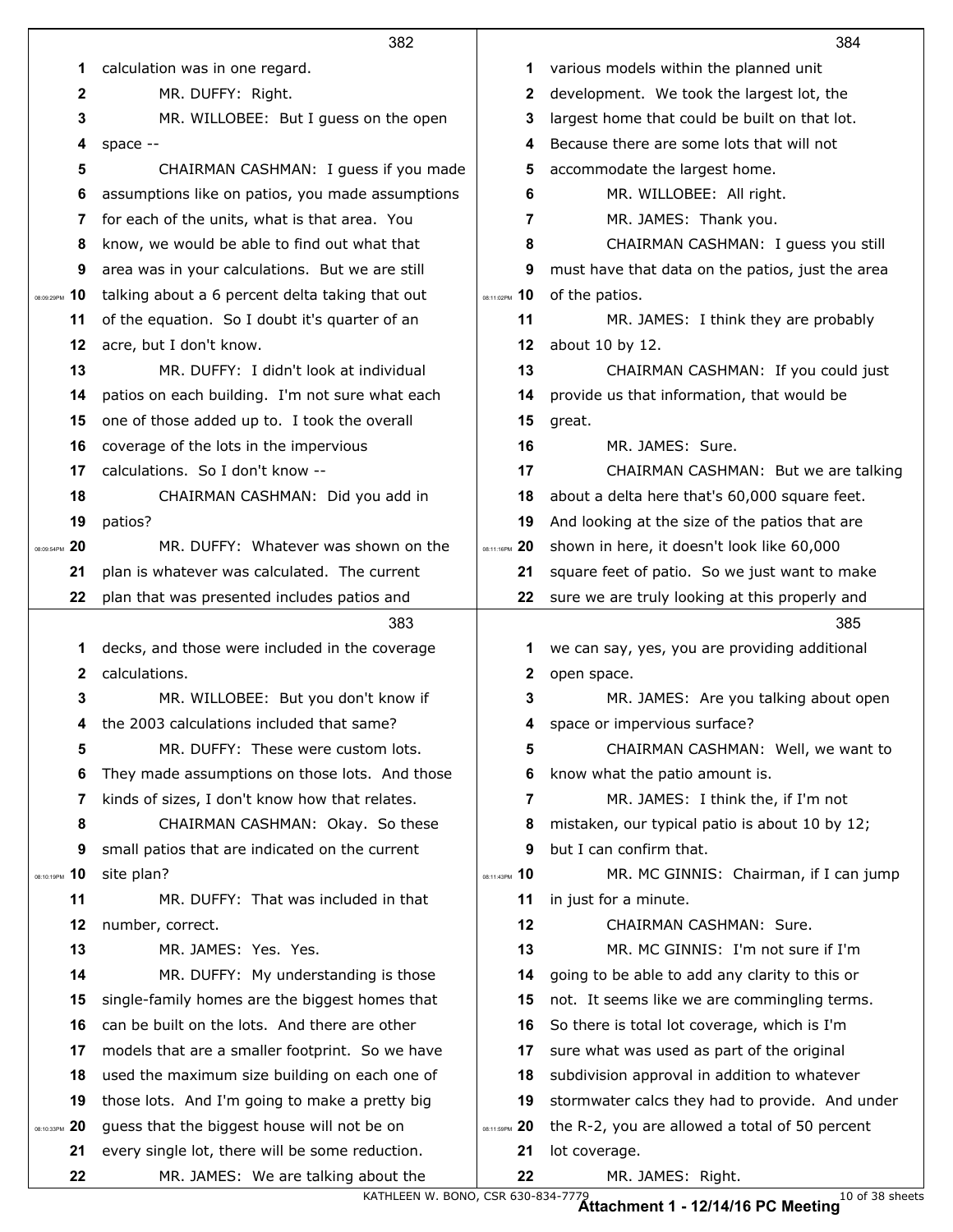calculation was in one regard.

MR. DUFFY: Right.

MR. WILLOBEE: But I guess on the open space --

CHAIRMAN CASHMAN: I guess if you made assumptions like on patios, you made assumptions for each of the units, what is that area. You know, we would be able to find out what that area was in your calculations. But we are still talking about a 6 percent delta taking that out of the equation. So I doubt it's quarter of an acre, but I don't know.

MR. DUFFY: I didn't look at individual patios on each building. I'm not sure what each one of those added up to. I took the overall coverage of the lots in the impervious calculations. So I don't know --

CHAIRMAN CASHMAN: Did you add in patios?

MR. DUFFY: Whatever was shown on the plan is whatever was calculated. The current plan that was presented includes patios and decks, and those were included in the coverage calculations.

MR. WILLOBEE: But you don't know if the 2003 calculations included that same?

MR. DUFFY: These were custom lots. They made assumptions on those lots. And those kinds of sizes, I don't know how that relates.

CHAIRMAN CASHMAN: Okay. So these small patios that are indicated on the current site plan?

MR. DUFFY: That was included in that number, correct.

MR. JAMES: Yes. Yes.

MR. DUFFY: My understanding is those single-family homes are the biggest homes that can be built on the lots. And there are other models that are a smaller footprint. So we have used the maximum size building on each one of those lots. And I'm going to make a pretty big guess that the biggest house will not be on every single lot, there will be some reduction.

MR. JAMES: We are talking about the various models within the planned unit development. We took the largest lot, the largest home that could be built on that lot. Because there are some lots that will not accommodate the largest home.

MR. WILLOBEE: All right.

MR. JAMES: Thank you.

CHAIRMAN CASHMAN: I guess you still must have that data on the patios, just the area of the patios.

MR. JAMES: I think they are probably about 10 by 12.

CHAIRMAN CASHMAN: If you could just provide us that information, that would be great.

MR. JAMES: Sure.

CHAIRMAN CASHMAN: But we are talking about a delta here that's 60,000 square feet. And looking at the size of the patios that are shown in here, it doesn't look like 60,000 square feet of patio. So we just want to make sure we are truly looking at this properly and we can say, yes, you are providing additional open space.

MR. JAMES: Are you talking about open space or impervious surface?

CHAIRMAN CASHMAN: Well, we want to know what the patio amount is.

MR. JAMES: I think the, if I'm not mistaken, our typical patio is about 10 by 12; but I can confirm that.

MR. MC GINNIS: Chairman, if I can jump in just for a minute.

CHAIRMAN CASHMAN: Sure.

MR. MC GINNIS: I'm not sure if I'm going to be able to add any clarity to this or not. It seems like we are commingling terms. So there is total lot coverage, which is I'm sure what was used as part of the original subdivision approval in addition to whatever stormwater calcs they had to provide. And under the R-2, you are allowed a total of 50 percent lot coverage.

MR. JAMES: Right.

Attachment 1 - 12/14/16 PC Meeting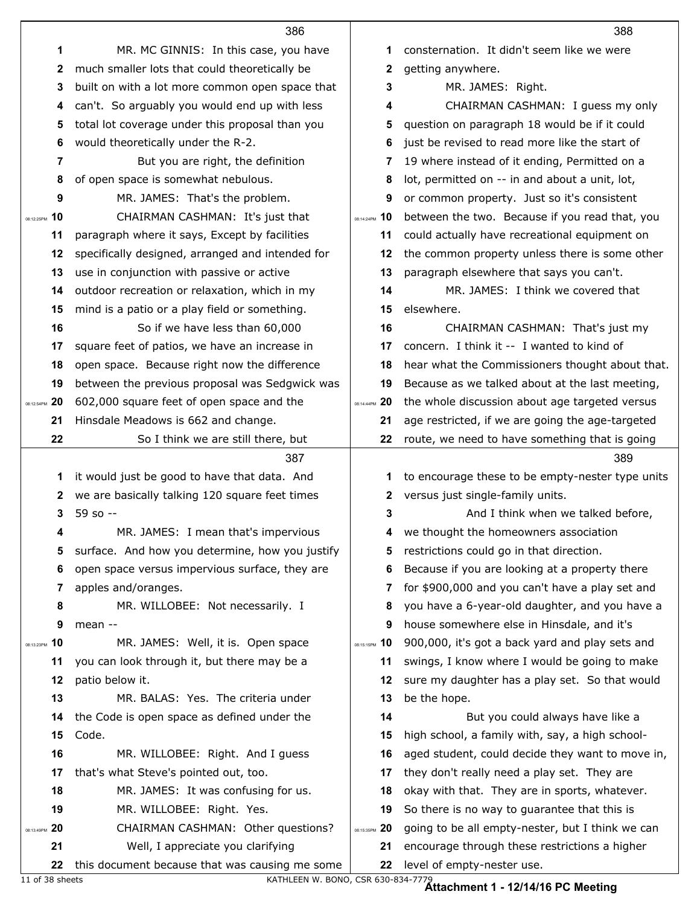MR. MC GINNIS: In this case, you have much smaller lots that could theoretically be built on with a lot more common open space that can't. So arguably you would end up with less total lot coverage under this proposal than you would theoretically under the R-2.

But you are right, the definition of open space is somewhat nebulous.

MR. JAMES: That's the problem.

CHAIRMAN CASHMAN: It's just that paragraph where it says, Except by facilities specifically designed, arranged and intended for use in conjunction with passive or active outdoor recreation or relaxation, which in my mind is a patio or a play field or something.

So if we have less than 60,000 square feet of patios, we have an increase in open space. Because right now the difference between the previous proposal was Sedgwick was 602,000 square feet of open space and the Hinsdale Meadows is 662 and change.

So I think we are still there, but it would just be good to have that data. And we are basically talking 120 square feet times 59 so --

MR. JAMES: I mean that's impervious surface. And how you determine, how you justify open space versus impervious surface, they are apples and/oranges.

MR. WILLOBEE: Not necessarily. I mean --

MR. JAMES: Well, it is. Open space you can look through it, but there may be a patio below it.

MR. BALAS: Yes. The criteria under the Code is open space as defined under the Code.

MR. WILLOBEE: Right. And I guess that's what Steve's pointed out, too.

MR. JAMES: It was confusing for us.

MR. WILLOBEE: Right. Yes.

CHAIRMAN CASHMAN: Other questions?

Well, I appreciate you clarifying this document because that was causing me some consternation. It didn't seem like we were getting anywhere.

MR. JAMES: Right.

CHAIRMAN CASHMAN: I guess my only question on paragraph 18 would be if it could just be revised to read more like the start of 19 where instead of it ending, Permitted on a lot, permitted on -- in and about a unit, lot, or common property. Just so it's consistent between the two. Because if you read that, you could actually have recreational equipment on the common property unless there is some other paragraph elsewhere that says you can't.

MR. JAMES: I think we covered that elsewhere.

CHAIRMAN CASHMAN: That's just my concern. I think it -- I wanted to kind of hear what the Commissioners thought about that. Because as we talked about at the last meeting, the whole discussion about age targeted versus age restricted, if we are going the age-targeted route, we need to have something that is going to encourage these to be empty-nester type units versus just single-family units.

And I think when we talked before, we thought the homeowners association restrictions could go in that direction. Because if you are looking at a property there for $900,000 and you can't have a play set and you have a 6-year-old daughter, and you have a house somewhere else in Hinsdale, and it's 900,000, it's got a back yard and play sets and swings, I know where I would be going to make sure my daughter has a play set. So that would be the hope.

But you could always have like a high school, a family with, say, a high school-aged student, could decide they want to move in, they don't really need a play set. They are okay with that. They are in sports, whatever. So there is no way to guarantee that this is going to be all empty-nester, but I think we can encourage through these restrictions a higher level of empty-nester use.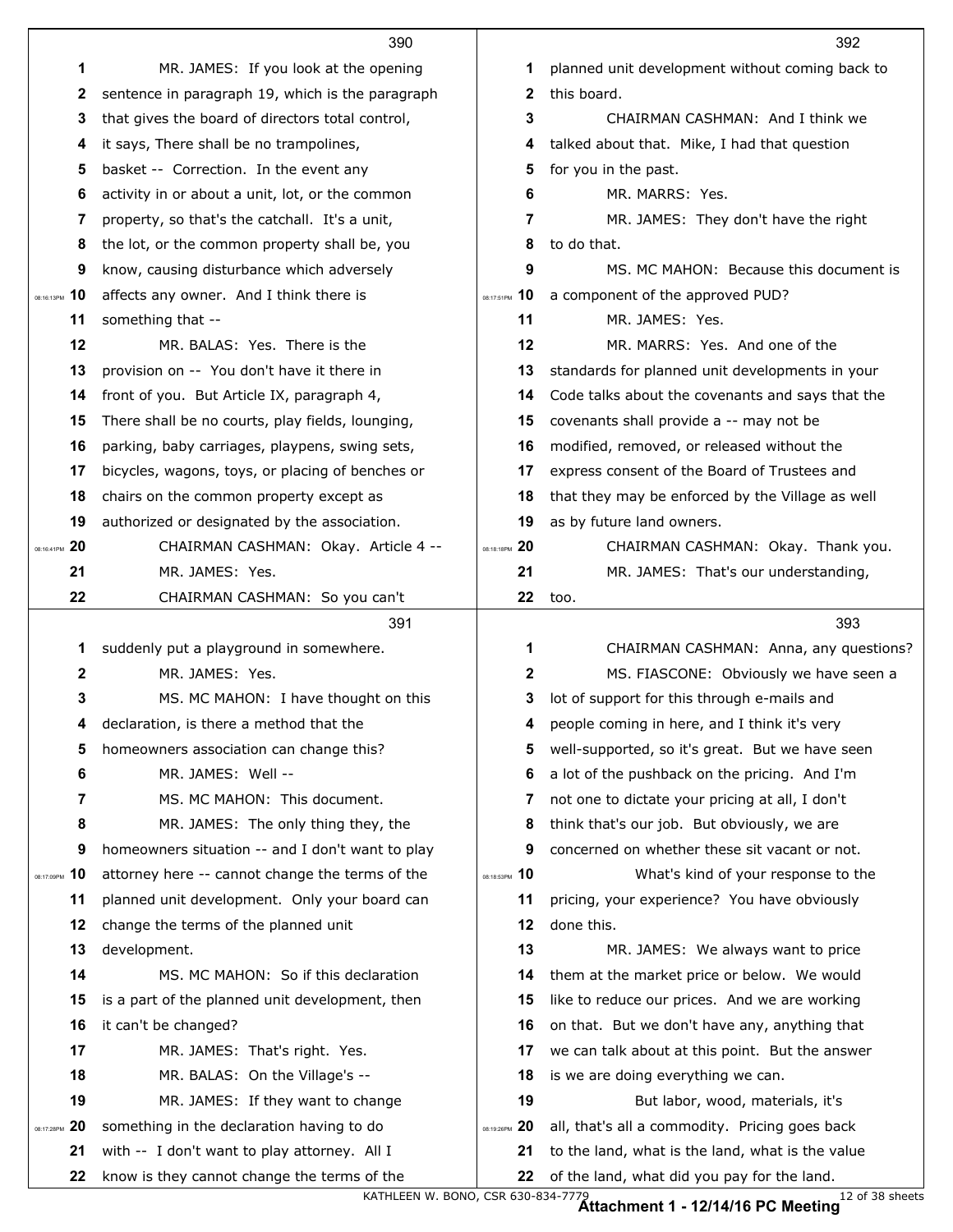**390**

MR. JAMES: If you look at the opening sentence in paragraph 19, which is the paragraph that gives the board of directors total control, it says, There shall be no trampolines, basket -- Correction. In the event any activity in or about a unit, lot, or the common property, so that's the catchall. It's a unit, the lot, or the common property shall be, you know, causing disturbance which adversely affects any owner. And I think there is something that --

MR. BALAS: Yes. There is the provision on -- You don't have it there in front of you. But Article IX, paragraph 4, There shall be no courts, play fields, lounging, parking, baby carriages, playpens, swing sets, bicycles, wagons, toys, or placing of benches or chairs on the common property except as authorized or designated by the association.

CHAIRMAN CASHMAN: Okay. Article 4 --

MR. JAMES: Yes.

CHAIRMAN CASHMAN: So you can't

**391**

suddenly put a playground in somewhere.

MR. JAMES: Yes.

MS. MC MAHON: I have thought on this declaration, is there a method that the homeowners association can change this?

MR. JAMES: Well --

MS. MC MAHON: This document.

MR. JAMES: The only thing they, the homeowners situation -- and I don't want to play attorney here -- cannot change the terms of the planned unit development. Only your board can change the terms of the planned unit development.

MS. MC MAHON: So if this declaration is a part of the planned unit development, then it can't be changed?

MR. JAMES: That's right. Yes.

MR. BALAS: On the Village's --

MR. JAMES: If they want to change something in the declaration having to do with -- I don't want to play attorney. All I know is they cannot change the terms of the

**392**

planned unit development without coming back to this board.

CHAIRMAN CASHMAN: And I think we talked about that. Mike, I had that question for you in the past.

MR. MARRS: Yes.

MR. JAMES: They don't have the right to do that.

MS. MC MAHON: Because this document is a component of the approved PUD?

MR. JAMES: Yes.

MR. MARRS: Yes. And one of the standards for planned unit developments in your Code talks about the covenants and says that the covenants shall provide a -- may not be modified, removed, or released without the express consent of the Board of Trustees and that they may be enforced by the Village as well as by future land owners.

CHAIRMAN CASHMAN: Okay. Thank you.

MR. JAMES: That's our understanding, too.

**393**

CHAIRMAN CASHMAN: Anna, any questions?

MS. FIASCONE: Obviously we have seen a lot of support for this through e-mails and people coming in here, and I think it's very well-supported, so it's great. But we have seen a lot of the pushback on the pricing. And I'm not one to dictate your pricing at all, I don't think that's our job. But obviously, we are concerned on whether these sit vacant or not.

What's kind of your response to the pricing, your experience? You have obviously done this.

MR. JAMES: We always want to price them at the market price or below. We would like to reduce our prices. And we are working on that. But we don't have any, anything that we can talk about at this point. But the answer is we are doing everything we can.

But labor, wood, materials, it's all, that's all a commodity. Pricing goes back to the land, what is the land, what is the value of the land, what did you pay for the land.

KATHLEEN W. BONO, CSR 630-834-7779

**Attachment 1 - 12/14/16 PC Meeting**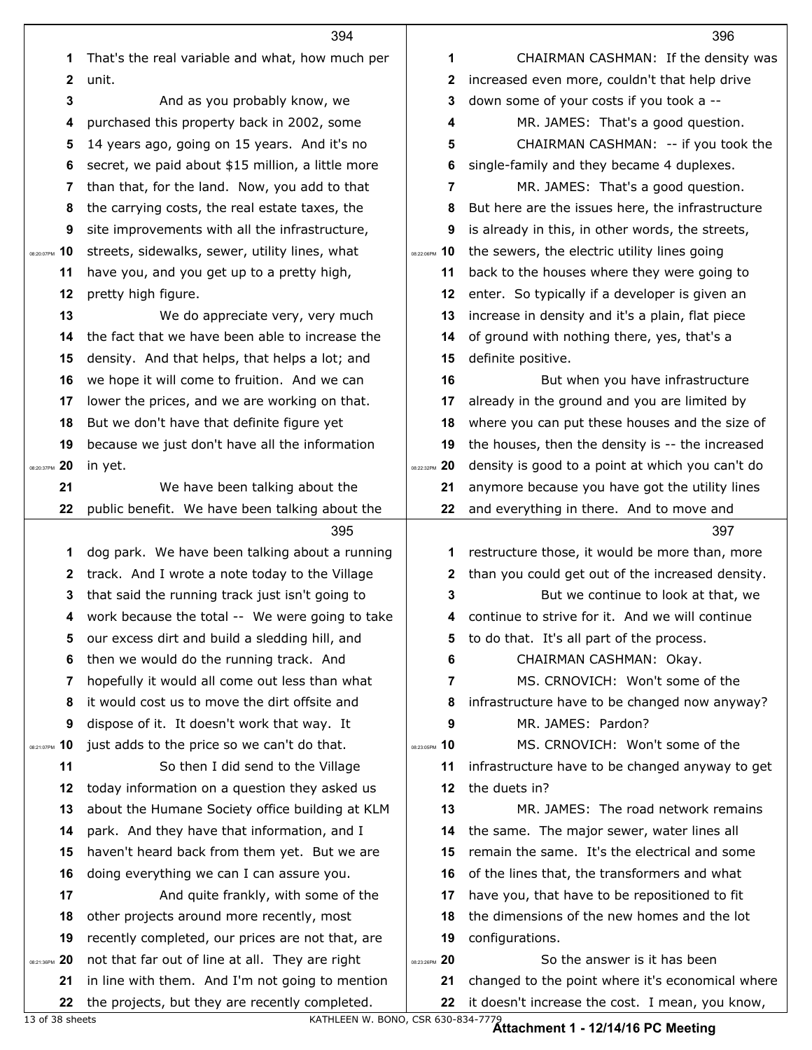394

1 That's the real variable and what, how much per
2 unit.
3 And as you probably know, we
4 purchased this property back in 2002, some
5 14 years ago, going on 15 years. And it's no
6 secret, we paid about $15 million, a little more
7 than that, for the land. Now, you add to that
8 the carrying costs, the real estate taxes, the
9 site improvements with all the infrastructure,
10 streets, sidewalks, sewer, utility lines, what
11 have you, and you get up to a pretty high,
12 pretty high figure.
13 We do appreciate very, very much
14 the fact that we have been able to increase the
15 density. And that helps, that helps a lot; and
16 we hope it will come to fruition. And we can
17 lower the prices, and we are working on that.
18 But we don't have that definite figure yet
19 because we just don't have all the information
20 in yet.
21 We have been talking about the
22 public benefit. We have been talking about the

395

1 dog park. We have been talking about a running
2 track. And I wrote a note today to the Village
3 that said the running track just isn't going to
4 work because the total -- We were going to take
5 our excess dirt and build a sledding hill, and
6 then we would do the running track. And
7 hopefully it would all come out less than what
8 it would cost us to move the dirt offsite and
9 dispose of it. It doesn't work that way. It
10 just adds to the price so we can't do that.
11 So then I did send to the Village
12 today information on a question they asked us
13 about the Humane Society office building at KLM
14 park. And they have that information, and I
15 haven't heard back from them yet. But we are
16 doing everything we can I can assure you.
17 And quite frankly, with some of the
18 other projects around more recently, most
19 recently completed, our prices are not that, are
20 not that far out of line at all. They are right
21 in line with them. And I'm not going to mention
22 the projects, but they are recently completed.

396

1 CHAIRMAN CASHMAN: If the density was
2 increased even more, couldn't that help drive
3 down some of your costs if you took a --
4 MR. JAMES: That's a good question.
5 CHAIRMAN CASHMAN: -- if you took the
6 single-family and they became 4 duplexes.
7 MR. JAMES: That's a good question.
8 But here are the issues here, the infrastructure
9 is already in this, in other words, the streets,
10 the sewers, the electric utility lines going
11 back to the houses where they were going to
12 enter. So typically if a developer is given an
13 increase in density and it's a plain, flat piece
14 of ground with nothing there, yes, that's a
15 definite positive.
16 But when you have infrastructure
17 already in the ground and you are limited by
18 where you can put these houses and the size of
19 the houses, then the density is -- the increased
20 density is good to a point at which you can't do
21 anymore because you have got the utility lines
22 and everything in there. And to move and

397

1 restructure those, it would be more than, more
2 than you could get out of the increased density.
3 But we continue to look at that, we
4 continue to strive for it. And we will continue
5 to do that. It's all part of the process.
6 CHAIRMAN CASHMAN: Okay.
7 MS. CRNOVICH: Won't some of the
8 infrastructure have to be changed now anyway?
9 MR. JAMES: Pardon?
10 MS. CRNOVICH: Won't some of the
11 infrastructure have to be changed anyway to get
12 the duets in?
13 MR. JAMES: The road network remains
14 the same. The major sewer, water lines all
15 remain the same. It's the electrical and some
16 of the lines that, the transformers and what
17 have you, that have to be repositioned to fit
18 the dimensions of the new homes and the lot
19 configurations.
20 So the answer is it has been
21 changed to the point where it's economical where
22 it doesn't increase the cost. I mean, you know,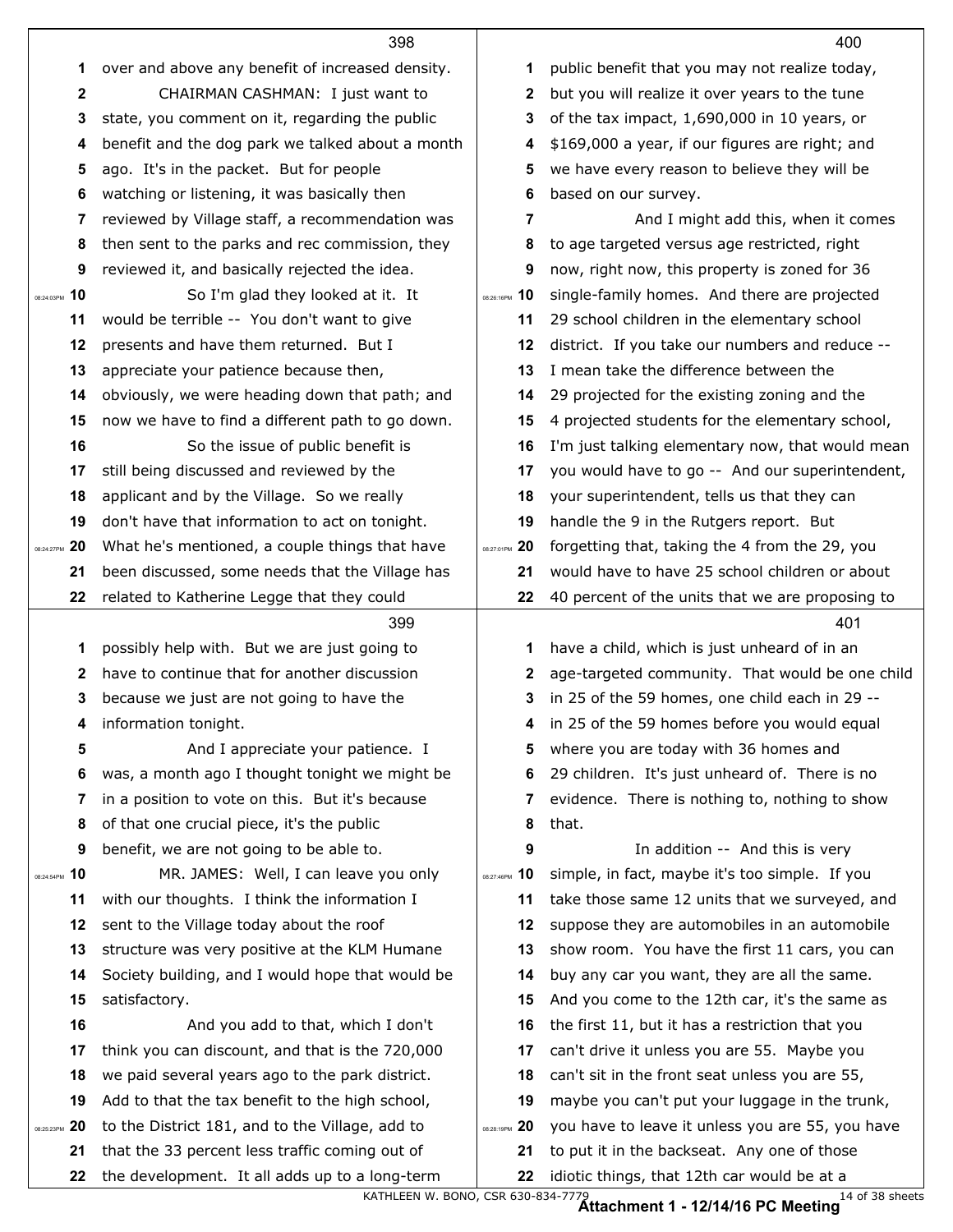over and above any benefit of increased density.

CHAIRMAN CASHMAN: I just want to state, you comment on it, regarding the public benefit and the dog park we talked about a month ago. It's in the packet. But for people watching or listening, it was basically then reviewed by Village staff, a recommendation was then sent to the parks and rec commission, they reviewed it, and basically rejected the idea.

So I'm glad they looked at it. It would be terrible -- You don't want to give presents and have them returned. But I appreciate your patience because then, obviously, we were heading down that path; and now we have to find a different path to go down.

So the issue of public benefit is still being discussed and reviewed by the applicant and by the Village. So we really don't have that information to act on tonight. What he's mentioned, a couple things that have been discussed, some needs that the Village has related to Katherine Legge that they could possibly help with. But we are just going to have to continue that for another discussion because we just are not going to have the information tonight.

And I appreciate your patience. I was, a month ago I thought tonight we might be in a position to vote on this. But it's because of that one crucial piece, it's the public benefit, we are not going to be able to.

MR. JAMES: Well, I can leave you only with our thoughts. I think the information I sent to the Village today about the roof structure was very positive at the KLM Humane Society building, and I would hope that would be satisfactory.

And you add to that, which I don't think you can discount, and that is the 720,000 we paid several years ago to the park district. Add to that the tax benefit to the high school, to the District 181, and to the Village, add to that the 33 percent less traffic coming out of the development. It all adds up to a long-term public benefit that you may not realize today, but you will realize it over years to the tune of the tax impact, 1,690,000 in 10 years, or $169,000 a year, if our figures are right; and we have every reason to believe they will be based on our survey.

And I might add this, when it comes to age targeted versus age restricted, right now, right now, this property is zoned for 36 single-family homes. And there are projected 29 school children in the elementary school district. If you take our numbers and reduce -- I mean take the difference between the 29 projected for the existing zoning and the 4 projected students for the elementary school, I'm just talking elementary now, that would mean you would have to go -- And our superintendent, your superintendent, tells us that they can handle the 9 in the Rutgers report. But forgetting that, taking the 4 from the 29, you would have to have 25 school children or about 40 percent of the units that we are proposing to have a child, which is just unheard of in an age-targeted community. That would be one child in 25 of the 59 homes, one child each in 29 -- in 25 of the 59 homes before you would equal where you are today with 36 homes and 29 children. It's just unheard of. There is no evidence. There is nothing to, nothing to show that.

In addition -- And this is very simple, in fact, maybe it's too simple. If you take those same 12 units that we surveyed, and suppose they are automobiles in an automobile show room. You have the first 11 cars, you can buy any car you want, they are all the same. And you come to the 12th car, it's the same as the first 11, but it has a restriction that you can't drive it unless you are 55. Maybe you can't sit in the front seat unless you are 55, maybe you can't put your luggage in the trunk, you have to leave it unless you are 55, you have to put it in the backseat. Any one of those idiotic things, that 12th car would be at a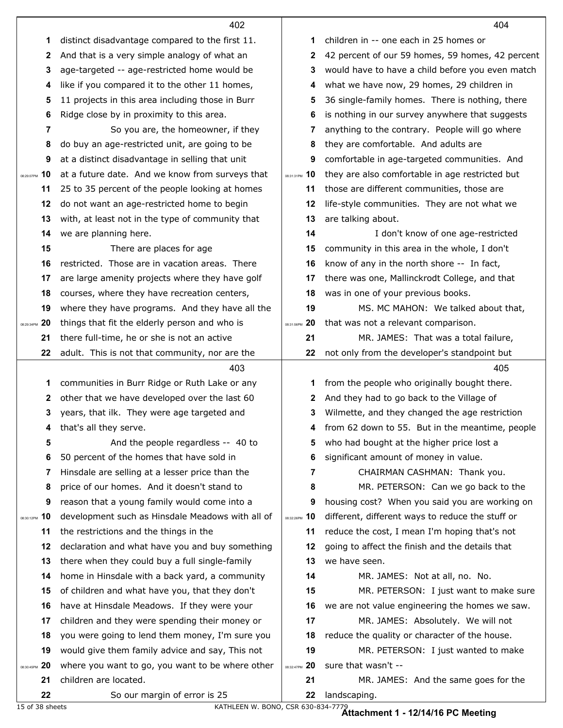distinct disadvantage compared to the first 11. And that is a very simple analogy of what an age-targeted -- age-restricted home would be like if you compared it to the other 11 homes, 11 projects in this area including those in Burr Ridge close by in proximity to this area.

So you are, the homeowner, if they do buy an age-restricted unit, are going to be at a distinct disadvantage in selling that unit at a future date. And we know from surveys that 25 to 35 percent of the people looking at homes do not want an age-restricted home to begin with, at least not in the type of community that we are planning here.

There are places for age restricted. Those are in vacation areas. There are large amenity projects where they have golf courses, where they have recreation centers, where they have programs. And they have all the things that fit the elderly person and who is there full-time, he or she is not an active adult. This is not that community, nor are the communities in Burr Ridge or Ruth Lake or any other that we have developed over the last 60 years, that ilk. They were age targeted and that's all they serve.

And the people regardless -- 40 to 50 percent of the homes that have sold in Hinsdale are selling at a lesser price than the price of our homes. And it doesn't stand to reason that a young family would come into a development such as Hinsdale Meadows with all of the restrictions and the things in the declaration and what have you and buy something there when they could buy a full single-family home in Hinsdale with a back yard, a community of children and what have you, that they don't have at Hinsdale Meadows. If they were your children and they were spending their money or you were going to lend them money, I'm sure you would give them family advice and say, This not where you want to go, you want to be where other children are located.

So our margin of error is 25 children in -- one each in 25 homes or 42 percent of our 59 homes, 59 homes, 42 percent would have to have a child before you even match what we have now, 29 homes, 29 children in 36 single-family homes. There is nothing, there is nothing in our survey anywhere that suggests anything to the contrary. People will go where they are comfortable. And adults are comfortable in age-targeted communities. And they are also comfortable in age restricted but those are different communities, those are life-style communities. They are not what we are talking about.

I don't know of one age-restricted community in this area in the whole, I don't know of any in the north shore -- In fact, there was one, Mallinckrodt College, and that was in one of your previous books.

MS. MC MAHON: We talked about that, that was not a relevant comparison.

MR. JAMES: That was a total failure, not only from the developer's standpoint but from the people who originally bought there. And they had to go back to the Village of Wilmette, and they changed the age restriction from 62 down to 55. But in the meantime, people who had bought at the higher price lost a significant amount of money in value.

CHAIRMAN CASHMAN: Thank you.

MR. PETERSON: Can we go back to the housing cost? When you said you are working on different, different ways to reduce the stuff or reduce the cost, I mean I'm hoping that's not going to affect the finish and the details that we have seen.

MR. JAMES: Not at all, no. No.

MR. PETERSON: I just want to make sure we are not value engineering the homes we saw.

MR. JAMES: Absolutely. We will not reduce the quality or character of the house.

MR. PETERSON: I just wanted to make sure that wasn't --

MR. JAMES: And the same goes for the landscaping.

KATHLEEN W. BONO, CSR 630-834-7779

**Attachment 1 - 12/14/16 PC Meeting**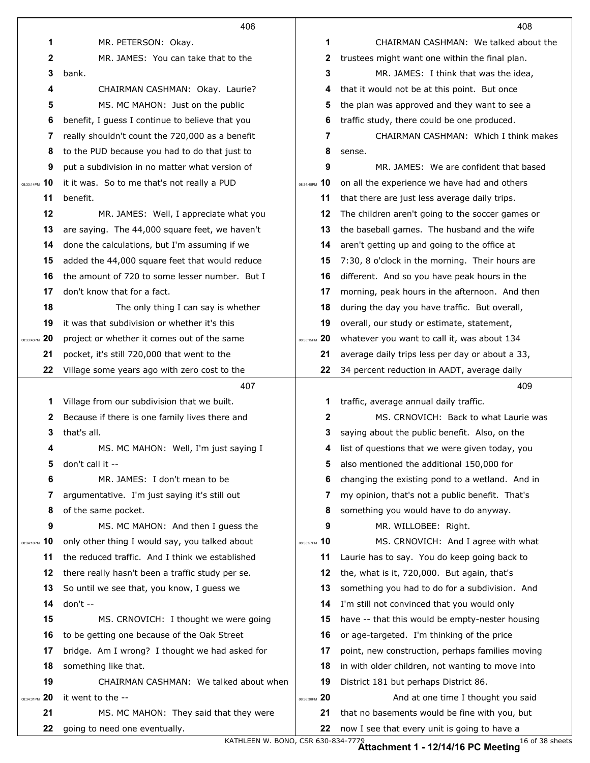MR. PETERSON: Okay.

MR. JAMES: You can take that to the bank.

CHAIRMAN CASHMAN: Okay. Laurie?

MS. MC MAHON: Just on the public benefit, I guess I continue to believe that you really shouldn't count the 720,000 as a benefit to the PUD because you had to do that just to put a subdivision in no matter what version of it it was. So to me that's not really a PUD benefit.

MR. JAMES: Well, I appreciate what you are saying. The 44,000 square feet, we haven't done the calculations, but I'm assuming if we added the 44,000 square feet that would reduce the amount of 720 to some lesser number. But I don't know that for a fact.

The only thing I can say is whether it was that subdivision or whether it's this project or whether it comes out of the same pocket, it's still 720,000 that went to the Village some years ago with zero cost to the Village from our subdivision that we built. Because if there is one family lives there and that's all.

MS. MC MAHON: Well, I'm just saying I don't call it --

MR. JAMES: I don't mean to be argumentative. I'm just saying it's still out of the same pocket.

MS. MC MAHON: And then I guess the only other thing I would say, you talked about the reduced traffic. And I think we established there really hasn't been a traffic study per se. So until we see that, you know, I guess we don't --

MS. CRNOVICH: I thought we were going to be getting one because of the Oak Street bridge. Am I wrong? I thought we had asked for something like that.

CHAIRMAN CASHMAN: We talked about when it went to the --

MS. MC MAHON: They said that they were going to need one eventually.

CHAIRMAN CASHMAN: We talked about the trustees might want one within the final plan.

MR. JAMES: I think that was the idea, that it would not be at this point. But once the plan was approved and they want to see a traffic study, there could be one produced.

CHAIRMAN CASHMAN: Which I think makes sense.

MR. JAMES: We are confident that based on all the experience we have had and others that there are just less average daily trips. The children aren't going to the soccer games or the baseball games. The husband and the wife aren't getting up and going to the office at 7:30, 8 o'clock in the morning. Their hours are different. And so you have peak hours in the morning, peak hours in the afternoon. And then during the day you have traffic. But overall, overall, our study or estimate, statement, whatever you want to call it, was about 134 average daily trips less per day or about a 33, 34 percent reduction in AADT, average daily traffic, average annual daily traffic.

MS. CRNOVICH: Back to what Laurie was saying about the public benefit. Also, on the list of questions that we were given today, you also mentioned the additional 150,000 for changing the existing pond to a wetland. And in my opinion, that's not a public benefit. That's something you would have to do anyway.

MR. WILLOBEE: Right.

MS. CRNOVICH: And I agree with what Laurie has to say. You do keep going back to the, what is it, 720,000. But again, that's something you had to do for a subdivision. And I'm still not convinced that you would only have -- that this would be empty-nester housing or age-targeted. I'm thinking of the price point, new construction, perhaps families moving in with older children, not wanting to move into District 181 but perhaps District 86.

And at one time I thought you said that no basements would be fine with you, but now I see that every unit is going to have a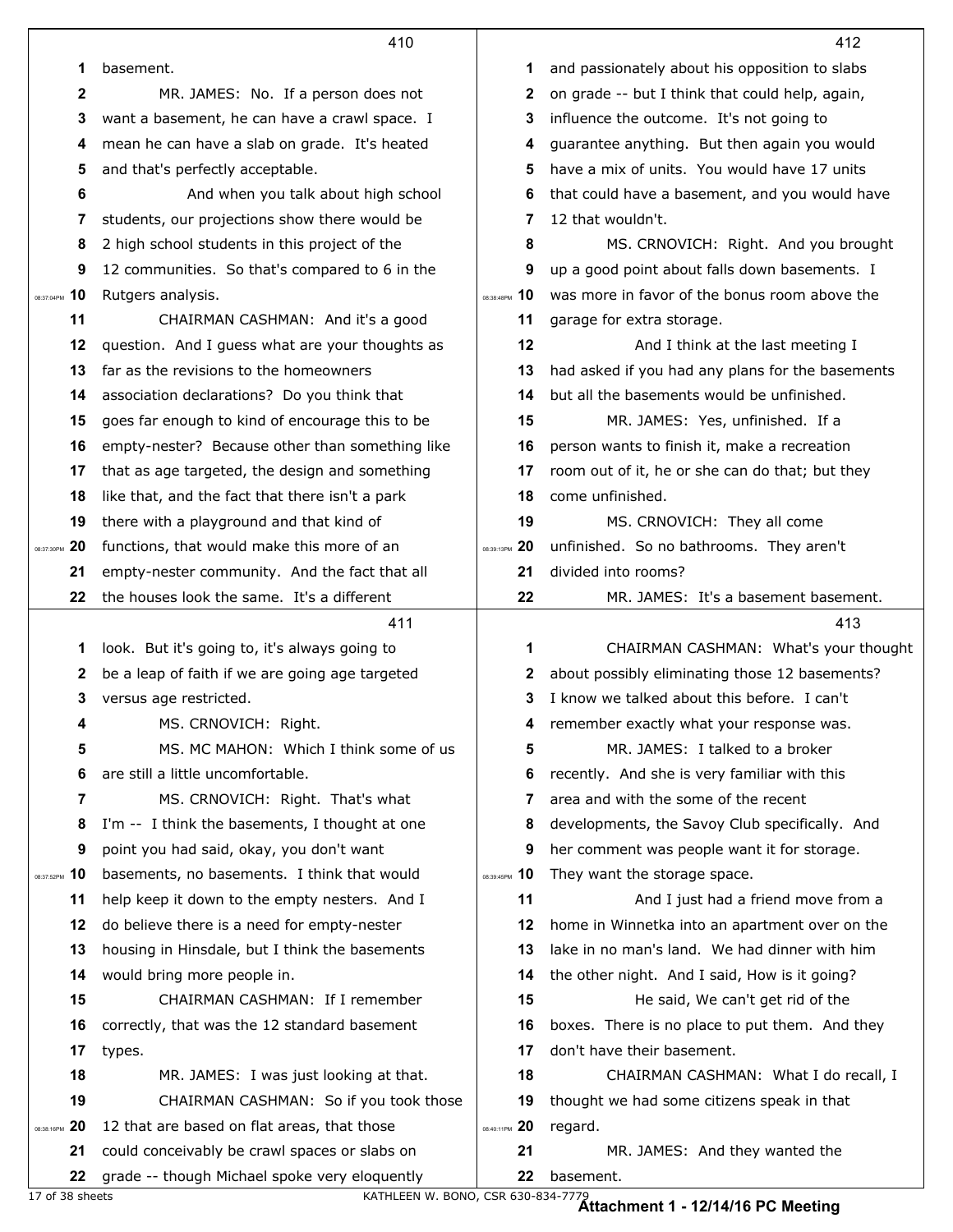basement.

MR. JAMES: No. If a person does not want a basement, he can have a crawl space. I mean he can have a slab on grade. It's heated and that's perfectly acceptable.

And when you talk about high school students, our projections show there would be 2 high school students in this project of the 12 communities. So that's compared to 6 in the Rutgers analysis.

CHAIRMAN CASHMAN: And it's a good question. And I guess what are your thoughts as far as the revisions to the homeowners association declarations? Do you think that goes far enough to kind of encourage this to be empty-nester? Because other than something like that as age targeted, the design and something like that, and the fact that there isn't a park there with a playground and that kind of functions, that would make this more of an empty-nester community. And the fact that all the houses look the same. It's a different look. But it's going to, it's always going to be a leap of faith if we are going age targeted versus age restricted.

MS. CRNOVICH: Right.

MS. MC MAHON: Which I think some of us are still a little uncomfortable.

MS. CRNOVICH: Right. That's what I'm -- I think the basements, I thought at one point you had said, okay, you don't want basements, no basements. I think that would help keep it down to the empty nesters. And I do believe there is a need for empty-nester housing in Hinsdale, but I think the basements would bring more people in.

CHAIRMAN CASHMAN: If I remember correctly, that was the 12 standard basement types.

MR. JAMES: I was just looking at that.

CHAIRMAN CASHMAN: So if you took those 12 that are based on flat areas, that those could conceivably be crawl spaces or slabs on grade -- though Michael spoke very eloquently and passionately about his opposition to slabs on grade -- but I think that could help, again, influence the outcome. It's not going to guarantee anything. But then again you would have a mix of units. You would have 17 units that could have a basement, and you would have 12 that wouldn't.

MS. CRNOVICH: Right. And you brought up a good point about falls down basements. I was more in favor of the bonus room above the garage for extra storage.

And I think at the last meeting I had asked if you had any plans for the basements but all the basements would be unfinished.

MR. JAMES: Yes, unfinished. If a person wants to finish it, make a recreation room out of it, he or she can do that; but they come unfinished.

MS. CRNOVICH: They all come unfinished. So no bathrooms. They aren't divided into rooms?

MR. JAMES: It's a basement basement.

CHAIRMAN CASHMAN: What's your thought about possibly eliminating those 12 basements? I know we talked about this before. I can't remember exactly what your response was.

MR. JAMES: I talked to a broker recently. And she is very familiar with this area and with the some of the recent developments, the Savoy Club specifically. And her comment was people want it for storage. They want the storage space.

And I just had a friend move from a home in Winnetka into an apartment over on the lake in no man's land. We had dinner with him the other night. And I said, How is it going?

He said, We can't get rid of the boxes. There is no place to put them. And they don't have their basement.

CHAIRMAN CASHMAN: What I do recall, I thought we had some citizens speak in that regard.

MR. JAMES: And they wanted the basement.

**Attachment 1 - 12/14/16 PC Meeting**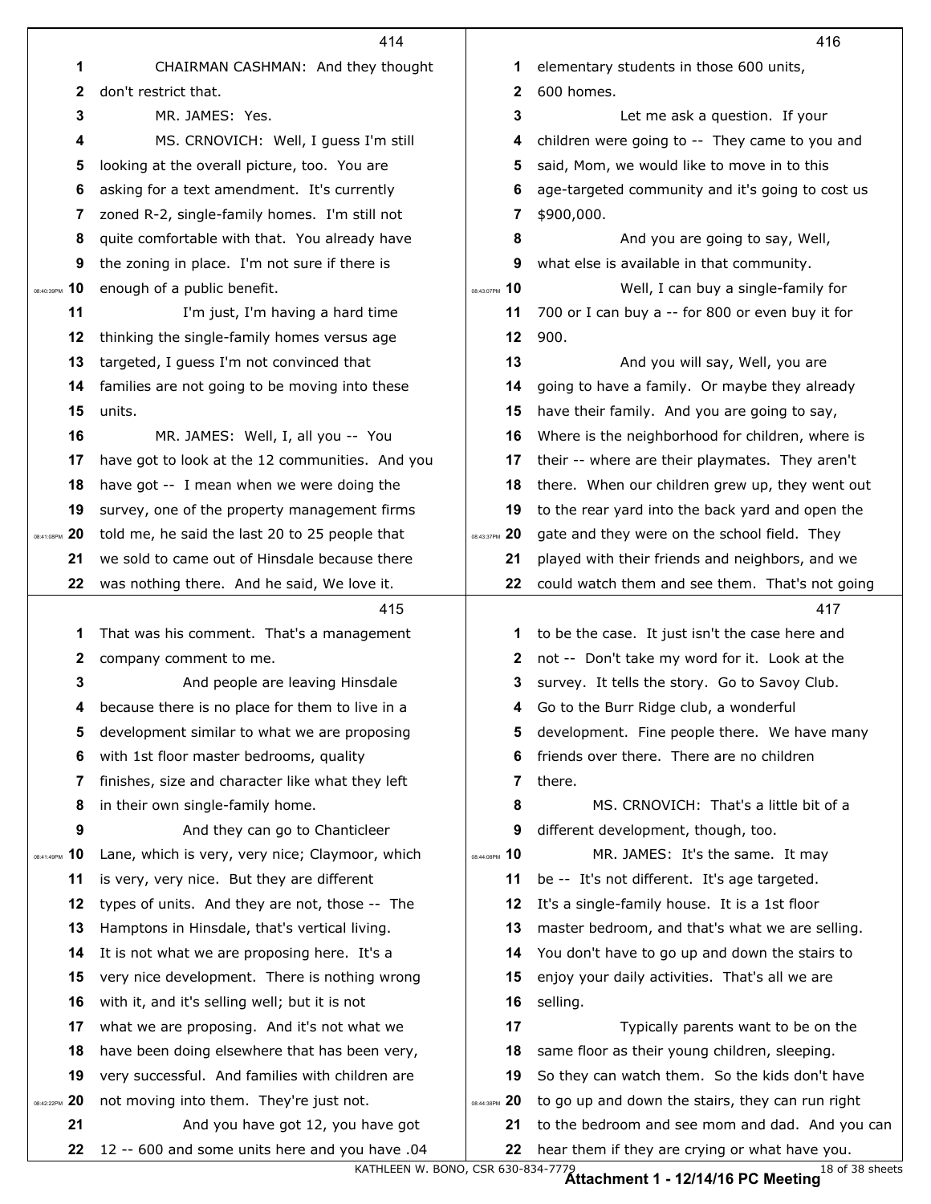414

CHAIRMAN CASHMAN: And they thought don't restrict that.

MR. JAMES: Yes.

MS. CRNOVICH: Well, I guess I'm still looking at the overall picture, too. You are asking for a text amendment. It's currently zoned R-2, single-family homes. I'm still not quite comfortable with that. You already have the zoning in place. I'm not sure if there is enough of a public benefit.

I'm just, I'm having a hard time thinking the single-family homes versus age targeted, I guess I'm not convinced that families are not going to be moving into these units.

MR. JAMES: Well, I, all you -- You have got to look at the 12 communities. And you have got -- I mean when we were doing the survey, one of the property management firms told me, he said the last 20 to 25 people that we sold to came out of Hinsdale because there was nothing there. And he said, We love it.

415

That was his comment. That's a management company comment to me.

And people are leaving Hinsdale because there is no place for them to live in a development similar to what we are proposing with 1st floor master bedrooms, quality finishes, size and character like what they left in their own single-family home.

And they can go to Chanticleer Lane, which is very, very nice; Claymoor, which is very, very nice. But they are different types of units. And they are not, those -- The Hamptons in Hinsdale, that's vertical living. It is not what we are proposing here. It's a very nice development. There is nothing wrong with it, and it's selling well; but it is not what we are proposing. And it's not what we have been doing elsewhere that has been very, very successful. And families with children are not moving into them. They're just not.

And you have got 12, you have got 12 -- 600 and some units here and you have .04

416

elementary students in those 600 units, 600 homes.

Let me ask a question. If your children were going to -- They came to you and said, Mom, we would like to move in to this age-targeted community and it's going to cost us $900,000.

And you are going to say, Well, what else is available in that community.

Well, I can buy a single-family for 700 or I can buy a -- for 800 or even buy it for 900.

And you will say, Well, you are going to have a family. Or maybe they already have their family. And you are going to say, Where is the neighborhood for children, where is their -- where are their playmates. They aren't there. When our children grew up, they went out to the rear yard into the back yard and open the gate and they were on the school field. They played with their friends and neighbors, and we could watch them and see them. That's not going

417

to be the case. It just isn't the case here and not -- Don't take my word for it. Look at the survey. It tells the story. Go to Savoy Club. Go to the Burr Ridge club, a wonderful development. Fine people there. We have many friends over there. There are no children there.

MS. CRNOVICH: That's a little bit of a different development, though, too.

MR. JAMES: It's the same. It may be -- It's not different. It's age targeted. It's a single-family house. It is a 1st floor master bedroom, and that's what we are selling. You don't have to go up and down the stairs to enjoy your daily activities. That's all we are selling.

Typically parents want to be on the same floor as their young children, sleeping. So they can watch them. So the kids don't have to go up and down the stairs, they can run right to the bedroom and see mom and dad. And you can hear them if they are crying or what have you.

KATHLEEN W. BONO, CSR 630-834-7779

**Attachment 1 - 12/14/16 PC Meeting**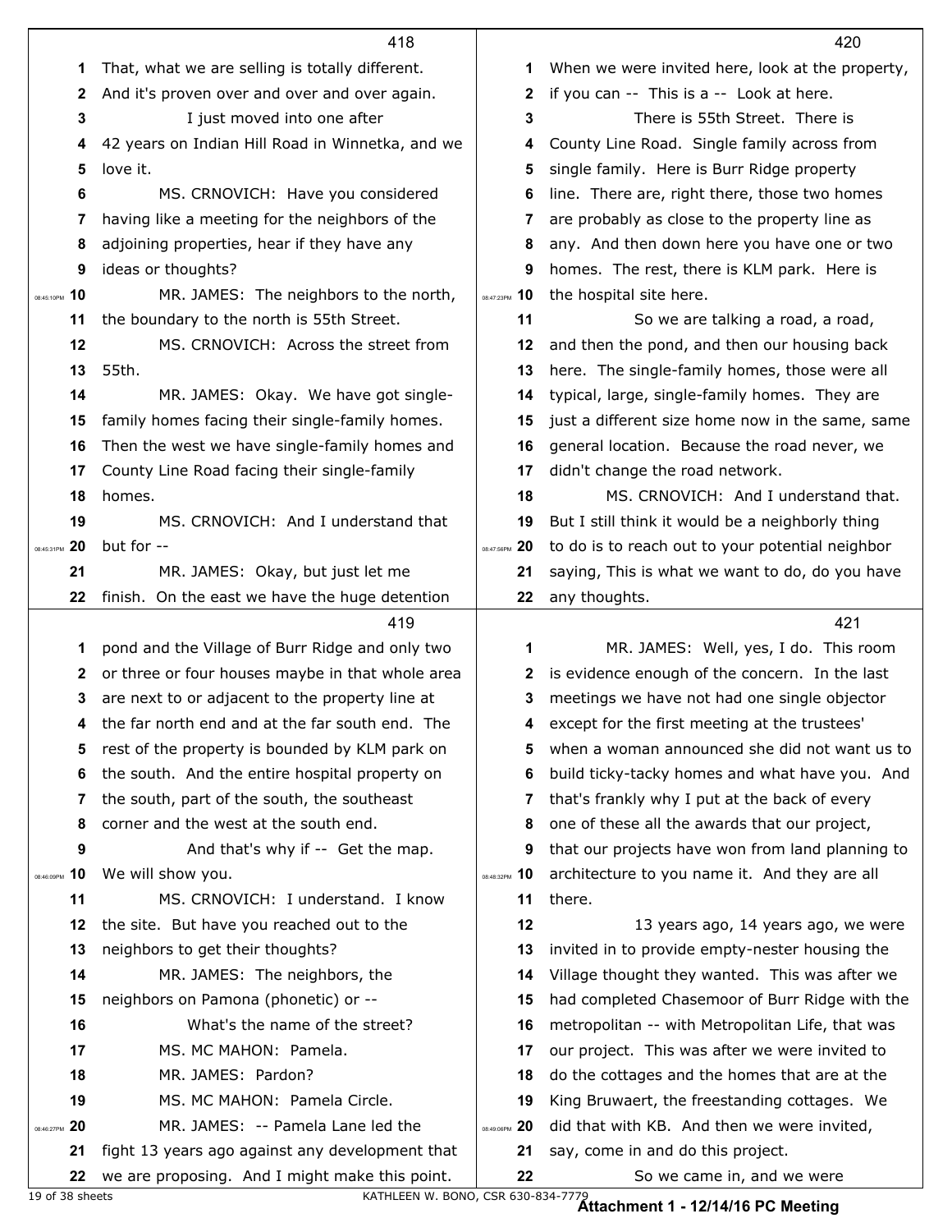**418**

1 That, what we are selling is totally different.
2 And it's proven over and over and over again.
3 I just moved into one after
4 42 years on Indian Hill Road in Winnetka, and we
5 love it.
6 MS. CRNOVICH: Have you considered
7 having like a meeting for the neighbors of the
8 adjoining properties, hear if they have any
9 ideas or thoughts?
10 MR. JAMES: The neighbors to the north,
11 the boundary to the north is 55th Street.
12 MS. CRNOVICH: Across the street from
13 55th.
14 MR. JAMES: Okay. We have got single-
15 family homes facing their single-family homes.
16 Then the west we have single-family homes and
17 County Line Road facing their single-family
18 homes.
19 MS. CRNOVICH: And I understand that
20 but for --
21 MR. JAMES: Okay, but just let me
22 finish. On the east we have the huge detention

**419**

1 pond and the Village of Burr Ridge and only two
2 or three or four houses maybe in that whole area
3 are next to or adjacent to the property line at
4 the far north end and at the far south end. The
5 rest of the property is bounded by KLM park on
6 the south. And the entire hospital property on
7 the south, part of the south, the southeast
8 corner and the west at the south end.
9 And that's why if -- Get the map.
10 We will show you.
11 MS. CRNOVICH: I understand. I know
12 the site. But have you reached out to the
13 neighbors to get their thoughts?
14 MR. JAMES: The neighbors, the
15 neighbors on Pamona (phonetic) or --
16 What's the name of the street?
17 MS. MC MAHON: Pamela.
18 MR. JAMES: Pardon?
19 MS. MC MAHON: Pamela Circle.
20 MR. JAMES: -- Pamela Lane led the
21 fight 13 years ago against any development that
22 we are proposing. And I might make this point.

**420**

1 When we were invited here, look at the property,
2 if you can -- This is a -- Look at here.
3 There is 55th Street. There is
4 County Line Road. Single family across from
5 single family. Here is Burr Ridge property
6 line. There are, right there, those two homes
7 are probably as close to the property line as
8 any. And then down here you have one or two
9 homes. The rest, there is KLM park. Here is
10 the hospital site here.
11 So we are talking a road, a road,
12 and then the pond, and then our housing back
13 here. The single-family homes, those were all
14 typical, large, single-family homes. They are
15 just a different size home now in the same, same
16 general location. Because the road never, we
17 didn't change the road network.
18 MS. CRNOVICH: And I understand that.
19 But I still think it would be a neighborly thing
20 to do is to reach out to your potential neighbor
21 saying, This is what we want to do, do you have
22 any thoughts.

**421**

1 MR. JAMES: Well, yes, I do. This room
2 is evidence enough of the concern. In the last
3 meetings we have not had one single objector
4 except for the first meeting at the trustees'
5 when a woman announced she did not want us to
6 build ticky-tacky homes and what have you. And
7 that's frankly why I put at the back of every
8 one of these all the awards that our project,
9 that our projects have won from land planning to
10 architecture to you name it. And they are all
11 there.
12 13 years ago, 14 years ago, we were
13 invited in to provide empty-nester housing the
14 Village thought they wanted. This was after we
15 had completed Chasemoor of Burr Ridge with the
16 metropolitan -- with Metropolitan Life, that was
17 our project. This was after we were invited to
18 do the cottages and the homes that are at the
19 King Bruwaert, the freestanding cottages. We
20 did that with KB. And then we were invited,
21 say, come in and do this project.
22 So we came in, and we were

KATHLEEN W. BONO, CSR 630-834-7779

**Attachment 1 - 12/14/16 PC Meeting**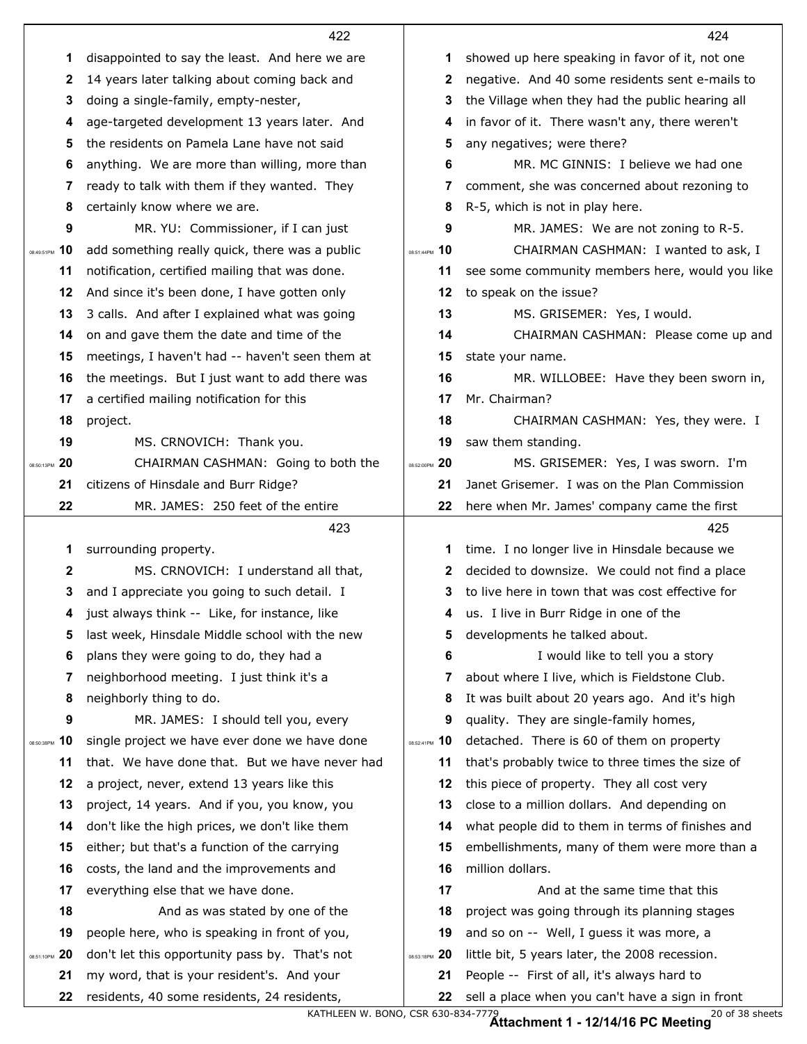422

1 disappointed to say the least. And here we are
2 14 years later talking about coming back and
3 doing a single-family, empty-nester,
4 age-targeted development 13 years later. And
5 the residents on Pamela Lane have not said
6 anything. We are more than willing, more than
7 ready to talk with them if they wanted. They
8 certainly know where we are.
9 MR. YU: Commissioner, if I can just
10 add something really quick, there was a public
11 notification, certified mailing that was done.
12 And since it's been done, I have gotten only
13 3 calls. And after I explained what was going
14 on and gave them the date and time of the
15 meetings, I haven't had -- haven't seen them at
16 the meetings. But I just want to add there was
17 a certified mailing notification for this
18 project.
19 MS. CRNOVICH: Thank you.
20 CHAIRMAN CASHMAN: Going to both the
21 citizens of Hinsdale and Burr Ridge?
22 MR. JAMES: 250 feet of the entire

423

1 surrounding property.
2 MS. CRNOVICH: I understand all that,
3 and I appreciate you going to such detail. I
4 just always think -- Like, for instance, like
5 last week, Hinsdale Middle school with the new
6 plans they were going to do, they had a
7 neighborhood meeting. I just think it's a
8 neighborly thing to do.
9 MR. JAMES: I should tell you, every
10 single project we have ever done we have done
11 that. We have done that. But we have never had
12 a project, never, extend 13 years like this
13 project, 14 years. And if you, you know, you
14 don't like the high prices, we don't like them
15 either; but that's a function of the carrying
16 costs, the land and the improvements and
17 everything else that we have done.
18 And as was stated by one of the
19 people here, who is speaking in front of you,
20 don't let this opportunity pass by. That's not
21 my word, that is your resident's. And your
22 residents, 40 some residents, 24 residents,

424

1 showed up here speaking in favor of it, not one
2 negative. And 40 some residents sent e-mails to
3 the Village when they had the public hearing all
4 in favor of it. There wasn't any, there weren't
5 any negatives; were there?
6 MR. MC GINNIS: I believe we had one
7 comment, she was concerned about rezoning to
8 R-5, which is not in play here.
9 MR. JAMES: We are not zoning to R-5.
10 CHAIRMAN CASHMAN: I wanted to ask, I
11 see some community members here, would you like
12 to speak on the issue?
13 MS. GRISEMER: Yes, I would.
14 CHAIRMAN CASHMAN: Please come up and
15 state your name.
16 MR. WILLOBEE: Have they been sworn in,
17 Mr. Chairman?
18 CHAIRMAN CASHMAN: Yes, they were. I
19 saw them standing.
20 MS. GRISEMER: Yes, I was sworn. I'm
21 Janet Grisemer. I was on the Plan Commission
22 here when Mr. James' company came the first

425

1 time. I no longer live in Hinsdale because we
2 decided to downsize. We could not find a place
3 to live here in town that was cost effective for
4 us. I live in Burr Ridge in one of the
5 developments he talked about.
6 I would like to tell you a story
7 about where I live, which is Fieldstone Club.
8 It was built about 20 years ago. And it's high
9 quality. They are single-family homes,
10 detached. There is 60 of them on property
11 that's probably twice to three times the size of
12 this piece of property. They all cost very
13 close to a million dollars. And depending on
14 what people did to them in terms of finishes and
15 embellishments, many of them were more than a
16 million dollars.
17 And at the same time that this
18 project was going through its planning stages
19 and so on -- Well, I guess it was more, a
20 little bit, 5 years later, the 2008 recession.
21 People -- First of all, it's always hard to
22 sell a place when you can't have a sign in front

KATHLEEN W. BONO, CSR 630-834-7779

Attachment 1 - 12/14/16 PC Meeting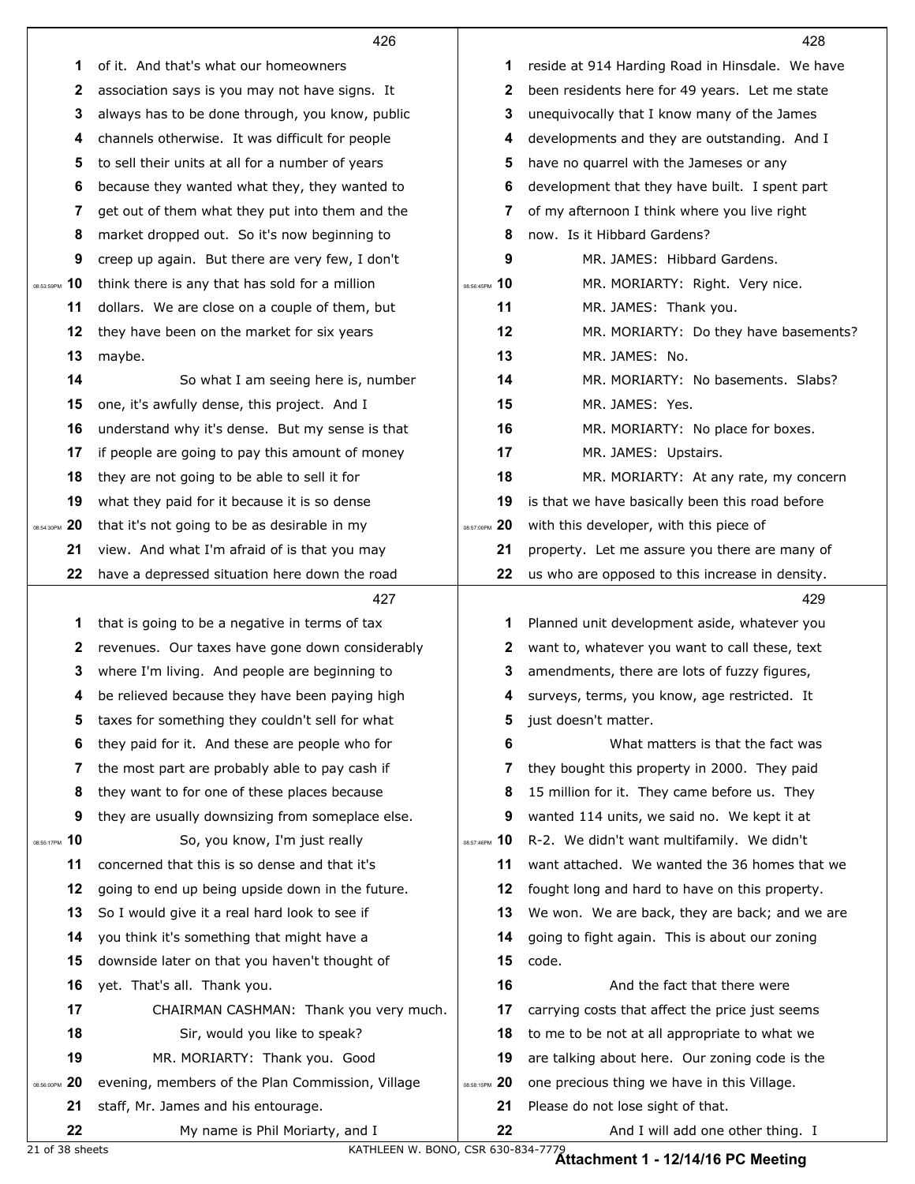of it. And that's what our homeowners association says is you may not have signs. It always has to be done through, you know, public channels otherwise. It was difficult for people to sell their units at all for a number of years because they wanted what they, they wanted to get out of them what they put into them and the market dropped out. So it's now beginning to creep up again. But there are very few, I don't think there is any that has sold for a million dollars. We are close on a couple of them, but they have been on the market for six years maybe.

So what I am seeing here is, number one, it's awfully dense, this project. And I understand why it's dense. But my sense is that if people are going to pay this amount of money they are not going to be able to sell it for what they paid for it because it is so dense that it's not going to be as desirable in my view. And what I'm afraid of is that you may have a depressed situation here down the road that is going to be a negative in terms of tax revenues. Our taxes have gone down considerably where I'm living. And people are beginning to be relieved because they have been paying high taxes for something they couldn't sell for what they paid for it. And these are people who for the most part are probably able to pay cash if they want to for one of these places because they are usually downsizing from someplace else.

So, you know, I'm just really concerned that this is so dense and that it's going to end up being upside down in the future. So I would give it a real hard look to see if you think it's something that might have a downside later on that you haven't thought of yet. That's all. Thank you.

CHAIRMAN CASHMAN: Thank you very much.

Sir, would you like to speak?

MR. MORIARTY: Thank you. Good evening, members of the Plan Commission, Village staff, Mr. James and his entourage.

My name is Phil Moriarty, and I reside at 914 Harding Road in Hinsdale. We have been residents here for 49 years. Let me state unequivocally that I know many of the James developments and they are outstanding. And I have no quarrel with the Jameses or any development that they have built. I spent part of my afternoon I think where you live right now. Is it Hibbard Gardens?

MR. JAMES: Hibbard Gardens.

MR. MORIARTY: Right. Very nice.

MR. JAMES: Thank you.

MR. MORIARTY: Do they have basements?

MR. JAMES: No.

MR. MORIARTY: No basements. Slabs?

MR. JAMES: Yes.

MR. MORIARTY: No place for boxes.

MR. JAMES: Upstairs.

MR. MORIARTY: At any rate, my concern is that we have basically been this road before with this developer, with this piece of property. Let me assure you there are many of us who are opposed to this increase in density. Planned unit development aside, whatever you want to, whatever you want to call these, text amendments, there are lots of fuzzy figures, surveys, terms, you know, age restricted. It just doesn't matter.

What matters is that the fact was they bought this property in 2000. They paid 15 million for it. They came before us. They wanted 114 units, we said no. We kept it at R-2. We didn't want multifamily. We didn't want attached. We wanted the 36 homes that we fought long and hard to have on this property. We won. We are back, they are back; and we are going to fight again. This is about our zoning code.

And the fact that there were carrying costs that affect the price just seems to me to be not at all appropriate to what we are talking about here. Our zoning code is the one precious thing we have in this Village. Please do not lose sight of that.

And I will add one other thing. I

**Attachment 1 - 12/14/16 PC Meeting**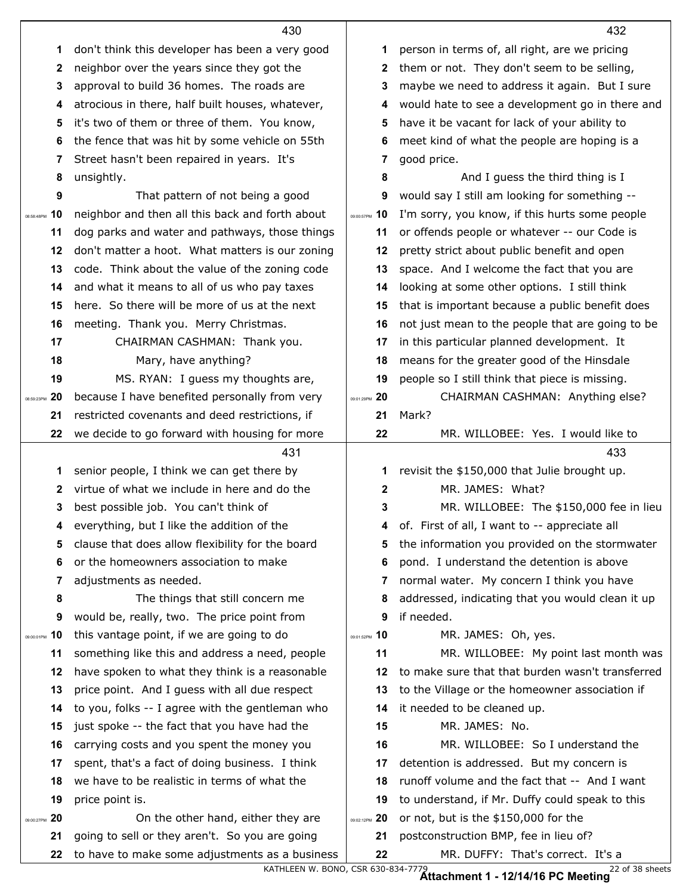don't think this developer has been a very good neighbor over the years since they got the approval to build 36 homes. The roads are atrocious in there, half built houses, whatever, it's two of them or three of them. You know, the fence that was hit by some vehicle on 55th Street hasn't been repaired in years. It's unsightly.

That pattern of not being a good neighbor and then all this back and forth about dog parks and water and pathways, those things don't matter a hoot. What matters is our zoning code. Think about the value of the zoning code and what it means to all of us who pay taxes here. So there will be more of us at the next meeting. Thank you. Merry Christmas.

CHAIRMAN CASHMAN: Thank you.

Mary, have anything?

MS. RYAN: I guess my thoughts are, because I have benefited personally from very restricted covenants and deed restrictions, if we decide to go forward with housing for more senior people, I think we can get there by virtue of what we include in here and do the best possible job. You can't think of everything, but I like the addition of the clause that does allow flexibility for the board or the homeowners association to make adjustments as needed.

The things that still concern me would be, really, two. The price point from this vantage point, if we are going to do something like this and address a need, people have spoken to what they think is a reasonable price point. And I guess with all due respect to you, folks -- I agree with the gentleman who just spoke -- the fact that you have had the carrying costs and you spent the money you spent, that's a fact of doing business. I think we have to be realistic in terms of what the price point is.

On the other hand, either they are going to sell or they aren't. So you are going to have to make some adjustments as a business person in terms of, all right, are we pricing them or not. They don't seem to be selling, maybe we need to address it again. But I sure would hate to see a development go in there and have it be vacant for lack of your ability to meet kind of what the people are hoping is a good price.

And I guess the third thing is I would say I still am looking for something -- I'm sorry, you know, if this hurts some people or offends people or whatever -- our Code is pretty strict about public benefit and open space. And I welcome the fact that you are looking at some other options. I still think that is important because a public benefit does not just mean to the people that are going to be in this particular planned development. It means for the greater good of the Hinsdale people so I still think that piece is missing.

CHAIRMAN CASHMAN: Anything else? Mark?

MR. WILLOBEE: Yes. I would like to revisit the $150,000 that Julie brought up.

MR. JAMES: What?

MR. WILLOBEE: The $150,000 fee in lieu of. First of all, I want to -- appreciate all the information you provided on the stormwater pond. I understand the detention is above normal water. My concern I think you have addressed, indicating that you would clean it up if needed.

MR. JAMES: Oh, yes.

MR. WILLOBEE: My point last month was to make sure that that burden wasn't transferred to the Village or the homeowner association if it needed to be cleaned up.

MR. JAMES: No.

MR. WILLOBEE: So I understand the detention is addressed. But my concern is runoff volume and the fact that -- And I want to understand, if Mr. Duffy could speak to this or not, but is the $150,000 for the postconstruction BMP, fee in lieu of?

MR. DUFFY: That's correct. It's a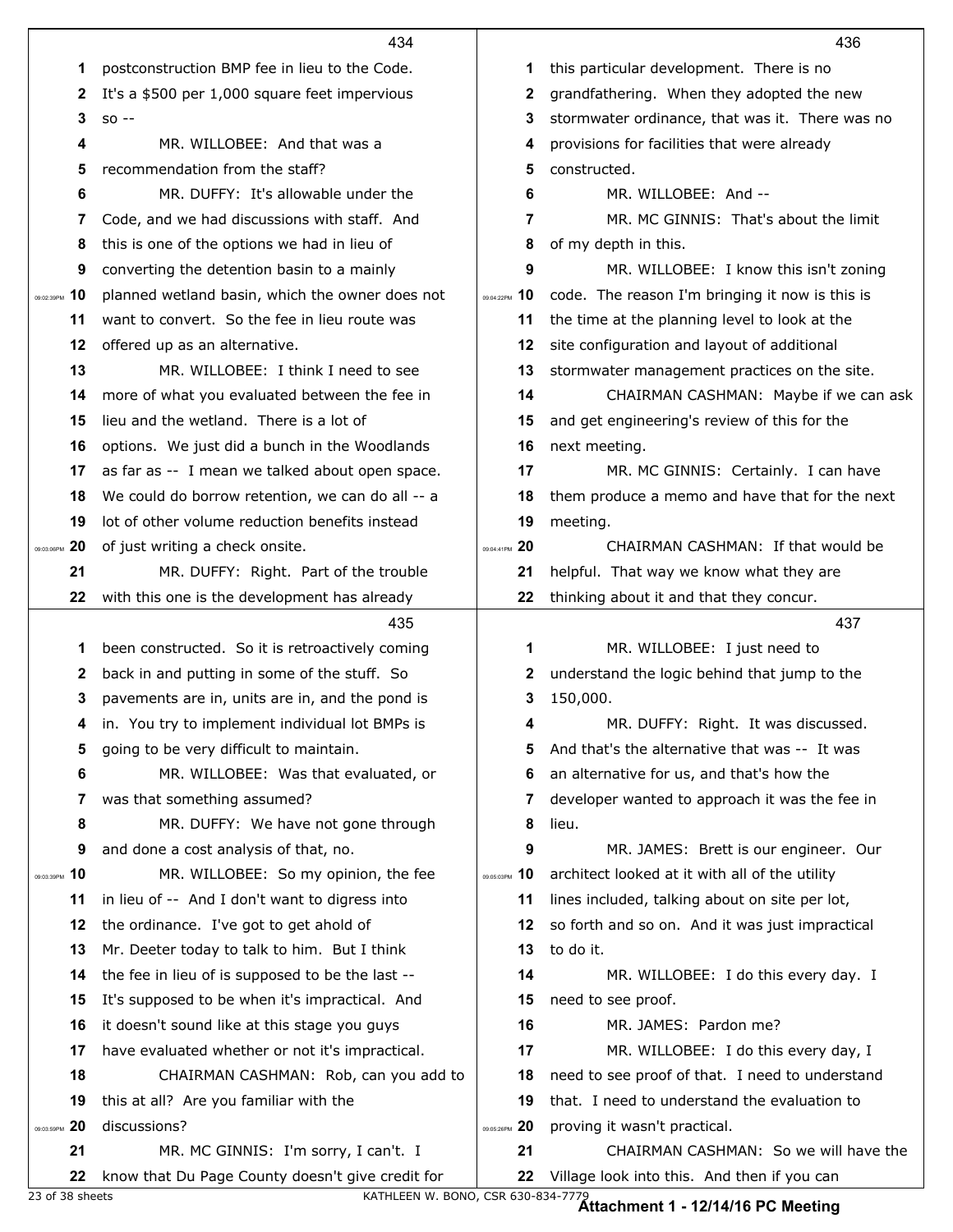postconstruction BMP fee in lieu to the Code. It's a $500 per 1,000 square feet impervious so --

MR. WILLOBEE: And that was a recommendation from the staff?

MR. DUFFY: It's allowable under the Code, and we had discussions with staff. And this is one of the options we had in lieu of converting the detention basin to a mainly planned wetland basin, which the owner does not want to convert. So the fee in lieu route was offered up as an alternative.

MR. WILLOBEE: I think I need to see more of what you evaluated between the fee in lieu and the wetland. There is a lot of options. We just did a bunch in the Woodlands as far as -- I mean we talked about open space. We could do borrow retention, we can do all -- a lot of other volume reduction benefits instead of just writing a check onsite.

MR. DUFFY: Right. Part of the trouble with this one is the development has already been constructed. So it is retroactively coming back in and putting in some of the stuff. So pavements are in, units are in, and the pond is in. You try to implement individual lot BMPs is going to be very difficult to maintain.

MR. WILLOBEE: Was that evaluated, or was that something assumed?

MR. DUFFY: We have not gone through and done a cost analysis of that, no.

MR. WILLOBEE: So my opinion, the fee in lieu of -- And I don't want to digress into the ordinance. I've got to get ahold of Mr. Deeter today to talk to him. But I think the fee in lieu of is supposed to be the last -- It's supposed to be when it's impractical. And it doesn't sound like at this stage you guys have evaluated whether or not it's impractical.

CHAIRMAN CASHMAN: Rob, can you add to this at all? Are you familiar with the discussions?

MR. MC GINNIS: I'm sorry, I can't. I know that Du Page County doesn't give credit for this particular development. There is no grandfathering. When they adopted the new stormwater ordinance, that was it. There was no provisions for facilities that were already constructed.

MR. WILLOBEE: And --

MR. MC GINNIS: That's about the limit of my depth in this.

MR. WILLOBEE: I know this isn't zoning code. The reason I'm bringing it now is this is the time at the planning level to look at the site configuration and layout of additional stormwater management practices on the site.

CHAIRMAN CASHMAN: Maybe if we can ask and get engineering's review of this for the next meeting.

MR. MC GINNIS: Certainly. I can have them produce a memo and have that for the next meeting.

CHAIRMAN CASHMAN: If that would be helpful. That way we know what they are thinking about it and that they concur.

MR. WILLOBEE: I just need to understand the logic behind that jump to the 150,000.

MR. DUFFY: Right. It was discussed. And that's the alternative that was -- It was an alternative for us, and that's how the developer wanted to approach it was the fee in lieu.

MR. JAMES: Brett is our engineer. Our architect looked at it with all of the utility lines included, talking about on site per lot, so forth and so on. And it was just impractical to do it.

MR. WILLOBEE: I do this every day. I need to see proof.

MR. JAMES: Pardon me?

MR. WILLOBEE: I do this every day, I need to see proof of that. I need to understand that. I need to understand the evaluation to proving it wasn't practical.

CHAIRMAN CASHMAN: So we will have the Village look into this. And then if you can

Attachment 1 - 12/14/16 PC Meeting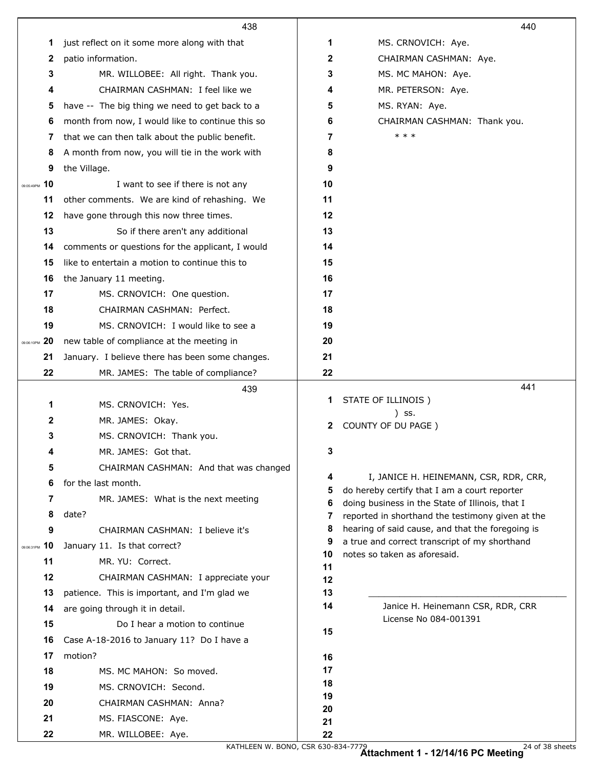438

1 just reflect on it some more along with that
2 patio information.
3 MR. WILLOBEE: All right. Thank you.
4 CHAIRMAN CASHMAN: I feel like we
5 have -- The big thing we need to get back to a
6 month from now, I would like to continue this so
7 that we can then talk about the public benefit.
8 A month from now, you will tie in the work with
9 the Village.
10 I want to see if there is not any
11 other comments. We are kind of rehashing. We
12 have gone through this now three times.
13 So if there aren't any additional
14 comments or questions for the applicant, I would
15 like to entertain a motion to continue this to
16 the January 11 meeting.
17 MS. CRNOVICH: One question.
18 CHAIRMAN CASHMAN: Perfect.
19 MS. CRNOVICH: I would like to see a
20 new table of compliance at the meeting in
21 January. I believe there has been some changes.
22 MR. JAMES: The table of compliance?

439

1 MS. CRNOVICH: Yes.
2 MR. JAMES: Okay.
3 MS. CRNOVICH: Thank you.
4 MR. JAMES: Got that.
5 CHAIRMAN CASHMAN: And that was changed
6 for the last month.
7 MR. JAMES: What is the next meeting
8 date?
9 CHAIRMAN CASHMAN: I believe it's
10 January 11. Is that correct?
11 MR. YU: Correct.
12 CHAIRMAN CASHMAN: I appreciate your
13 patience. This is important, and I'm glad we
14 are going through it in detail.
15 Do I hear a motion to continue
16 Case A-18-2016 to January 11? Do I have a
17 motion?
18 MS. MC MAHON: So moved.
19 MS. CRNOVICH: Second.
20 CHAIRMAN CASHMAN: Anna?
21 MS. FIASCONE: Aye.
22 MR. WILLOBEE: Aye.

440

1 MS. CRNOVICH: Aye.
2 CHAIRMAN CASHMAN: Aye.
3 MS. MC MAHON: Aye.
4 MR. PETERSON: Aye.
5 MS. RYAN: Aye.
6 CHAIRMAN CASHMAN: Thank you.
7 * * *

441

1 STATE OF ILLINOIS )
) ss.
2 COUNTY OF DU PAGE )

4 I, JANICE H. HEINEMANN, CSR, RDR, CRR,
5 do hereby certify that I am a court reporter
6 doing business in the State of Illinois, that I
7 reported in shorthand the testimony given at the
8 hearing of said cause, and that the foregoing is
9 a true and correct transcript of my shorthand
10 notes so taken as aforesaid.

13 \_\_\_\_\_\_\_\_\_\_\_\_\_\_\_\_\_\_\_\_\_\_\_\_\_\_\_\_\_\_\_\_\_\_\_\_\_
14 Janice H. Heinemann CSR, RDR, CRR
License No 084-001391

KATHLEEN W. BONO, CSR 630-834-7779

**Attachment 1 - 12/14/16 PC Meeting**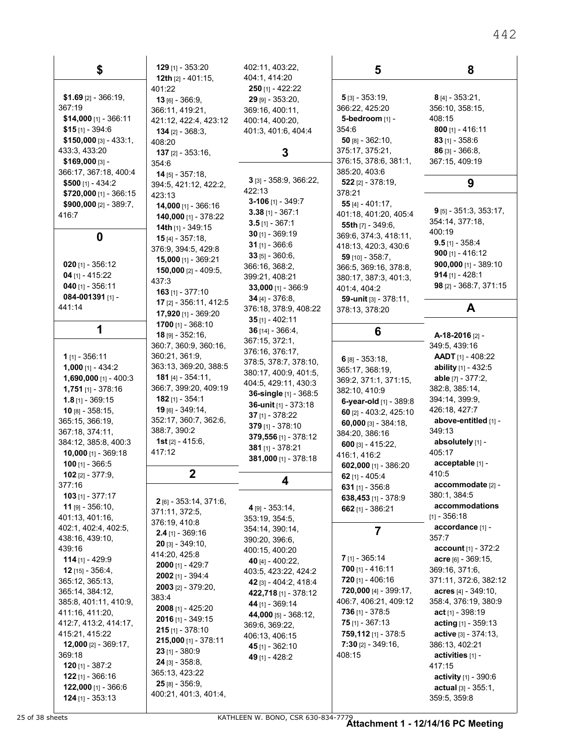## $

**$1.69** [2] - 366:19, 367:19
**$14,000** [1] - 366:11
**$15** [1] - 394:6
**$150,000** [3] - 433:1, 433:3, 433:20
**$169,000** [3] - 366:17, 367:18, 400:4
**$500** [1] - 434:2
**$720,000** [1] - 366:15
**$900,000** [2] - 389:7, 416:7

## 0

**020** [1] - 356:12
**04** [1] - 415:22
**040** [1] - 356:11
**084-001391** [1] - 441:14

## 1

**1** [1] - 356:11
**1,000** [1] - 434:2
**1,690,000** [1] - 400:3
**1,751** [1] - 378:16
**1.8** [1] - 369:15
**10** [8] - 358:15, 365:15, 366:19, 367:18, 374:11, 384:12, 385:8, 400:3
**10,000** [1] - 369:18
**100** [1] - 366:5
**102** [2] - 377:9, 377:16
**103** [1] - 377:17
**11** [9] - 356:10, 401:13, 401:16, 402:1, 402:4, 402:5, 438:16, 439:10, 439:16
**114** [1] - 429:9
**12** [15] - 356:4, 365:12, 365:13, 365:14, 384:12, 385:8, 401:11, 410:9, 411:16, 411:20, 412:7, 413:2, 414:17, 415:21, 415:22
**12,000** [2] - 369:17, 369:18
**120** [1] - 387:2
**122** [1] - 366:16
**122,000** [1] - 366:6
**124** [1] - 353:13
**129** [1] - 353:20
**12th** [2] - 401:15, 401:22
**13** [6] - 366:9, 366:11, 419:21, 421:12, 422:4, 423:12
**134** [2] - 368:3, 408:20
**137** [2] - 353:16, 354:6
**14** [5] - 357:18, 394:5, 421:12, 422:2, 423:13
**14,000** [1] - 366:16
**140,000** [1] - 378:22
**14th** [1] - 349:15
**15** [4] - 357:18, 376:9, 394:5, 429:8
**15,000** [1] - 369:21
**150,000** [2] - 409:5, 437:3
**163** [1] - 377:10
**17** [2] - 356:11, 412:5
**17,920** [1] - 369:20
**1700** [1] - 368:10
**18** [9] - 352:16, 360:7, 360:9, 360:16, 360:21, 361:9, 363:13, 369:20, 388:5
**181** [4] - 354:11, 366:7, 399:20, 409:19
**182** [1] - 354:1
**19** [6] - 349:14, 352:17, 360:7, 362:6, 388:7, 390:2
**1st** [2] - 415:6, 417:12

## 2

**2** [6] - 353:14, 371:6, 371:11, 372:5, 376:19, 410:8
**2.4** [1] - 369:16
**20** [3] - 349:10, 414:20, 425:8
**2000** [1] - 429:7
**2002** [1] - 394:4
**2003** [2] - 379:20, 383:4
**2008** [1] - 425:20
**2016** [1] - 349:15
**215** [1] - 378:10
**215,000** [1] - 378:11
**23** [1] - 380:9
**24** [3] - 358:8, 365:13, 423:22
**25** [8] - 356:9, 400:21, 401:3, 401:4, 402:11, 403:22, 404:1, 414:20
**250** [1] - 422:22
**29** [9] - 353:20, 369:16, 400:11, 400:14, 400:20, 401:3, 401:6, 404:4

## 3

**3** [3] - 358:9, 366:22, 422:13
**3-106** [1] - 349:7
**3.38** [1] - 367:1
**3.5** [1] - 367:1
**30** [1] - 369:19
**31** [1] - 366:6
**33** [5] - 360:6, 366:16, 368:2, 399:21, 408:21
**33,000** [1] - 366:9
**34** [4] - 376:8, 376:18, 378:9, 408:22
**35** [1] - 402:11
**36** [14] - 366:4, 367:15, 372:1, 376:16, 376:17, 378:5, 378:7, 378:10, 380:17, 400:9, 401:5, 404:5, 429:11, 430:3
**36-single** [1] - 368:5
**36-unit** [1] - 373:18
**37** [1] - 378:22
**379** [1] - 378:10
**379,556** [1] - 378:12
**381** [1] - 378:21
**381,000** [1] - 378:18

## 4

**4** [9] - 353:14, 353:19, 354:5, 354:14, 390:14, 390:20, 396:6, 400:15, 400:20
**40** [4] - 400:22, 403:5, 423:22, 424:2
**42** [3] - 404:2, 418:4
**422,718** [1] - 378:12
**44** [1] - 369:14
**44,000** [5] - 368:12, 369:6, 369:22, 406:13, 406:15
**45** [1] - 362:10
**49** [1] - 428:2

## 5

**5** [3] - 353:19, 366:22, 425:20
**5-bedroom** [1] - 354:6
**50** [8] - 362:10, 375:17, 375:21, 376:15, 378:6, 381:1, 385:20, 403:6
**522** [2] - 378:19, 378:21
**55** [4] - 401:17, 401:18, 401:20, 405:4
**55th** [7] - 349:6, 369:6, 374:3, 418:11, 418:13, 420:3, 430:6
**59** [10] - 358:7, 366:5, 369:16, 378:8, 380:17, 387:3, 401:3, 401:4, 404:2
**59-unit** [3] - 378:11, 378:13, 378:20

## 6

**6** [8] - 353:18, 365:17, 368:19, 369:2, 371:1, 371:15, 382:10, 410:9
**6-year-old** [1] - 389:8
**60** [2] - 403:2, 425:10
**60,000** [3] - 384:18, 384:20, 386:16
**600** [3] - 415:22, 416:1, 416:2
**602,000** [1] - 386:20
**62** [1] - 405:4
**631** [1] - 356:8
**638,453** [1] - 378:9
**662** [1] - 386:21

## 7

**7** [1] - 365:14
**700** [1] - 416:11
**720** [1] - 406:16
**720,000** [4] - 399:17, 406:7, 406:21, 409:12
**736** [1] - 378:5
**75** [1] - 367:13
**759,112** [1] - 378:5
**7:30** [2] - 349:16, 408:15

## 8

**8** [4] - 353:21, 356:10, 358:15, 408:15
**800** [1] - 416:11
**83** [1] - 358:6
**86** [3] - 366:8, 367:15, 409:19

## 9

**9** [5] - 351:3, 353:17, 354:14, 377:18, 400:19
**9.5** [1] - 358:4
**900** [1] - 416:12
**900,000** [1] - 389:10
**914** [1] - 428:1
**98** [2] - 368:7, 371:15

## A

**A-18-2016** [2] - 349:5, 439:16
**AADT** [1] - 408:22
**ability** [1] - 432:5
**able** [7] - 377:2, 382:8, 385:14, 394:14, 399:9, 426:18, 427:7
**above-entitled** [1] - 349:13
**absolutely** [1] - 405:17
**acceptable** [1] - 410:5
**accommodate** [2] - 380:1, 384:5
**accommodations** [1] - 356:18
**accordance** [1] - 357:7
**account** [1] - 372:2
**acre** [6] - 369:15, 369:16, 371:6, 371:11, 372:6, 382:12
**acres** [4] - 349:10, 358:4, 376:19, 380:9
**act** [1] - 398:19
**acting** [1] - 359:13
**active** [3] - 374:13, 386:13, 402:21
**activities** [1] - 417:15
**activity** [1] - 390:6
**actual** [3] - 355:1, 359:5, 359:8

KATHLEEN W. BONO, CSR 630-834-7779

**Attachment 1 - 12/14/16 PC Meeting**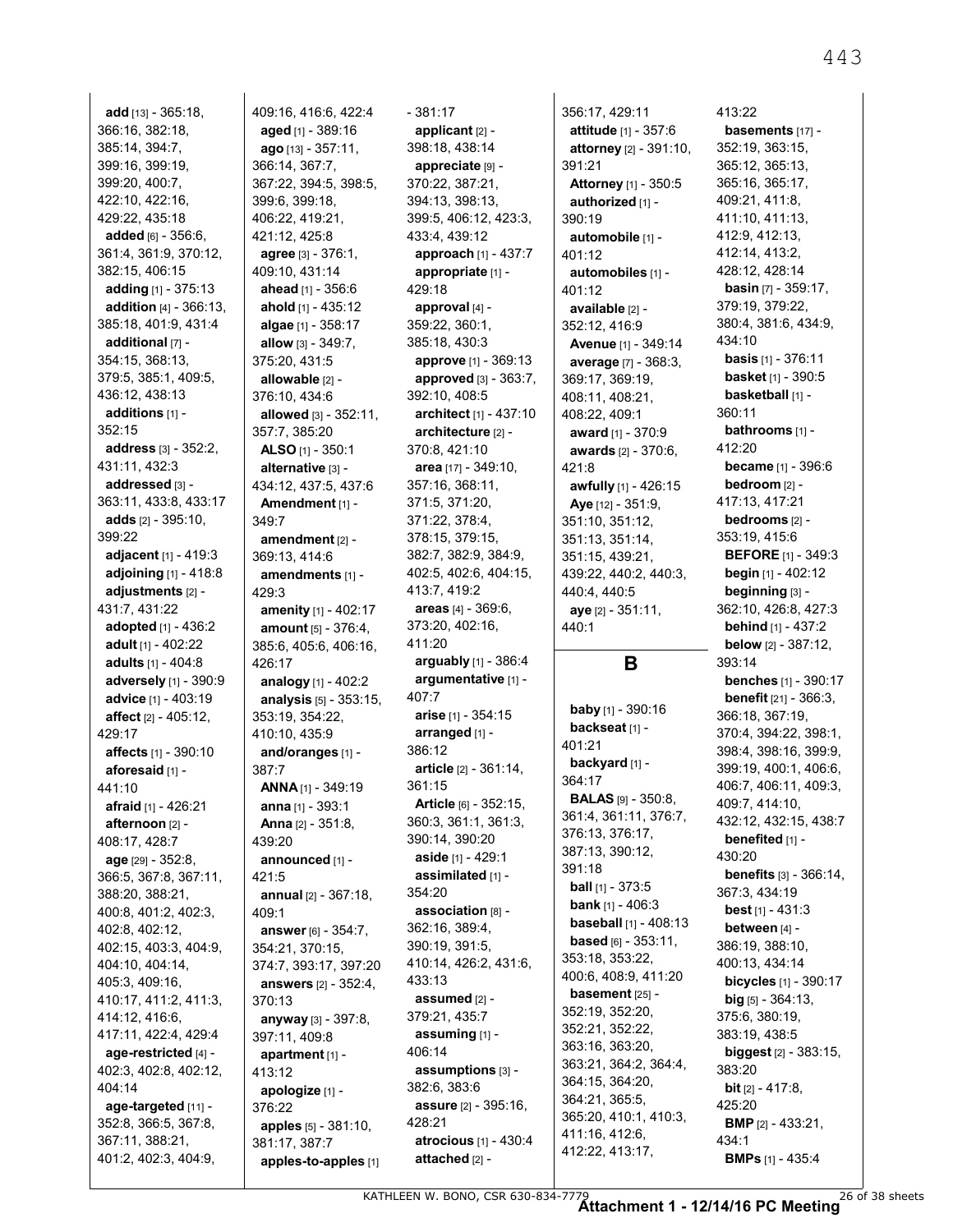**add** [13] - 365:18, 366:16, 382:18, 385:14, 394:7, 399:16, 399:19, 399:20, 400:7, 422:10, 422:16, 429:22, 435:18
**added** [6] - 356:6, 361:4, 361:9, 370:12, 382:15, 406:15
**adding** [1] - 375:13
**addition** [4] - 366:13, 385:18, 401:9, 431:4
**additional** [7] - 354:15, 368:13, 379:5, 385:1, 409:5, 436:12, 438:13
**additions** [1] - 352:15
**address** [3] - 352:2, 431:11, 432:3
**addressed** [3] - 363:11, 433:8, 433:17
**adds** [2] - 395:10, 399:22
**adjacent** [1] - 419:3
**adjoining** [1] - 418:8
**adjustments** [2] - 431:7, 431:22
**adopted** [1] - 436:2
**adult** [1] - 402:22
**adults** [1] - 404:8
**adversely** [1] - 390:9
**advice** [1] - 403:19
**affect** [2] - 405:12, 429:17
**affects** [1] - 390:10
**aforesaid** [1] - 441:10
**afraid** [1] - 426:21
**afternoon** [2] - 408:17, 428:7
**age** [29] - 352:8, 366:5, 367:8, 367:11, 388:20, 388:21, 400:8, 401:2, 402:3, 402:8, 402:12, 402:15, 403:3, 404:9, 404:10, 404:14, 405:3, 409:16, 410:17, 411:2, 411:3, 414:12, 416:6, 417:11, 422:4, 429:4
**age-restricted** [4] - 402:3, 402:8, 402:12, 404:14
**age-targeted** [11] - 352:8, 366:5, 367:8, 367:11, 388:21, 401:2, 402:3, 404:9, 409:16, 416:6, 422:4
**aged** [1] - 389:16
**ago** [13] - 357:11, 366:14, 367:7, 367:22, 394:5, 398:5, 399:6, 399:18, 406:22, 419:21, 421:12, 425:8
**agree** [3] - 376:1, 409:10, 431:14
**ahead** [1] - 356:6
**ahold** [1] - 435:12
**algae** [1] - 358:17
**allow** [3] - 349:7, 375:20, 431:5
**allowable** [2] - 376:10, 434:6
**allowed** [3] - 352:11, 357:7, 385:20
**ALSO** [1] - 350:1
**alternative** [3] - 434:12, 437:5, 437:6
**Amendment** [1] - 349:7
**amendment** [2] - 369:13, 414:6
**amendments** [1] - 429:3
**amenity** [1] - 402:17
**amount** [5] - 376:4, 385:6, 405:6, 406:16, 426:17
**analogy** [1] - 402:2
**analysis** [5] - 353:15, 353:19, 354:22, 410:10, 435:9
**and/oranges** [1] - 387:7
**ANNA** [1] - 349:19
**anna** [1] - 393:1
**Anna** [2] - 351:8, 439:20
**announced** [1] - 421:5
**annual** [2] - 367:18, 409:1
**answer** [6] - 354:7, 354:21, 370:15, 374:7, 393:17, 397:20
**answers** [2] - 352:4, 370:13
**anyway** [3] - 397:8, 397:11, 409:8
**apartment** [1] - 413:12
**apologize** [1] - 376:22
**apples** [5] - 381:10, 381:17, 387:7
**apples-to-apples** [1] - 381:17
**applicant** [2] - 398:18, 438:14
**appreciate** [9] - 370:22, 387:21, 394:13, 398:13, 399:5, 406:12, 423:3, 433:4, 439:12
**approach** [1] - 437:7
**appropriate** [1] - 429:18
**approval** [4] - 359:22, 360:1, 385:18, 430:3
**approve** [1] - 369:13
**approved** [3] - 363:7, 392:10, 408:5
**architect** [1] - 437:10
**architecture** [2] - 370:8, 421:10
**area** [17] - 349:10, 357:16, 368:11, 371:5, 371:20, 371:22, 378:4, 378:15, 379:15, 382:7, 382:9, 384:9, 402:5, 402:6, 404:15, 413:7, 419:2
**areas** [4] - 369:6, 373:20, 402:16, 411:20
**arguably** [1] - 386:4
**argumentative** [1] - 407:7
**arise** [1] - 354:15
**arranged** [1] - 386:12
**article** [2] - 361:14, 361:15
**Article** [6] - 352:15, 360:3, 361:1, 361:3, 390:14, 390:20
**aside** [1] - 429:1
**assimilated** [1] - 354:20
**association** [8] - 362:16, 389:4, 390:19, 391:5, 410:14, 426:2, 431:6, 433:13
**assumed** [2] - 379:21, 435:7
**assuming** [1] - 406:14
**assumptions** [3] - 382:6, 383:6
**assure** [2] - 395:16, 428:21
**atrocious** [1] - 430:4
**attached** [2] - 356:17, 429:11
**attitude** [1] - 357:6
**attorney** [2] - 391:10, 391:21
**Attorney** [1] - 350:5
**authorized** [1] - 390:19
**automobile** [1] - 401:12
**automobiles** [1] - 401:12
**available** [2] - 352:12, 416:9
**Avenue** [1] - 349:14
**average** [7] - 368:3, 369:17, 369:19, 408:11, 408:21, 408:22, 409:1
**award** [1] - 370:9
**awards** [2] - 370:6, 421:8
**awfully** [1] - 426:15
**Aye** [12] - 351:9, 351:10, 351:12, 351:13, 351:14, 351:15, 439:21, 439:22, 440:2, 440:3, 440:4, 440:5
**aye** [2] - 351:11, 440:1

## B

**baby** [1] - 390:16
**backseat** [1] - 401:21
**backyard** [1] - 364:17
**BALAS** [9] - 350:8, 361:4, 361:11, 376:7, 376:13, 376:17, 387:13, 390:12, 391:18
**ball** [1] - 373:5
**bank** [1] - 406:3
**baseball** [1] - 408:13
**based** [6] - 353:11, 353:18, 353:22, 400:6, 408:9, 411:20
**basement** [25] - 352:19, 352:20, 352:21, 352:22, 363:16, 363:20, 363:21, 364:2, 364:4, 364:15, 364:20, 364:21, 365:5, 365:20, 410:1, 410:3, 411:16, 412:6, 412:22, 413:17, 413:22
**basements** [17] - 352:19, 363:15, 365:12, 365:13, 365:16, 365:17, 409:21, 411:8, 411:10, 411:13, 412:9, 412:13, 412:14, 413:2, 428:12, 428:14
**basin** [7] - 359:17, 379:19, 379:22, 380:4, 381:6, 434:9, 434:10
**basis** [1] - 376:11
**basket** [1] - 390:5
**basketball** [1] - 360:11
**bathrooms** [1] - 412:20
**became** [1] - 396:6
**bedroom** [2] - 417:13, 417:21
**bedrooms** [2] - 353:19, 415:6
**BEFORE** [1] - 349:3
**begin** [1] - 402:12
**beginning** [3] - 362:10, 426:8, 427:3
**behind** [1] - 437:2
**below** [2] - 387:12, 393:14
**benches** [1] - 390:17
**benefit** [21] - 366:3, 366:18, 367:19, 370:4, 394:22, 398:1, 398:4, 398:16, 399:9, 399:19, 400:1, 406:6, 406:7, 406:11, 409:3, 409:7, 414:10, 432:12, 432:15, 438:7
**benefited** [1] - 430:20
**benefits** [3] - 366:14, 367:3, 434:19
**best** [1] - 431:3
**between** [4] - 386:19, 388:10, 400:13, 434:14
**bicycles** [1] - 390:17
**big** [5] - 364:13, 375:6, 380:19, 383:19, 438:5
**biggest** [2] - 383:15, 383:20
**bit** [2] - 417:8, 425:20
**BMP** [2] - 433:21, 434:1
**BMPs** [1] - 435:4

KATHLEEN W. BONO, CSR 630-834-7779

**Attachment 1 - 12/14/16 PC Meeting**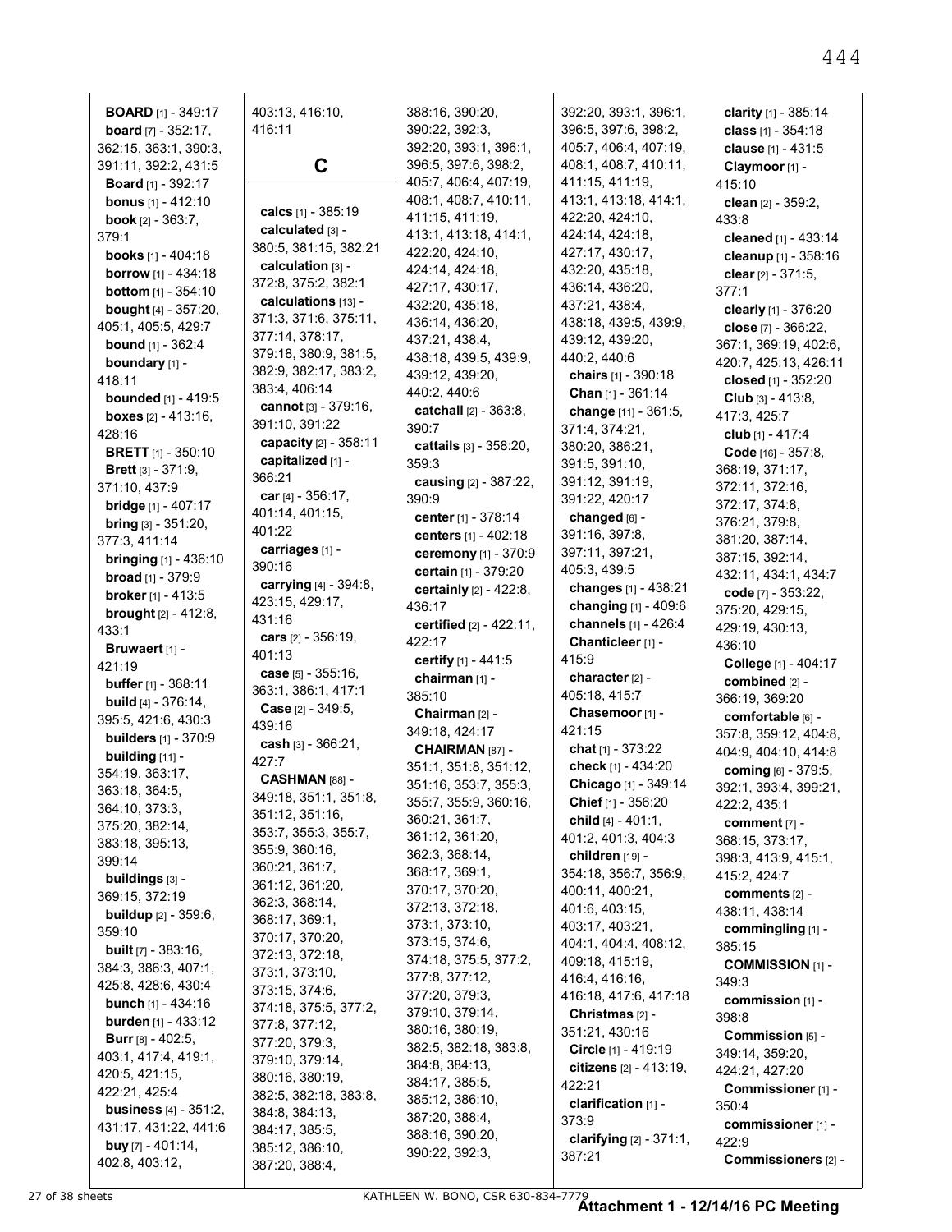**BOARD** [1] - 349:17
**board** [7] - 352:17, 362:15, 363:1, 390:3, 391:11, 392:2, 431:5
**Board** [1] - 392:17
**bonus** [1] - 412:10
**book** [2] - 363:7, 379:1
**books** [1] - 404:18
**borrow** [1] - 434:18
**bottom** [1] - 354:10
**bought** [4] - 357:20, 405:1, 405:5, 429:7
**bound** [1] - 362:4
**boundary** [1] - 418:11
**bounded** [1] - 419:5
**boxes** [2] - 413:16, 428:16
**BRETT** [1] - 350:10
**Brett** [3] - 371:9, 371:10, 437:9
**bridge** [1] - 407:17
**bring** [3] - 351:20, 377:3, 411:14
**bringing** [1] - 436:10
**broad** [1] - 379:9
**broker** [1] - 413:5
**brought** [2] - 412:8, 433:1
**Bruwaert** [1] - 421:19
**buffer** [1] - 368:11
**build** [4] - 376:14, 395:5, 421:6, 430:3
**builders** [1] - 370:9
**building** [11] - 354:19, 363:17, 363:18, 364:5, 364:10, 373:3, 375:20, 382:14, 383:18, 395:13, 399:14
**buildings** [3] - 369:15, 372:19
**buildup** [2] - 359:6, 359:10
**built** [7] - 383:16, 384:3, 386:3, 407:1, 425:8, 428:6, 430:4
**bunch** [1] - 434:16
**burden** [1] - 433:12
**Burr** [8] - 402:5, 403:1, 417:4, 419:1, 420:5, 421:15, 422:21, 425:4
**business** [4] - 351:2, 431:17, 431:22, 441:6
**buy** [7] - 401:14, 402:8, 403:12, 403:13, 416:10, 416:11

## C

**calcs** [1] - 385:19
**calculated** [3] - 380:5, 381:15, 382:21
**calculation** [3] - 372:8, 375:2, 382:1
**calculations** [13] - 371:3, 371:6, 375:11, 377:14, 378:17, 379:18, 380:9, 381:5, 382:9, 382:17, 383:2, 383:4, 406:14
**cannot** [3] - 379:16, 391:10, 391:22
**capacity** [2] - 358:11
**capitalized** [1] - 366:21
**car** [4] - 356:17, 401:14, 401:15, 401:22
**carriages** [1] - 390:16
**carrying** [4] - 394:8, 423:15, 429:17, 431:16
**cars** [2] - 356:19, 401:13
**case** [5] - 355:16, 363:1, 386:1, 417:1
**Case** [2] - 349:5, 439:16
**cash** [3] - 366:21, 427:7
**CASHMAN** [88] - 349:18, 351:1, 351:8, 351:12, 351:16, 353:7, 355:3, 355:7, 355:9, 360:16, 360:21, 361:7, 361:12, 361:20, 362:3, 368:14, 368:17, 369:1, 370:17, 370:20, 372:13, 372:18, 373:1, 373:10, 373:15, 374:6, 374:18, 375:5, 377:2, 377:8, 377:12, 377:20, 379:3, 379:10, 379:14, 380:16, 380:19, 382:5, 382:18, 383:8, 384:8, 384:13, 384:17, 385:5, 385:12, 386:10, 387:20, 388:4, 388:16, 390:20, 390:22, 392:3, 392:20, 393:1, 396:1, 396:5, 397:6, 398:2, 405:7, 406:4, 407:19, 408:1, 408:7, 410:11, 411:15, 411:19, 413:1, 413:18, 414:1, 422:20, 424:10, 424:14, 424:18, 427:17, 430:17, 432:20, 435:18, 436:14, 436:20, 437:21, 438:4, 438:18, 439:5, 439:9, 439:12, 439:20, 440:2, 440:6
**catchall** [2] - 363:8, 390:7
**cattails** [3] - 358:20, 359:3
**causing** [2] - 387:22, 390:9
**center** [1] - 378:14
**centers** [1] - 402:18
**ceremony** [1] - 370:9
**certain** [1] - 379:20
**certainly** [2] - 422:8, 436:17
**certified** [2] - 422:11, 422:17
**certify** [1] - 441:5
**chairman** [1] - 385:10
**Chairman** [2] - 349:18, 424:17
**CHAIRMAN** [87] - 351:1, 351:8, 351:12, 351:16, 353:7, 355:3, 355:7, 355:9, 360:16, 360:21, 361:7, 361:12, 361:20, 362:3, 368:14, 368:17, 369:1, 370:17, 370:20, 372:13, 372:18, 373:1, 373:10, 373:15, 374:6, 374:18, 375:5, 377:2, 377:8, 377:12, 377:20, 379:3, 379:10, 379:14, 380:16, 380:19, 382:5, 382:18, 383:8, 384:8, 384:13, 384:17, 385:5, 385:12, 386:10, 387:20, 388:4, 388:16, 390:20, 390:22, 392:3, 392:20, 393:1, 396:1, 396:5, 397:6, 398:2, 405:7, 406:4, 407:19, 408:1, 408:7, 410:11, 411:15, 411:19, 413:1, 413:18, 414:1, 422:20, 424:10, 424:14, 424:18, 427:17, 430:17, 432:20, 435:18, 436:14, 436:20, 437:21, 438:4, 438:18, 439:5, 439:9, 439:12, 439:20, 440:2, 440:6
**chairs** [1] - 390:18
**Chan** [1] - 361:14
**change** [11] - 361:5, 371:4, 374:21, 380:20, 386:21, 391:5, 391:10, 391:12, 391:19, 391:22, 420:17
**changed** [6] - 391:16, 397:8, 397:11, 397:21, 405:3, 439:5
**changes** [1] - 438:21
**changing** [1] - 409:6
**channels** [1] - 426:4
**Chanticleer** [1] - 415:9
**character** [2] - 405:18, 415:7
**Chasemoor** [1] - 421:15
**chat** [1] - 373:22
**check** [1] - 434:20
**Chicago** [1] - 349:14
**Chief** [1] - 356:20
**child** [4] - 401:1, 401:2, 401:3, 404:3
**children** [19] - 354:18, 356:7, 356:9, 400:11, 400:21, 401:6, 403:15, 403:17, 403:21, 404:1, 404:4, 408:12, 409:18, 415:19, 416:4, 416:16, 416:18, 417:6, 417:18
**Christmas** [2] - 351:21, 430:16
**Circle** [1] - 419:19
**citizens** [2] - 413:19, 422:21
**clarification** [1] - 373:9
**clarifying** [2] - 371:1, 387:21
**clarity** [1] - 385:14
**class** [1] - 354:18
**clause** [1] - 431:5
**Claymoor** [1] - 415:10
**clean** [2] - 359:2, 433:8
**cleaned** [1] - 433:14
**cleanup** [1] - 358:16
**clear** [2] - 371:5, 377:1
**clearly** [1] - 376:20
**close** [7] - 366:22, 367:1, 369:19, 402:6, 420:7, 425:13, 426:11
**closed** [1] - 352:20
**Club** [3] - 413:8, 417:3, 425:7
**club** [1] - 417:4
**Code** [16] - 357:8, 368:19, 371:17, 372:11, 372:16, 372:17, 374:8, 376:21, 379:8, 381:20, 387:14, 387:15, 392:14, 432:11, 434:1, 434:7
**code** [7] - 353:22, 375:20, 429:15, 429:19, 430:13, 436:10
**College** [1] - 404:17
**combined** [2] - 366:19, 369:20
**comfortable** [6] - 357:8, 359:12, 404:8, 404:9, 404:10, 414:8
**coming** [6] - 379:5, 392:1, 393:4, 399:21, 422:2, 435:1
**comment** [7] - 368:15, 373:17, 398:3, 413:9, 415:1, 415:2, 424:7
**comments** [2] - 438:11, 438:14
**commingling** [1] - 385:15
**COMMISSION** [1] - 349:3
**commission** [1] - 398:8
**Commission** [5] - 349:14, 359:20, 424:21, 427:20
**Commissioner** [1] - 350:4
**commissioner** [1] - 422:9
**Commissioners** [2] -

KATHLEEN W. BONO, CSR 630-834-7779

**Attachment 1 - 12/14/16 PC Meeting**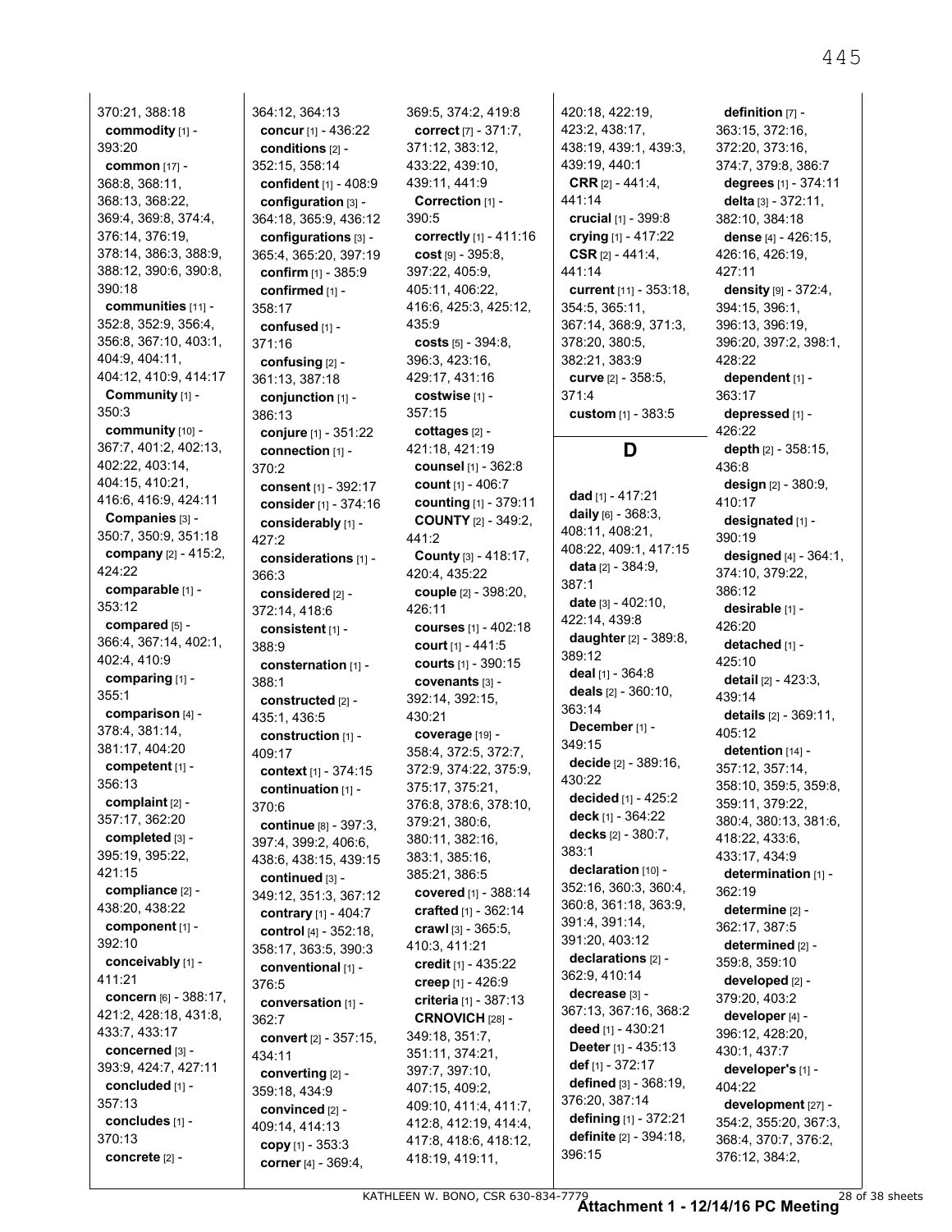370:21, 388:18
**commodity** [1] - 393:20
**common** [17] - 368:8, 368:11, 368:13, 368:22, 369:4, 369:8, 374:4, 376:14, 376:19, 378:14, 386:3, 388:9, 388:12, 390:6, 390:8, 390:18
**communities** [11] - 352:8, 352:9, 356:4, 356:8, 367:10, 403:1, 404:9, 404:11, 404:12, 410:9, 414:17
**Community** [1] - 350:3
**community** [10] - 367:7, 401:2, 402:13, 402:22, 403:14, 404:15, 410:21, 416:6, 416:9, 424:11
**Companies** [3] - 350:7, 350:9, 351:18
**company** [2] - 415:2, 424:22
**comparable** [1] - 353:12
**compared** [5] - 366:4, 367:14, 402:1, 402:4, 410:9
**comparing** [1] - 355:1
**comparison** [4] - 378:4, 381:14, 381:17, 404:20
**competent** [1] - 356:13
**complaint** [2] - 357:17, 362:20
**completed** [3] - 395:19, 395:22, 421:15
**compliance** [2] - 438:20, 438:22
**component** [1] - 392:10
**conceivably** [1] - 411:21
**concern** [6] - 388:17, 421:2, 428:18, 431:8, 433:7, 433:17
**concerned** [3] - 393:9, 424:7, 427:11
**concluded** [1] - 357:13
**concludes** [1] - 370:13
**concrete** [2] - 364:12, 364:13
**concur** [1] - 436:22
**conditions** [2] - 352:15, 358:14
**confident** [1] - 408:9
**configuration** [3] - 364:18, 365:9, 436:12
**configurations** [3] - 365:4, 365:20, 397:19
**confirm** [1] - 385:9
**confirmed** [1] - 358:17
**confused** [1] - 371:16
**confusing** [2] - 361:13, 387:18
**conjunction** [1] - 386:13
**conjure** [1] - 351:22
**connection** [1] - 370:2
**consent** [1] - 392:17
**consider** [1] - 374:16
**considerably** [1] - 427:2
**considerations** [1] - 366:3
**considered** [2] - 372:14, 418:6
**consistent** [1] - 388:9
**consternation** [1] - 388:1
**constructed** [2] - 435:1, 436:5
**construction** [1] - 409:17
**context** [1] - 374:15
**continuation** [1] - 370:6
**continue** [8] - 397:3, 397:4, 399:2, 406:6, 438:6, 438:15, 439:15
**continued** [3] - 349:12, 351:3, 367:12
**contrary** [1] - 404:7
**control** [4] - 352:18, 358:17, 363:5, 390:3
**conventional** [1] - 376:5
**conversation** [1] - 362:7
**convert** [2] - 357:15, 434:11
**converting** [2] - 359:18, 434:9
**convinced** [2] - 409:14, 414:13
**copy** [1] - 353:3
**corner** [4] - 369:4, 369:5, 374:2, 419:8
**correct** [7] - 371:7, 371:12, 383:12, 433:22, 439:10, 439:11, 441:9
**Correction** [1] - 390:5
**correctly** [1] - 411:16
**cost** [9] - 395:8, 397:22, 405:9, 405:11, 406:22, 416:6, 425:3, 425:12, 435:9
**costs** [5] - 394:8, 396:3, 423:16, 429:17, 431:16
**costwise** [1] - 357:15
**cottages** [2] - 421:18, 421:19
**counsel** [1] - 362:8
**count** [1] - 406:7
**counting** [1] - 379:11
**COUNTY** [2] - 349:2, 441:2
**County** [3] - 418:17, 420:4, 435:22
**couple** [2] - 398:20, 426:11
**courses** [1] - 402:18
**court** [1] - 441:5
**courts** [1] - 390:15
**covenants** [3] - 392:14, 392:15, 430:21
**coverage** [19] - 358:4, 372:5, 372:7, 372:9, 374:22, 375:9, 375:17, 375:21, 376:8, 378:6, 378:10, 379:21, 380:6, 380:11, 382:16, 383:1, 385:16, 385:21, 386:5
**covered** [1] - 388:14
**crafted** [1] - 362:14
**crawl** [3] - 365:5, 410:3, 411:21
**credit** [1] - 435:22
**creep** [1] - 426:9
**criteria** [1] - 387:13
**CRNOVICH** [28] - 349:18, 351:7, 351:11, 374:21, 397:7, 397:10, 407:15, 409:2, 409:10, 411:4, 411:7, 412:8, 412:19, 414:4, 417:8, 418:6, 418:12, 418:19, 419:11, 420:18, 422:19, 423:2, 438:17, 438:19, 439:1, 439:3, 439:19, 440:1
**CRR** [2] - 441:4, 441:14
**crucial** [1] - 399:8
**crying** [1] - 417:22
**CSR** [2] - 441:4, 441:14
**current** [11] - 353:18, 354:5, 365:11, 367:14, 368:9, 371:3, 378:20, 380:5, 382:21, 383:9
**curve** [2] - 358:5, 371:4
**custom** [1] - 383:5

## D

**dad** [1] - 417:21
**daily** [6] - 368:3, 408:11, 408:21, 408:22, 409:1, 417:15
**data** [2] - 384:9, 387:1
**date** [3] - 402:10, 422:14, 439:8
**daughter** [2] - 389:8, 389:12
**deal** [1] - 364:8
**deals** [2] - 360:10, 363:14
**December** [1] - 349:15
**decide** [2] - 389:16, 430:22
**decided** [1] - 425:2
**deck** [1] - 364:22
**decks** [2] - 380:7, 383:1
**declaration** [10] - 352:16, 360:3, 360:4, 360:8, 361:18, 363:9, 391:4, 391:14, 391:20, 403:12
**declarations** [2] - 362:9, 410:14
**decrease** [3] - 367:13, 367:16, 368:2
**deed** [1] - 430:21
**Deeter** [1] - 435:13
**def** [1] - 372:17
**defined** [3] - 368:19, 376:20, 387:14
**defining** [1] - 372:21
**definite** [2] - 394:18, 396:15
**definition** [7] - 363:15, 372:16, 372:20, 373:16, 374:7, 379:8, 386:7
**degrees** [1] - 374:11
**delta** [3] - 372:11, 382:10, 384:18
**dense** [4] - 426:15, 426:16, 426:19, 427:11
**density** [9] - 372:4, 394:15, 396:1, 396:13, 396:19, 396:20, 397:2, 398:1, 428:22
**dependent** [1] - 363:17
**depressed** [1] - 426:22
**depth** [2] - 358:15, 436:8
**design** [2] - 380:9, 410:17
**designated** [1] - 390:19
**designed** [4] - 364:1, 374:10, 379:22, 386:12
**desirable** [1] - 426:20
**detached** [1] - 425:10
**detail** [2] - 423:3, 439:14
**details** [2] - 369:11, 405:12
**detention** [14] - 357:12, 357:14, 358:10, 359:5, 359:8, 359:11, 379:22, 380:4, 380:13, 381:6, 418:22, 433:6, 433:17, 434:9
**determination** [1] - 362:19
**determine** [2] - 362:17, 387:5
**determined** [2] - 359:8, 359:10
**developed** [2] - 379:20, 403:2
**developer** [4] - 396:12, 428:20, 430:1, 437:7
**developer's** [1] - 404:22
**development** [27] - 354:2, 355:20, 367:3, 368:4, 370:7, 376:2, 376:12, 384:2,

KATHLEEN W. BONO, CSR 630-834-7779

**Attachment 1 - 12/14/16 PC Meeting**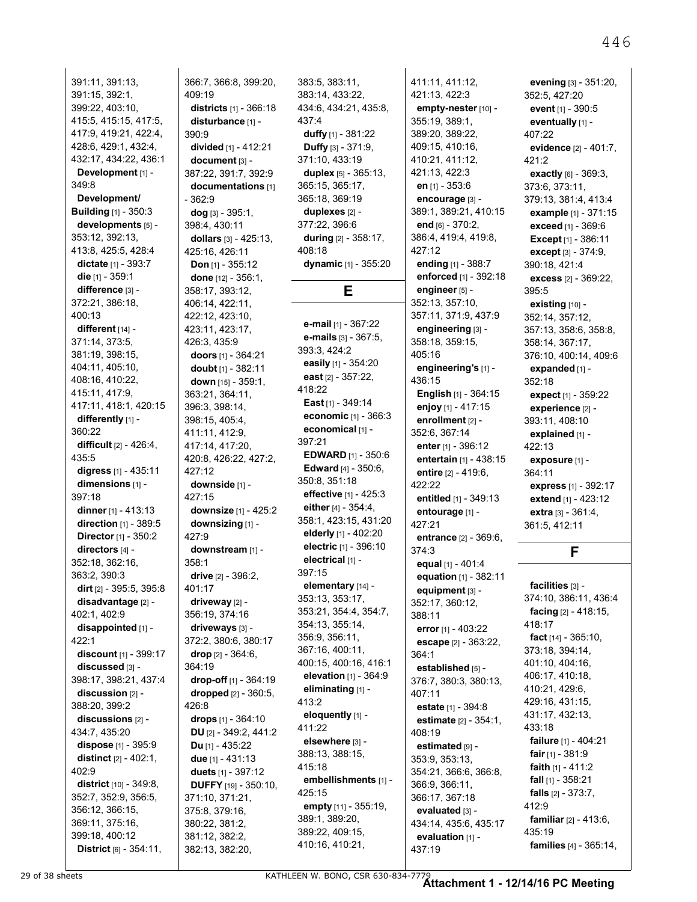391:11, 391:13, 391:15, 392:1, 399:22, 403:10, 415:5, 415:15, 417:5, 417:9, 419:21, 422:4, 428:6, 429:1, 432:4, 432:17, 434:22, 436:1

**Development** [1] - 349:8

**Development/ Building** [1] - 350:3

**developments** [5] - 353:12, 392:13, 413:8, 425:5, 428:4

**dictate** [1] - 393:7

**die** [1] - 359:1

**difference** [3] - 372:21, 386:18, 400:13

**different** [14] - 371:14, 373:5, 381:19, 398:15, 404:11, 405:10, 408:16, 410:22, 415:11, 417:9, 417:11, 418:1, 420:15

**differently** [1] - 360:22

**difficult** [2] - 426:4, 435:5

**digress** [1] - 435:11

**dimensions** [1] - 397:18

**dinner** [1] - 413:13

**direction** [1] - 389:5

**Director** [1] - 350:2

**directors** [4] - 352:18, 362:16, 363:2, 390:3

**dirt** [2] - 395:5, 395:8

**disadvantage** [2] - 402:1, 402:9

**disappointed** [1] - 422:1

**discount** [1] - 399:17

**discussed** [3] - 398:17, 398:21, 437:4

**discussion** [2] - 388:20, 399:2

**discussions** [2] - 434:7, 435:20

**dispose** [1] - 395:9

**distinct** [2] - 402:1, 402:9

**district** [10] - 349:8, 352:7, 352:9, 356:5, 356:12, 366:15, 369:11, 375:16, 399:18, 400:12

**District** [6] - 354:11, 366:7, 366:8, 399:20, 409:19

**districts** [1] - 366:18

**disturbance** [1] - 390:9

**divided** [1] - 412:21

**document** [3] - 387:22, 391:7, 392:9

**documentations** [1] - 362:9

**dog** [3] - 395:1, 398:4, 430:11

**dollars** [3] - 425:13, 425:16, 426:11

**Don** [1] - 355:12

**done** [12] - 356:1, 358:17, 393:12, 406:14, 422:11, 422:12, 423:10, 423:11, 423:17, 426:3, 435:9

**doors** [1] - 364:21

**doubt** [1] - 382:11

**down** [15] - 359:1, 363:21, 364:11, 396:3, 398:14, 398:15, 405:4, 411:11, 412:9, 417:14, 417:20, 420:8, 426:22, 427:2, 427:12

**downside** [1] - 427:15

**downsize** [1] - 425:2

**downsizing** [1] - 427:9

**downstream** [1] - 358:1

**drive** [2] - 396:2, 401:17

**driveway** [2] - 356:19, 374:16

**driveways** [3] - 372:2, 380:6, 380:17

**drop** [2] - 364:6, 364:19

**drop-off** [1] - 364:19

**dropped** [2] - 360:5, 426:8

**drops** [1] - 364:10

**DU** [2] - 349:2, 441:2

**Du** [1] - 435:22

**due** [1] - 431:13

**duets** [1] - 397:12

**DUFFY** [19] - 350:10, 371:10, 371:21, 375:8, 379:16, 380:22, 381:2, 381:12, 382:2, 382:13, 382:20, 383:5, 383:11, 383:14, 433:22, 434:6, 434:21, 435:8, 437:4

**duffy** [1] - 381:22

**Duffy** [3] - 371:9, 371:10, 433:19

**duplex** [5] - 365:13, 365:15, 365:17, 365:18, 369:19

**duplexes** [2] - 377:22, 396:6

**during** [2] - 358:17, 408:18

**dynamic** [1] - 355:20

## E

**e-mail** [1] - 367:22

**e-mails** [3] - 367:5, 393:3, 424:2

**easily** [1] - 354:20

**east** [2] - 357:22, 418:22

**East** [1] - 349:14

**economic** [1] - 366:3

**economical** [1] - 397:21

**EDWARD** [1] - 350:6

**Edward** [4] - 350:6, 350:8, 351:18

**effective** [1] - 425:3

**either** [4] - 354:4, 358:1, 423:15, 431:20

**elderly** [1] - 402:20

**electric** [1] - 396:10

**electrical** [1] - 397:15

**elementary** [14] - 353:13, 353:17, 353:21, 354:4, 354:7, 354:13, 355:14, 356:9, 356:11, 367:16, 400:11, 400:15, 400:16, 416:1

**elevation** [1] - 364:9

**eliminating** [1] - 413:2

**eloquently** [1] - 411:22

**elsewhere** [3] - 388:13, 388:15, 415:18

**embellishments** [1] - 425:15

**empty** [11] - 355:19, 389:1, 389:20, 389:22, 409:15, 410:16, 410:21, 411:11, 411:12, 421:13, 422:3

**empty-nester** [10] - 355:19, 389:1, 389:20, 389:22, 409:15, 410:16, 410:21, 411:12, 421:13, 422:3

**en** [1] - 353:6

**encourage** [3] - 389:1, 389:21, 410:15

**end** [6] - 370:2, 386:4, 419:4, 419:8, 427:12

**ending** [1] - 388:7

**enforced** [1] - 392:18

**engineer** [5] - 352:13, 357:10, 357:11, 371:9, 437:9

**engineering** [3] - 358:18, 359:15, 405:16

**engineering's** [1] - 436:15

**English** [1] - 364:15

**enjoy** [1] - 417:15

**enrollment** [2] - 352:6, 367:14

**enter** [1] - 396:12

**entertain** [1] - 438:15

**entire** [2] - 419:6, 422:22

**entitled** [1] - 349:13

**entourage** [1] - 427:21

**entrance** [2] - 369:6, 374:3

**equal** [1] - 401:4

**equation** [1] - 382:11

**equipment** [3] - 352:17, 360:12, 388:11

**error** [1] - 403:22

**escape** [2] - 363:22, 364:1

**established** [5] - 376:7, 380:3, 380:13, 407:11

**estate** [1] - 394:8

**estimate** [2] - 354:1, 408:19

**estimated** [9] - 353:9, 353:13, 354:21, 366:6, 366:8, 366:9, 366:11, 366:17, 367:18

**evaluated** [3] - 434:14, 435:6, 435:17

**evaluation** [1] - 437:19

**evening** [3] - 351:20, 352:5, 427:20

**event** [1] - 390:5

**eventually** [1] - 407:22

**evidence** [2] - 401:7, 421:2

**exactly** [6] - 369:3, 373:6, 373:11, 379:13, 381:4, 413:4

**example** [1] - 371:15

**exceed** [1] - 369:6

**Except** [1] - 386:11

**except** [3] - 374:9, 390:18, 421:4

**excess** [2] - 369:22, 395:5

**existing** [10] - 352:14, 357:12, 357:13, 358:6, 358:8, 358:14, 367:17, 376:10, 400:14, 409:6

**expanded** [1] - 352:18

**expect** [1] - 359:22

**experience** [2] - 393:11, 408:10

**explained** [1] - 422:13

**exposure** [1] - 364:11

**express** [1] - 392:17

**extend** [1] - 423:12

**extra** [3] - 361:4, 361:5, 412:11

## F

**facilities** [3] - 374:10, 386:11, 436:4

**facing** [2] - 418:15, 418:17

**fact** [14] - 365:10, 373:18, 394:14, 401:10, 404:16, 406:17, 410:18, 410:21, 429:6, 429:16, 431:15, 431:17, 432:13, 433:18

**failure** [1] - 404:21

**fair** [1] - 381:9

**faith** [1] - 411:2

**fall** [1] - 358:21

**falls** [2] - 373:7, 412:9

**familiar** [2] - 413:6, 435:19

**families** [4] - 365:14,

KATHLEEN W. BONO, CSR 630-834-7779

**Attachment 1 - 12/14/16 PC Meeting**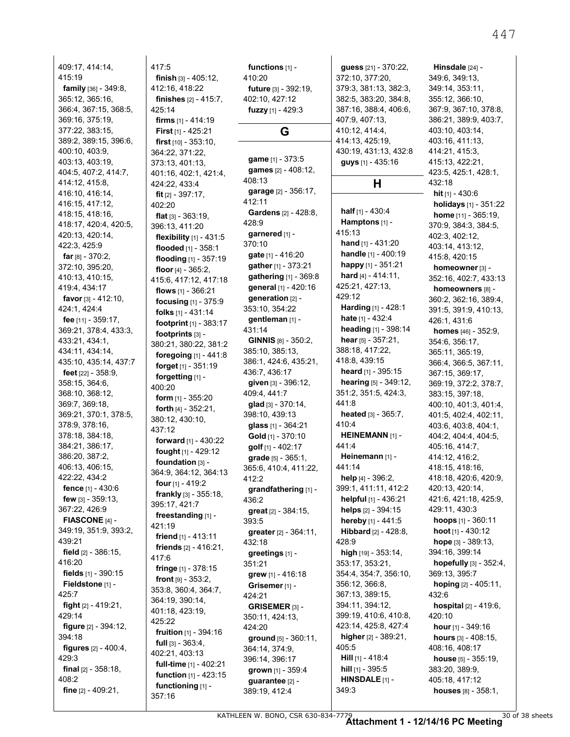409:17, 414:14, 415:19

**family** [36] - 349:8, 365:12, 365:16, 366:4, 367:15, 368:5, 369:16, 375:19, 377:22, 383:15, 389:2, 389:15, 396:6, 400:10, 403:9, 403:13, 403:19, 404:5, 407:2, 414:7, 414:12, 415:8, 416:10, 416:14, 416:15, 417:12, 418:15, 418:16, 418:17, 420:4, 420:5, 420:13, 420:14, 422:3, 425:9

**far** [8] - 370:2, 372:10, 395:20, 410:13, 410:15, 419:4, 434:17

**favor** [3] - 412:10, 424:1, 424:4

**fee** [11] - 359:17, 369:21, 378:4, 433:3, 433:21, 434:1, 434:11, 434:14, 435:10, 435:14, 437:7

**feet** [22] - 358:9, 358:15, 364:6, 368:10, 368:12, 369:7, 369:18, 369:21, 370:1, 378:5, 378:9, 378:16, 378:18, 384:18, 384:21, 386:17, 386:20, 387:2, 406:13, 406:15, 422:22, 434:2

**fence** [1] - 430:6

**few** [3] - 359:13, 367:22, 426:9

**FIASCONE** [4] - 349:19, 351:9, 393:2, 439:21

**field** [2] - 386:15, 416:20

**fields** [1] - 390:15

**Fieldstone** [1] - 425:7

**fight** [2] - 419:21, 429:14

**figure** [2] - 394:12, 394:18

**figures** [2] - 400:4, 429:3

**final** [2] - 358:18, 408:2

**fine** [2] - 409:21, 417:5

**finish** [3] - 405:12, 412:16, 418:22

**finishes** [2] - 415:7, 425:14

**firms** [1] - 414:19

**First** [1] - 425:21

**first** [10] - 353:10, 364:22, 371:22, 373:13, 401:13, 401:16, 402:1, 421:4, 424:22, 433:4

**fit** [2] - 397:17, 402:20

**flat** [3] - 363:19, 396:13, 411:20

**flexibility** [1] - 431:5

**flooded** [1] - 358:1

**flooding** [1] - 357:19

**floor** [4] - 365:2, 415:6, 417:12, 417:18

**flows** [1] - 366:21

**focusing** [1] - 375:9

**folks** [1] - 431:14

**footprint** [1] - 383:17

**footprints** [3] - 380:21, 380:22, 381:2

**foregoing** [1] - 441:8

**forget** [1] - 351:19

**forgetting** [1] - 400:20

**form** [1] - 355:20

**forth** [4] - 352:21, 380:12, 430:10, 437:12

**forward** [1] - 430:22

**fought** [1] - 429:12

**foundation** [3] - 364:9, 364:12, 364:13

**four** [1] - 419:2

**frankly** [3] - 355:18, 395:17, 421:7

**freestanding** [1] - 421:19

**friend** [1] - 413:11

**friends** [2] - 416:21, 417:6

**fringe** [1] - 378:15

**front** [9] - 353:2, 353:8, 360:4, 364:7, 364:19, 390:14, 401:18, 423:19, 425:22

**fruition** [1] - 394:16

**full** [3] - 363:4, 402:21, 403:13

**full-time** [1] - 402:21

**function** [1] - 423:15

**functioning** [1] - 357:16

**functions** [1] - 410:20

**future** [3] - 392:19, 402:10, 427:12

**fuzzy** [1] - 429:3

## G

**game** [1] - 373:5

**games** [2] - 408:12, 408:13

**garage** [2] - 356:17, 412:11

**Gardens** [2] - 428:8, 428:9

**garnered** [1] - 370:10

**gate** [1] - 416:20

**gather** [1] - 373:21

**gathering** [1] - 369:8

**general** [1] - 420:16

**generation** [2] - 353:10, 354:22

**gentleman** [1] - 431:14

**GINNIS** [8] - 350:2, 385:10, 385:13, 386:1, 424:6, 435:21, 436:7, 436:17

**given** [3] - 396:12, 409:4, 441:7

**glad** [3] - 370:14, 398:10, 439:13

**glass** [1] - 364:21

**Gold** [1] - 370:10

**golf** [1] - 402:17

**grade** [5] - 365:1, 365:6, 410:4, 411:22, 412:2

**grandfathering** [1] - 436:2

**great** [2] - 384:15, 393:5

**greater** [2] - 364:11, 432:18

**greetings** [1] - 351:21

**grew** [1] - 416:18

**Grisemer** [1] - 424:21

**GRISEMER** [3] - 350:11, 424:13, 424:20

**ground** [5] - 360:11, 364:14, 374:9, 396:14, 396:17

**grown** [1] - 359:4

**guarantee** [2] - 389:19, 412:4

**guess** [21] - 370:22, 372:10, 377:20, 379:3, 381:13, 382:3, 382:5, 383:20, 384:8, 387:16, 388:4, 406:6, 407:9, 407:13, 410:12, 414:4, 414:13, 425:19, 430:19, 431:13, 432:8

**guys** [1] - 435:16

## H

**half** [1] - 430:4

**Hamptons** [1] - 415:13

**hand** [1] - 431:20

**handle** [1] - 400:19

**happy** [1] - 351:21

**hard** [4] - 414:11, 425:21, 427:13, 429:12

**Harding** [1] - 428:1

**hate** [1] - 432:4

**heading** [1] - 398:14

**hear** [5] - 357:21, 388:18, 417:22, 418:8, 439:15

**heard** [1] - 395:15

**hearing** [5] - 349:12, 351:2, 351:5, 424:3, 441:8

**heated** [3] - 365:7, 410:4

**HEINEMANN** [1] - 441:4

**Heinemann** [1] - 441:14

**help** [4] - 396:2, 399:1, 411:11, 412:2

**helpful** [1] - 436:21

**helps** [2] - 394:15

**hereby** [1] - 441:5

**Hibbard** [2] - 428:8, 428:9

**high** [19] - 353:14, 353:17, 353:21, 354:4, 354:7, 356:10, 356:12, 366:8, 367:13, 389:15, 394:11, 394:12, 399:19, 410:6, 410:8, 423:14, 425:8, 427:4

**higher** [2] - 389:21, 405:5

**Hill** [1] - 418:4

**hill** [1] - 395:5

**HINSDALE** [1] - 349:3

**Hinsdale** [24] - 349:6, 349:13, 349:14, 353:11, 355:12, 366:10, 367:9, 367:10, 378:8, 386:21, 389:9, 403:7, 403:10, 403:14, 403:16, 411:13, 414:21, 415:3, 415:13, 422:21, 423:5, 425:1, 428:1, 432:18

**hit** [1] - 430:6

**holidays** [1] - 351:22

**home** [11] - 365:19, 370:9, 384:3, 384:5, 402:3, 402:12, 403:14, 413:12, 415:8, 420:15

**homeowner** [3] - 352:16, 402:7, 433:13

**homeowners** [8] - 360:2, 362:16, 389:4, 391:5, 391:9, 410:13, 426:1, 431:6

**homes** [46] - 352:9, 354:6, 356:17, 365:11, 365:19, 366:4, 366:5, 367:11, 367:15, 369:17, 369:19, 372:2, 378:7, 383:15, 397:18, 400:10, 401:3, 401:4, 401:5, 402:4, 402:11, 403:6, 403:8, 404:1, 404:2, 404:4, 404:5, 405:16, 414:7, 414:12, 416:2, 418:15, 418:16, 418:18, 420:6, 420:9, 420:13, 420:14, 421:6, 421:18, 425:9, 429:11, 430:3

**hoops** [1] - 360:11

**hoot** [1] - 430:12

**hope** [3] - 389:13, 394:16, 399:14

**hopefully** [3] - 352:4, 369:13, 395:7

**hoping** [2] - 405:11, 432:6

**hospital** [2] - 419:6, 420:10

**hour** [1] - 349:16

**hours** [3] - 408:15, 408:16, 408:17

**house** [5] - 355:19, 383:20, 389:9, 405:18, 417:12

**houses** [8] - 358:1,

KATHLEEN W. BONO, CSR 630-834-7779

**Attachment 1 - 12/14/16 PC Meeting**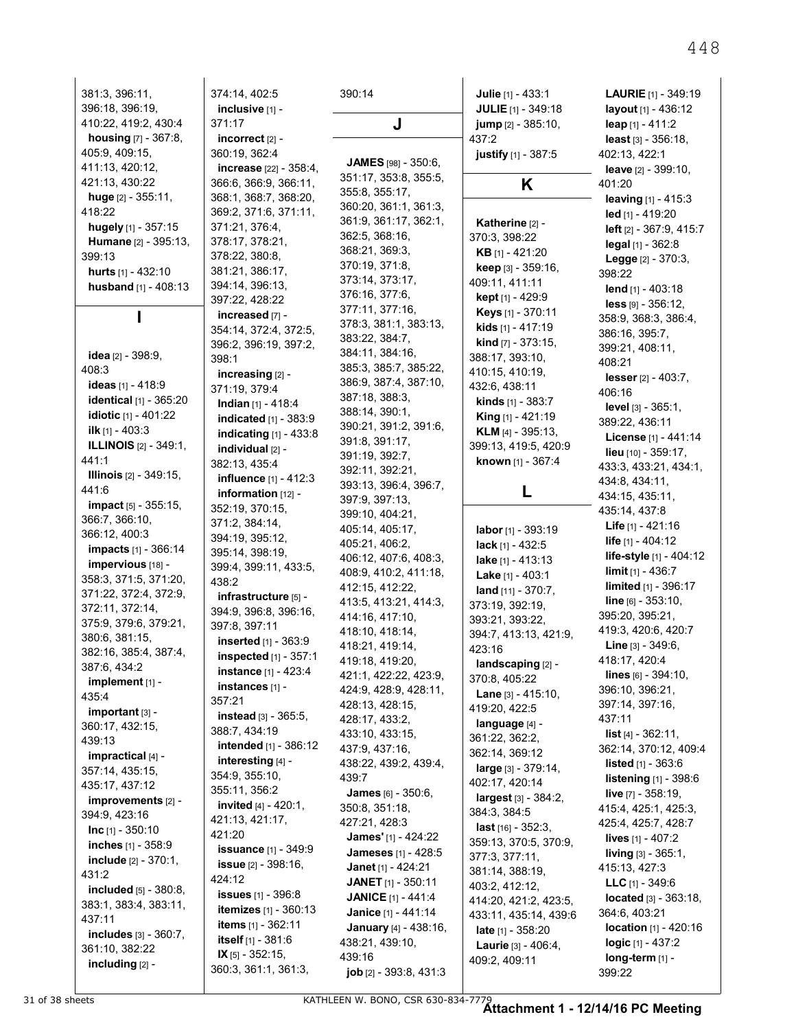381:3, 396:11, 396:18, 396:19, 410:22, 419:2, 430:4
**housing** [7] - 367:8, 405:9, 409:15, 411:13, 420:12, 421:13, 430:22
**huge** [2] - 355:11, 418:22
**hugely** [1] - 357:15
**Humane** [2] - 395:13, 399:13
**hurts** [1] - 432:10
**husband** [1] - 408:13

## I

**idea** [2] - 398:9, 408:3
**ideas** [1] - 418:9
**identical** [1] - 365:20
**idiotic** [1] - 401:22
**ilk** [1] - 403:3
**ILLINOIS** [2] - 349:1, 441:1
**Illinois** [2] - 349:15, 441:6
**impact** [5] - 355:15, 366:7, 366:10, 366:12, 400:3
**impacts** [1] - 366:14
**impervious** [18] - 358:3, 371:5, 371:20, 371:22, 372:4, 372:9, 372:11, 372:14, 375:9, 379:6, 379:21, 380:6, 381:15, 382:16, 385:4, 387:4, 387:6, 434:2
**implement** [1] - 435:4
**important** [3] - 360:17, 432:15, 439:13
**impractical** [4] - 357:14, 435:15, 435:17, 437:12
**improvements** [2] - 394:9, 423:16
**Inc** [1] - 350:10
**inches** [1] - 358:9
**include** [2] - 370:1, 431:2
**included** [5] - 380:8, 383:1, 383:4, 383:11, 437:11
**includes** [3] - 360:7, 361:10, 382:22
**including** [2] - 374:14, 402:5
**inclusive** [1] - 371:17
**incorrect** [2] - 360:19, 362:4
**increase** [22] - 358:4, 366:6, 366:9, 366:11, 368:1, 368:7, 368:20, 369:2, 371:6, 371:11, 371:21, 376:4, 378:17, 378:21, 378:22, 380:8, 381:21, 386:17, 394:14, 396:13, 397:22, 428:22
**increased** [7] - 354:14, 372:4, 372:5, 396:2, 396:19, 397:2, 398:1
**increasing** [2] - 371:19, 379:4
**Indian** [1] - 418:4
**indicated** [1] - 383:9
**indicating** [1] - 433:8
**individual** [2] - 382:13, 435:4
**influence** [1] - 412:3
**information** [12] - 352:19, 370:15, 371:2, 384:14, 394:19, 395:12, 395:14, 398:19, 399:4, 399:11, 433:5, 438:2
**infrastructure** [5] - 394:9, 396:8, 396:16, 397:8, 397:11
**inserted** [1] - 363:9
**inspected** [1] - 357:1
**instance** [1] - 423:4
**instances** [1] - 357:21
**instead** [3] - 365:5, 388:7, 434:19
**intended** [1] - 386:12
**interesting** [4] - 354:9, 355:10, 355:11, 356:2
**invited** [4] - 420:1, 421:13, 421:17, 421:20
**issuance** [1] - 349:9
**issue** [2] - 398:16, 424:12
**issues** [1] - 396:8
**itemizes** [1] - 360:13
**items** [1] - 362:11
**itself** [1] - 381:6
**IX** [5] - 352:15, 360:3, 361:1, 361:3, 390:14

## J

**JAMES** [98] - 350:6, 351:17, 353:8, 355:5, 355:8, 355:17, 360:20, 361:1, 361:3, 361:9, 361:17, 362:1, 362:5, 368:16, 368:21, 369:3, 370:19, 371:8, 373:14, 373:17, 376:16, 377:6, 377:11, 377:16, 378:3, 381:1, 383:13, 383:22, 384:7, 384:11, 384:16, 385:3, 385:7, 385:22, 386:9, 387:4, 387:10, 387:18, 388:3, 388:14, 390:1, 390:21, 391:2, 391:6, 391:8, 391:17, 391:19, 392:7, 392:11, 392:21, 393:13, 396:4, 396:7, 397:9, 397:13, 399:10, 404:21, 405:14, 405:17, 405:21, 406:2, 406:12, 407:6, 408:3, 408:9, 410:2, 411:18, 412:15, 412:22, 413:5, 413:21, 414:3, 414:16, 417:10, 418:10, 418:14, 418:21, 419:14, 419:18, 419:20, 421:1, 422:22, 423:9, 424:9, 428:9, 428:11, 428:13, 428:15, 428:17, 433:2, 433:10, 433:15, 437:9, 437:16, 438:22, 439:2, 439:4, 439:7
**James** [6] - 350:6, 350:8, 351:18, 427:21, 428:3
**James'** [1] - 424:22
**Jameses** [1] - 428:5
**Janet** [1] - 424:21
**JANET** [1] - 350:11
**JANICE** [1] - 441:4
**Janice** [1] - 441:14
**January** [4] - 438:16, 438:21, 439:10, 439:16
**job** [2] - 393:8, 431:3
**Julie** [1] - 433:1
**JULIE** [1] - 349:18
**jump** [2] - 385:10, 437:2
**justify** [1] - 387:5

## K

**Katherine** [2] - 370:3, 398:22
**KB** [1] - 421:20
**keep** [3] - 359:16, 409:11, 411:11
**kept** [1] - 429:9
**Keys** [1] - 370:11
**kids** [1] - 417:19
**kind** [7] - 373:15, 388:17, 393:10, 410:15, 410:19, 432:6, 438:11
**kinds** [1] - 383:7
**King** [1] - 421:19
**KLM** [4] - 395:13, 399:13, 419:5, 420:9
**known** [1] - 367:4

## L

**labor** [1] - 393:19
**lack** [1] - 432:5
**lake** [1] - 413:13
**Lake** [1] - 403:1
**land** [11] - 370:7, 373:19, 392:19, 393:21, 393:22, 394:7, 413:13, 421:9, 423:16
**landscaping** [2] - 370:8, 405:22
**Lane** [3] - 415:10, 419:20, 422:5
**language** [4] - 361:22, 362:2, 362:14, 369:12
**large** [3] - 379:14, 402:17, 420:14
**largest** [3] - 384:2, 384:3, 384:5
**last** [16] - 352:3, 359:13, 370:5, 370:9, 377:3, 377:11, 381:14, 388:19, 403:2, 412:12, 414:20, 421:2, 423:5, 433:11, 435:14, 439:6
**late** [1] - 358:20
**Laurie** [3] - 406:4, 409:2, 409:11
**LAURIE** [1] - 349:19
**layout** [1] - 436:12
**leap** [1] - 411:2
**least** [3] - 356:18, 402:13, 422:1
**leave** [2] - 399:10, 401:20
**leaving** [1] - 415:3
**led** [1] - 419:20
**left** [2] - 367:9, 415:7
**legal** [1] - 362:8
**Legge** [2] - 370:3, 398:22
**lend** [1] - 403:18
**less** [9] - 356:12, 358:9, 368:3, 386:4, 386:16, 395:7, 399:21, 408:11, 408:21
**lesser** [2] - 403:7, 406:16
**level** [3] - 365:1, 389:22, 436:11
**License** [1] - 441:14
**lieu** [10] - 359:17, 433:3, 433:21, 434:1, 434:8, 434:11, 434:15, 435:11, 435:14, 437:8
**Life** [1] - 421:16
**life** [1] - 404:12
**life-style** [1] - 404:12
**limit** [1] - 436:7
**limited** [1] - 396:17
**line** [6] - 353:10, 395:20, 395:21, 419:3, 420:6, 420:7
**Line** [3] - 349:6, 418:17, 420:4
**lines** [6] - 394:10, 396:10, 396:21, 397:14, 397:16, 437:11
**list** [4] - 362:11, 362:14, 370:12, 409:4
**listed** [1] - 363:6
**listening** [1] - 398:6
**live** [7] - 358:19, 415:4, 425:1, 425:3, 425:4, 425:7, 428:7
**lives** [1] - 407:2
**living** [3] - 365:1, 415:13, 427:3
**LLC** [1] - 349:6
**located** [3] - 363:18, 364:6, 403:21
**location** [1] - 420:16
**logic** [1] - 437:2
**long-term** [1] - 399:22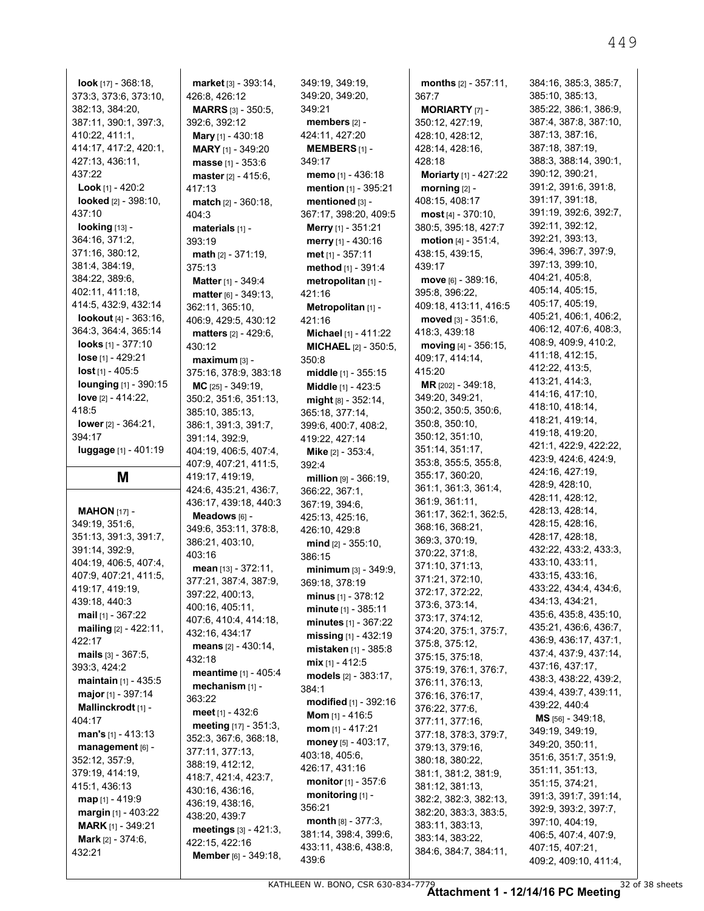**look** [17] - 368:18, 373:3, 373:6, 373:10, 382:13, 384:20, 387:11, 390:1, 397:3, 410:22, 411:1, 414:17, 417:2, 420:1, 427:13, 436:11, 437:22
**Look** [1] - 420:2
**looked** [2] - 398:10, 437:10
**looking** [13] - 364:16, 371:2, 371:16, 380:12, 381:4, 384:19, 384:22, 389:6, 402:11, 411:18, 414:5, 432:9, 432:14
**lookout** [4] - 363:16, 364:3, 364:4, 365:14
**looks** [1] - 377:10
**lose** [1] - 429:21
**lost** [1] - 405:5
**lounging** [1] - 390:15
**love** [2] - 414:22, 418:5
**lower** [2] - 364:21, 394:17
**luggage** [1] - 401:19

## M

**MAHON** [17] - 349:19, 351:6, 351:13, 391:3, 391:7, 391:14, 392:9, 404:19, 406:5, 407:4, 407:9, 407:21, 411:5, 419:17, 419:19, 439:18, 440:3
**mail** [1] - 367:22
**mailing** [2] - 422:11, 422:17
**mails** [3] - 367:5, 393:3, 424:2
**maintain** [1] - 435:5
**major** [1] - 397:14
**Mallinckrodt** [1] - 404:17
**man's** [1] - 413:13
**management** [6] - 352:12, 357:9, 379:19, 414:19, 415:1, 436:13
**map** [1] - 419:9
**margin** [1] - 403:22
**MARK** [1] - 349:21
**Mark** [2] - 374:6, 432:21
**market** [3] - 393:14, 426:8, 426:12
**MARRS** [3] - 350:5, 392:6, 392:12
**Mary** [1] - 430:18
**MARY** [1] - 349:20
**masse** [1] - 353:6
**master** [2] - 415:6, 417:13
**match** [2] - 360:18, 404:3
**materials** [1] - 393:19
**math** [2] - 371:19, 375:13
**Matter** [1] - 349:4
**matter** [6] - 349:13, 362:11, 365:10, 406:9, 429:5, 430:12
**matters** [2] - 429:6, 430:12
**maximum** [3] - 375:16, 378:9, 383:18
**MC** [25] - 349:19, 350:2, 351:6, 351:13, 385:10, 385:13, 386:1, 391:3, 391:7, 391:14, 392:9, 404:19, 406:5, 407:4, 407:9, 407:21, 411:5, 419:17, 419:19, 424:6, 435:21, 436:7, 436:17, 439:18, 440:3
**Meadows** [6] - 349:6, 353:11, 378:8, 386:21, 403:10, 403:16
**mean** [13] - 372:11, 377:21, 387:4, 387:9, 397:22, 400:13, 400:16, 405:11, 407:6, 410:4, 414:18, 432:16, 434:17
**means** [2] - 430:14, 432:18
**meantime** [1] - 405:4
**mechanism** [1] - 363:22
**meet** [1] - 432:6
**meeting** [17] - 351:3, 352:3, 367:6, 368:18, 377:11, 377:13, 388:19, 412:12, 418:7, 421:4, 423:7, 430:16, 436:16, 436:19, 438:16, 438:20, 439:7
**meetings** [3] - 421:3, 422:15, 422:16
**Member** [6] - 349:18, 349:19, 349:19, 349:20, 349:20, 349:21
**members** [2] - 424:11, 427:20
**MEMBERS** [1] - 349:17
**memo** [1] - 436:18
**mention** [1] - 395:21
**mentioned** [3] - 367:17, 398:20, 409:5
**Merry** [1] - 351:21
**merry** [1] - 430:16
**met** [1] - 357:11
**method** [1] - 391:4
**metropolitan** [1] - 421:16
**Metropolitan** [1] - 421:16
**Michael** [1] - 411:22
**MICHAEL** [2] - 350:5, 350:8
**middle** [1] - 355:15
**Middle** [1] - 423:5
**might** [8] - 352:14, 365:18, 377:14, 399:6, 400:7, 408:2, 419:22, 427:14
**Mike** [2] - 353:4, 392:4
**million** [9] - 366:19, 366:22, 367:1, 367:19, 394:6, 425:13, 425:16, 426:10, 429:8
**mind** [2] - 355:10, 386:15
**minimum** [3] - 349:9, 369:18, 378:19
**minus** [1] - 378:12
**minute** [1] - 385:11
**minutes** [1] - 367:22
**missing** [1] - 432:19
**mistaken** [1] - 385:8
**mix** [1] - 412:5
**models** [2] - 383:17, 384:1
**modified** [1] - 392:16
**Mom** [1] - 416:5
**mom** [1] - 417:21
**money** [5] - 403:17, 403:18, 405:6, 426:17, 431:16
**monitor** [1] - 357:6
**monitoring** [1] - 356:21
**month** [8] - 377:3, 381:14, 398:4, 399:6, 433:11, 438:6, 438:8, 439:6
**months** [2] - 357:11, 367:7
**MORIARTY** [7] - 350:12, 427:19, 428:10, 428:12, 428:14, 428:16, 428:18
**Moriarty** [1] - 427:22
**morning** [2] - 408:15, 408:17
**most** [4] - 370:10, 380:5, 395:18, 427:7
**motion** [4] - 351:4, 438:15, 439:15, 439:17
**move** [6] - 389:16, 395:8, 396:22, 409:18, 413:11, 416:5
**moved** [3] - 351:6, 418:3, 439:18
**moving** [4] - 356:15, 409:17, 414:14, 415:20
**MR** [202] - 349:18, 349:20, 349:21, 350:2, 350:5, 350:6, 350:8, 350:10, 350:12, 351:10, 351:14, 351:17, 353:8, 355:5, 355:8, 355:17, 360:20, 361:1, 361:3, 361:4, 361:9, 361:11, 361:17, 362:1, 362:5, 368:16, 368:21, 369:3, 370:19, 370:22, 371:8, 371:10, 371:13, 371:21, 372:10, 372:17, 372:22, 373:6, 373:14, 373:17, 374:12, 374:20, 375:1, 375:7, 375:8, 375:12, 375:15, 375:18, 375:19, 376:1, 376:7, 376:11, 376:13, 376:16, 376:17, 376:22, 377:6, 377:11, 377:16, 377:18, 378:3, 379:7, 379:13, 379:16, 380:18, 380:22, 381:1, 381:2, 381:9, 381:12, 381:13, 382:2, 382:3, 382:13, 382:20, 383:3, 383:5, 383:11, 383:13, 383:14, 383:22, 384:6, 384:7, 384:11, 384:16, 385:3, 385:7, 385:10, 385:13, 385:22, 386:1, 386:9, 387:4, 387:8, 387:10, 387:13, 387:16, 387:18, 387:19, 388:3, 388:14, 390:1, 390:12, 390:21, 391:2, 391:6, 391:8, 391:17, 391:18, 391:19, 392:6, 392:7, 392:11, 392:12, 392:21, 393:13, 396:4, 396:7, 397:9, 397:13, 399:10, 404:21, 405:8, 405:14, 405:15, 405:17, 405:19, 405:21, 406:1, 406:2, 406:12, 407:6, 408:3, 408:9, 409:9, 410:2, 411:18, 412:15, 412:22, 413:5, 413:21, 414:3, 414:16, 417:10, 418:10, 418:14, 418:21, 419:14, 419:18, 419:20, 421:1, 422:9, 422:22, 423:9, 424:6, 424:9, 424:16, 427:19, 428:9, 428:10, 428:11, 428:12, 428:13, 428:14, 428:15, 428:16, 428:17, 428:18, 432:22, 433:2, 433:3, 433:10, 433:11, 433:15, 433:16, 433:22, 434:4, 434:6, 434:13, 434:21, 435:6, 435:8, 435:10, 435:21, 436:6, 436:7, 436:9, 436:17, 437:1, 437:4, 437:9, 437:14, 437:16, 437:17, 438:3, 438:22, 439:2, 439:4, 439:7, 439:11, 439:22, 440:4
**MS** [56] - 349:18, 349:19, 349:19, 349:20, 350:11, 351:6, 351:7, 351:9, 351:11, 351:13, 351:15, 374:21, 391:3, 391:7, 391:14, 392:9, 393:2, 397:7, 397:10, 404:19, 406:5, 407:4, 407:9, 407:15, 407:21, 409:2, 409:10, 411:4,

KATHLEEN W. BONO, CSR 630-834-7779

**Attachment 1 - 12/14/16 PC Meeting**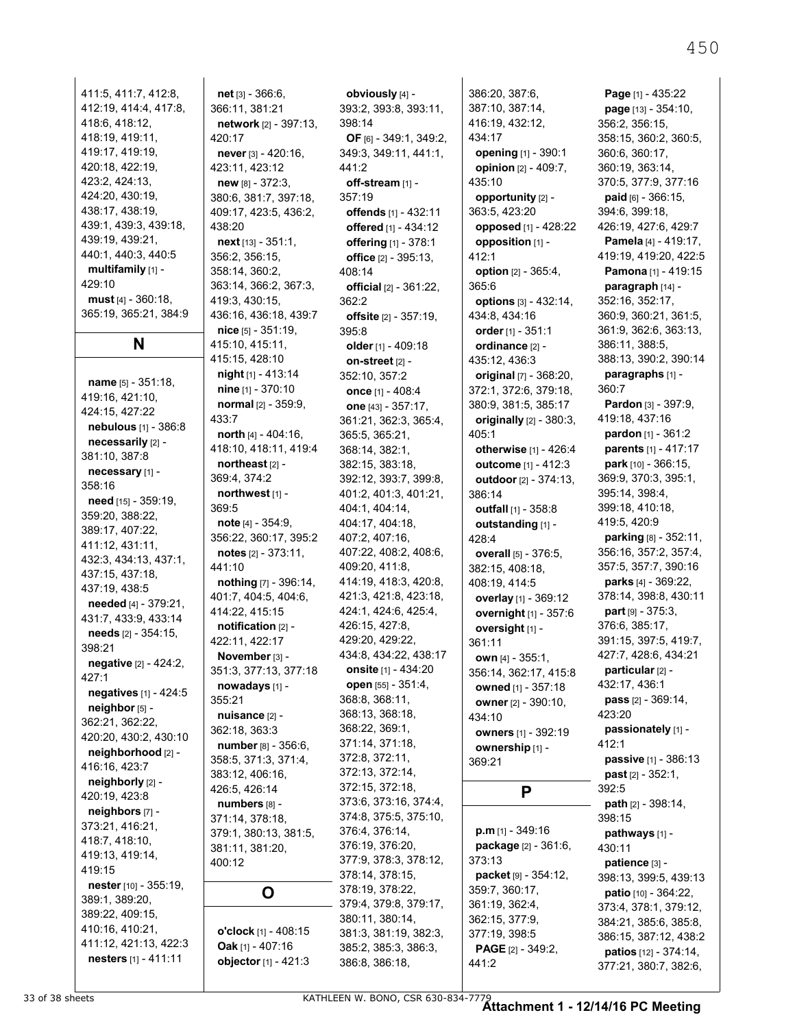411:5, 411:7, 412:8, 412:19, 414:4, 417:8, 418:6, 418:12, 418:19, 419:11, 419:17, 419:19, 420:18, 422:19, 423:2, 424:13, 424:20, 430:19, 438:17, 438:19, 439:1, 439:3, 439:18, 439:19, 439:21, 440:1, 440:3, 440:5

**multifamily** [1] - 429:10

**must** [4] - 360:18, 365:19, 365:21, 384:9

## N

**name** [5] - 351:18, 419:16, 421:10, 424:15, 427:22

**nebulous** [1] - 386:8

**necessarily** [2] - 381:10, 387:8

**necessary** [1] - 358:16

**need** [15] - 359:19, 359:20, 388:22, 389:17, 407:22, 411:12, 431:11, 432:3, 434:13, 437:1, 437:15, 437:18, 437:19, 438:5

**needed** [4] - 379:21, 431:7, 433:9, 433:14

**needs** [2] - 354:15, 398:21

**negative** [2] - 424:2, 427:1

**negatives** [1] - 424:5

**neighbor** [5] - 362:21, 362:22, 420:20, 430:2, 430:10

**neighborhood** [2] - 416:16, 423:7

**neighborly** [2] - 420:19, 423:8

**neighbors** [7] - 373:21, 416:21, 418:7, 418:10, 419:13, 419:14, 419:15

**nester** [10] - 355:19, 389:1, 389:20, 389:22, 409:15, 410:16, 410:21, 411:12, 421:13, 422:3

**nesters** [1] - 411:11

**net** [3] - 366:6, 366:11, 381:21

**network** [2] - 397:13, 420:17

**never** [3] - 420:16, 423:11, 423:12

**new** [8] - 372:3, 380:6, 381:7, 397:18, 409:17, 423:5, 436:2, 438:20

**next** [13] - 351:1, 356:2, 356:15, 358:14, 360:2, 363:14, 366:2, 367:3, 419:3, 430:15, 436:16, 436:18, 439:7

**nice** [5] - 351:19, 415:10, 415:11, 415:15, 428:10

**night** [1] - 413:14

**nine** [1] - 370:10

**normal** [2] - 359:9, 433:7

**north** [4] - 404:16, 418:10, 418:11, 419:4

**northeast** [2] - 369:4, 374:2

**northwest** [1] - 369:5

**note** [4] - 354:9, 356:22, 360:17, 395:2

**notes** [2] - 373:11, 441:10

**nothing** [7] - 396:14, 401:7, 404:5, 404:6, 414:22, 415:15

**notification** [2] - 422:11, 422:17

**November** [3] - 351:3, 377:13, 377:18

**nowadays** [1] - 355:21

**nuisance** [2] - 362:18, 363:3

**number** [8] - 356:6, 358:5, 371:3, 371:4, 383:12, 406:16, 426:5, 426:14

**numbers** [8] - 371:14, 378:18, 379:1, 380:13, 381:5, 381:11, 381:20, 400:12

## O

**o'clock** [1] - 408:15

**Oak** [1] - 407:16

**objector** [1] - 421:3

**obviously** [4] - 393:2, 393:8, 393:11, 398:14

**OF** [6] - 349:1, 349:2, 349:3, 349:11, 441:1, 441:2

**off-stream** [1] - 357:19

**offends** [1] - 432:11

**offered** [1] - 434:12

**offering** [1] - 378:1

**office** [2] - 395:13, 408:14

**official** [2] - 361:22, 362:2

**offsite** [2] - 357:19, 395:8

**older** [1] - 409:18

**on-street** [2] - 352:10, 357:2

**once** [1] - 408:4

**one** [43] - 357:17, 361:21, 362:3, 365:4, 365:5, 365:21, 368:14, 382:1, 382:15, 383:18, 392:12, 393:7, 399:8, 401:2, 401:3, 401:21, 404:1, 404:14, 404:17, 404:18, 407:2, 407:16, 407:22, 408:2, 408:6, 409:20, 411:8, 414:19, 418:3, 420:8, 421:3, 421:8, 423:18, 424:1, 424:6, 425:4, 426:15, 427:8, 429:20, 429:22, 434:8, 434:22, 438:17

**onsite** [1] - 434:20

**open** [55] - 351:4, 368:8, 368:11, 368:13, 368:18, 368:22, 369:1, 371:14, 371:18, 372:8, 372:11, 372:13, 372:14, 372:15, 372:18, 373:6, 373:16, 374:4, 374:8, 375:5, 375:10, 376:4, 376:14, 376:19, 376:20, 377:9, 378:3, 378:12, 378:14, 378:15, 378:19, 378:22, 379:4, 379:8, 379:17, 380:11, 380:14, 381:3, 381:19, 382:3, 385:2, 385:3, 386:3, 386:8, 386:18, 386:20, 387:6, 387:10, 387:14, 416:19, 432:12, 434:17

**opening** [1] - 390:1

**opinion** [2] - 409:7, 435:10

**opportunity** [2] - 363:5, 423:20

**opposed** [1] - 428:22

**opposition** [1] - 412:1

**option** [2] - 365:4, 365:6

**options** [3] - 432:14, 434:8, 434:16

**order** [1] - 351:1

**ordinance** [2] - 435:12, 436:3

**original** [7] - 368:20, 372:1, 372:6, 379:18, 380:9, 381:5, 385:17

**originally** [2] - 380:3, 405:1

**otherwise** [1] - 426:4

**outcome** [1] - 412:3

**outdoor** [2] - 374:13, 386:14

**outfall** [1] - 358:8

**outstanding** [1] - 428:4

**overall** [5] - 376:5, 382:15, 408:18, 408:19, 414:5

**overlay** [1] - 369:12

**overnight** [1] - 357:6

**oversight** [1] - 361:11

**own** [4] - 355:1, 356:14, 362:17, 415:8

**owned** [1] - 357:18

**owner** [2] - 390:10, 434:10

**owners** [1] - 392:19

**ownership** [1] - 369:21

## P

**p.m** [1] - 349:16

**package** [2] - 361:6, 373:13

**packet** [9] - 354:12, 359:7, 360:17, 361:19, 362:4, 362:15, 377:9, 377:19, 398:5

**PAGE** [2] - 349:2, 441:2

**Page** [1] - 435:22

**page** [13] - 354:10, 356:2, 356:15, 358:15, 360:2, 360:5, 360:6, 360:17, 360:19, 363:14, 370:5, 377:9, 377:16

**paid** [6] - 366:15, 394:6, 399:18, 426:19, 427:6, 429:7

**Pamela** [4] - 419:17, 419:19, 419:20, 422:5

**Pamona** [1] - 419:15

**paragraph** [14] - 352:16, 352:17, 360:9, 360:21, 361:5, 361:9, 362:6, 363:13, 386:11, 388:5, 388:13, 390:2, 390:14

**paragraphs** [1] - 360:7

**Pardon** [3] - 397:9, 419:18, 437:16

**pardon** [1] - 361:2

**parents** [1] - 417:17

**park** [10] - 366:15, 369:9, 370:3, 395:1, 395:14, 398:4, 399:18, 410:18, 419:5, 420:9

**parking** [8] - 352:11, 356:16, 357:2, 357:4, 357:5, 357:7, 390:16

**parks** [4] - 369:22, 378:14, 398:8, 430:11

**part** [9] - 375:3, 376:6, 385:17, 391:15, 397:5, 419:7, 427:7, 428:6, 434:21

**particular** [2] - 432:17, 436:1

**pass** [2] - 369:14, 423:20

**passionately** [1] - 412:1

**passive** [1] - 386:13

**past** [2] - 352:1, 392:5

**path** [2] - 398:14, 398:15

**pathways** [1] - 430:11

**patience** [3] - 398:13, 399:5, 439:13

**patio** [10] - 364:22, 373:4, 378:1, 379:12, 384:21, 385:6, 385:8, 386:15, 387:12, 438:2

**patios** [12] - 374:14, 377:21, 380:7, 382:6,

Attachment 1 - 12/14/16 PC Meeting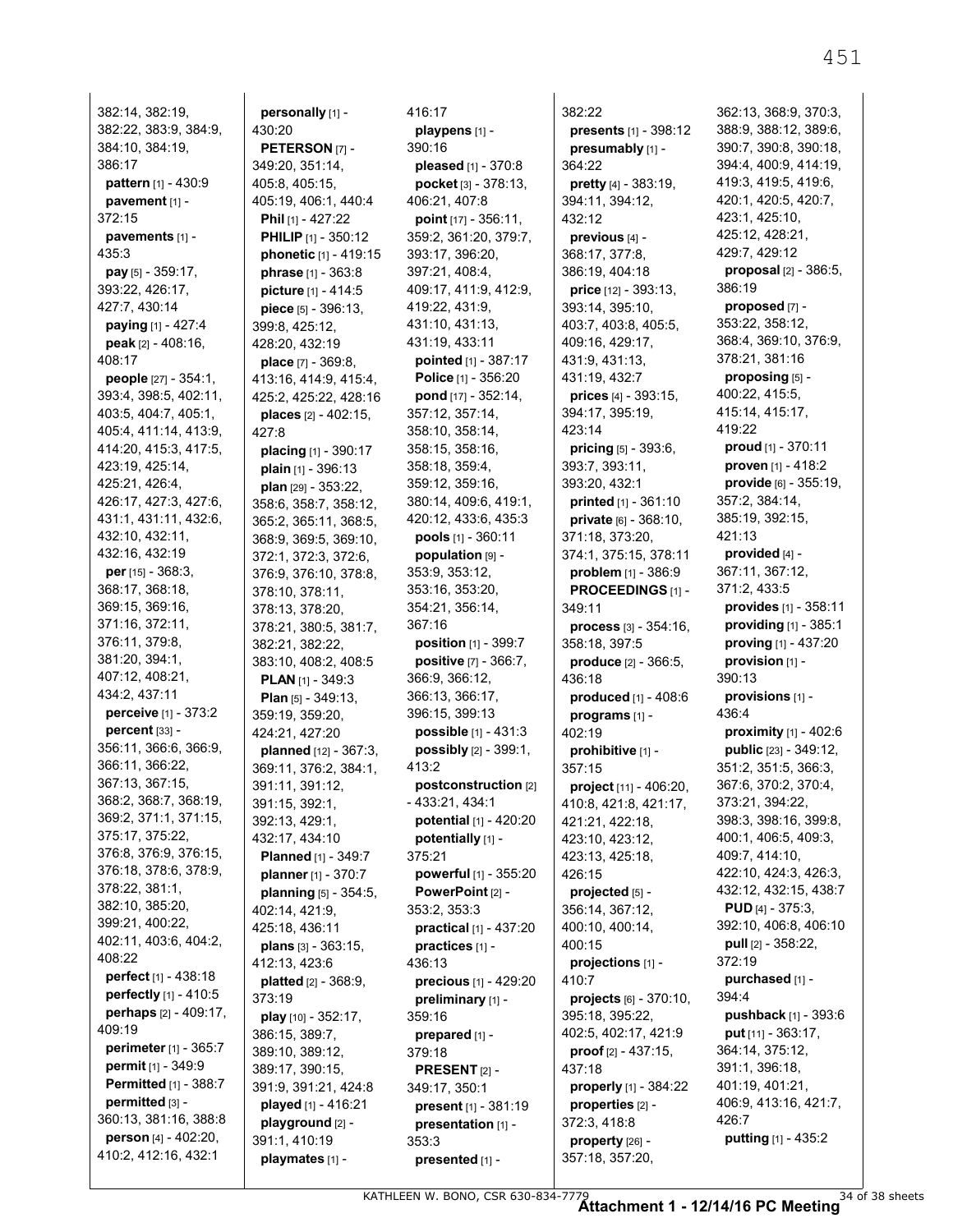382:14, 382:19, 382:22, 383:9, 384:9, 384:10, 384:19, 386:17
**pattern** [1] - 430:9
**pavement** [1] - 372:15
**pavements** [1] - 435:3
**pay** [5] - 359:17, 393:22, 426:17, 427:7, 430:14
**paying** [1] - 427:4
**peak** [2] - 408:16, 408:17
**people** [27] - 354:1, 393:4, 398:5, 402:11, 403:5, 404:7, 405:1, 405:4, 411:14, 413:9, 414:20, 415:3, 417:5, 423:19, 425:14, 425:21, 426:4, 426:17, 427:3, 427:6, 431:1, 431:11, 432:6, 432:10, 432:11, 432:16, 432:19
**per** [15] - 368:3, 368:17, 368:18, 369:15, 369:16, 371:16, 372:11, 376:11, 379:8, 381:20, 394:1, 407:12, 408:21, 434:2, 437:11
**perceive** [1] - 373:2
**percent** [33] - 356:11, 366:6, 366:9, 366:11, 366:22, 367:13, 367:15, 368:2, 368:7, 368:19, 369:2, 371:1, 371:15, 375:17, 375:22, 376:8, 376:9, 376:15, 376:18, 378:6, 378:9, 378:22, 381:1, 382:10, 385:20, 399:21, 400:22, 402:11, 403:6, 404:2, 408:22
**perfect** [1] - 438:18
**perfectly** [1] - 410:5
**perhaps** [2] - 409:17, 409:19
**perimeter** [1] - 365:7
**permit** [1] - 349:9
**Permitted** [1] - 388:7
**permitted** [3] - 360:13, 381:16, 388:8
**person** [4] - 402:20, 410:2, 412:16, 432:1
**personally** [1] - 430:20
**PETERSON** [7] - 349:20, 351:14, 405:8, 405:15, 405:19, 406:1, 440:4
**Phil** [1] - 427:22
**PHILIP** [1] - 350:12
**phonetic** [1] - 419:15
**phrase** [1] - 363:8
**picture** [1] - 414:5
**piece** [5] - 396:13, 399:8, 425:12, 428:20, 432:19
**place** [7] - 369:8, 413:16, 414:9, 415:4, 425:2, 425:22, 428:16
**places** [2] - 402:15, 427:8
**placing** [1] - 390:17
**plain** [1] - 396:13
**plan** [29] - 353:22, 358:6, 358:7, 358:12, 365:2, 365:11, 368:5, 368:9, 369:5, 369:10, 372:1, 372:3, 372:6, 376:9, 376:10, 378:8, 378:10, 378:11, 378:13, 378:20, 378:21, 380:5, 381:7, 382:21, 382:22, 383:10, 408:2, 408:5
**PLAN** [1] - 349:3
**Plan** [5] - 349:13, 359:19, 359:20, 424:21, 427:20
**planned** [12] - 367:3, 369:11, 376:2, 384:1, 391:11, 391:12, 391:15, 392:1, 392:13, 429:1, 432:17, 434:10
**Planned** [1] - 349:7
**planner** [1] - 370:7
**planning** [5] - 354:5, 402:14, 421:9, 425:18, 436:11
**plans** [3] - 363:15, 412:13, 423:6
**platted** [2] - 368:9, 373:19
**play** [10] - 352:17, 386:15, 389:7, 389:10, 389:12, 389:17, 390:15, 391:9, 391:21, 424:8
**played** [1] - 416:21
**playground** [2] - 391:1, 410:19
**playmates** [1] - 416:17
**playpens** [1] - 390:16
**pleased** [1] - 370:8
**pocket** [3] - 378:13, 406:21, 407:8
**point** [17] - 356:11, 359:2, 361:20, 379:7, 393:17, 396:20, 397:21, 408:4, 409:17, 411:9, 412:9, 419:22, 431:9, 431:10, 431:13, 431:19, 433:11
**pointed** [1] - 387:17
**Police** [1] - 356:20
**pond** [17] - 352:14, 357:12, 357:14, 358:10, 358:14, 358:15, 358:16, 358:18, 359:4, 359:12, 359:16, 380:14, 409:6, 419:1, 420:12, 433:6, 435:3
**pools** [1] - 360:11
**population** [9] - 353:9, 353:12, 353:16, 353:20, 354:21, 356:14, 367:16
**position** [1] - 399:7
**positive** [7] - 366:7, 366:9, 366:12, 366:13, 366:17, 396:15, 399:13
**possible** [1] - 431:3
**possibly** [2] - 399:1, 413:2
**postconstruction** [2] - 433:21, 434:1
**potential** [1] - 420:20
**potentially** [1] - 375:21
**powerful** [1] - 355:20
**PowerPoint** [2] - 353:2, 353:3
**practical** [1] - 437:20
**practices** [1] - 436:13
**precious** [1] - 429:20
**preliminary** [1] - 359:16
**prepared** [1] - 379:18
**PRESENT** [2] - 349:17, 350:1
**present** [1] - 381:19
**presentation** [1] - 353:3
**presented** [1] - 382:22
**presents** [1] - 398:12
**presumably** [1] - 364:22
**pretty** [4] - 383:19, 394:11, 394:12, 432:12
**previous** [4] - 368:17, 377:8, 386:19, 404:18
**price** [12] - 393:13, 393:14, 395:10, 403:7, 403:8, 405:5, 409:16, 429:17, 431:9, 431:13, 431:19, 432:7
**prices** [4] - 393:15, 394:17, 395:19, 423:14
**pricing** [5] - 393:6, 393:7, 393:11, 393:20, 432:1
**printed** [1] - 361:10
**private** [6] - 368:10, 371:18, 373:20, 374:1, 375:15, 378:11
**problem** [1] - 386:9
**PROCEEDINGS** [1] - 349:11
**process** [3] - 354:16, 358:18, 397:5
**produce** [2] - 366:5, 436:18
**produced** [1] - 408:6
**programs** [1] - 402:19
**prohibitive** [1] - 357:15
**project** [11] - 406:20, 410:8, 421:8, 421:17, 421:21, 422:18, 423:10, 423:12, 423:13, 425:18, 426:15
**projected** [5] - 356:14, 367:12, 400:10, 400:14, 400:15
**projections** [1] - 410:7
**projects** [6] - 370:10, 395:18, 395:22, 402:5, 402:17, 421:9
**proof** [2] - 437:15, 437:18
**properly** [1] - 384:22
**properties** [2] - 372:3, 418:8
**property** [26] - 357:18, 357:20, 362:13, 368:9, 370:3, 388:9, 388:12, 389:6, 390:7, 390:8, 390:18, 394:4, 400:9, 414:19, 419:3, 419:5, 419:6, 420:1, 420:5, 420:7, 423:1, 425:10, 425:12, 428:21, 429:7, 429:12
**proposal** [2] - 386:5, 386:19
**proposed** [7] - 353:22, 358:12, 368:4, 369:10, 376:9, 378:21, 381:16
**proposing** [5] - 400:22, 415:5, 415:14, 415:17, 419:22
**proud** [1] - 370:11
**proven** [1] - 418:2
**provide** [6] - 355:19, 357:2, 384:14, 385:19, 392:15, 421:13
**provided** [4] - 367:11, 367:12, 371:2, 433:5
**provides** [1] - 358:11
**providing** [1] - 385:1
**proving** [1] - 437:20
**provision** [1] - 390:13
**provisions** [1] - 436:4
**proximity** [1] - 402:6
**public** [23] - 349:12, 351:2, 351:5, 366:3, 367:6, 370:2, 370:4, 373:21, 394:22, 398:3, 398:16, 399:8, 400:1, 406:5, 409:3, 409:7, 414:10, 422:10, 424:3, 426:3, 432:12, 432:15, 438:7
**PUD** [4] - 375:3, 392:10, 406:8, 406:10
**pull** [2] - 358:22, 372:19
**purchased** [1] - 394:4
**pushback** [1] - 393:6
**put** [11] - 363:17, 364:14, 375:12, 391:1, 396:18, 401:19, 401:21, 406:9, 413:16, 421:7, 426:7
**putting** [1] - 435:2

KATHLEEN W. BONO, CSR 630-834-7779

**Attachment 1 - 12/14/16 PC Meeting**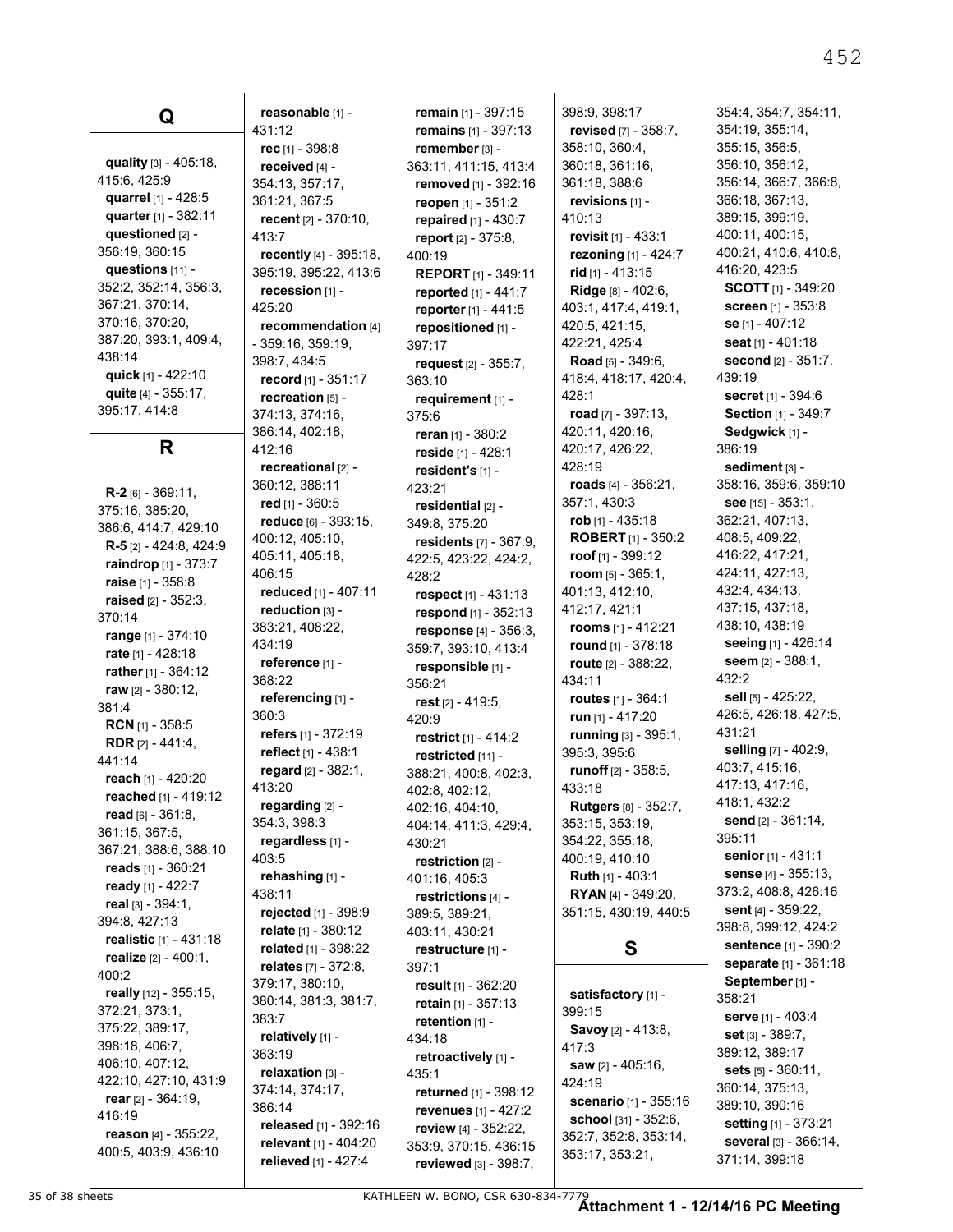## Q

**quality** [3] - 405:18, 415:6, 425:9
**quarrel** [1] - 428:5
**quarter** [1] - 382:11
**questioned** [2] - 356:19, 360:15
**questions** [11] - 352:2, 352:14, 356:3, 367:21, 370:14, 370:16, 370:20, 387:20, 393:1, 409:4, 438:14
**quick** [1] - 422:10
**quite** [4] - 355:17, 395:17, 414:8

## R

**R-2** [6] - 369:11, 375:16, 385:20, 386:6, 414:7, 429:10
**R-5** [2] - 424:8, 424:9
**raindrop** [1] - 373:7
**raise** [1] - 358:8
**raised** [2] - 352:3, 370:14
**range** [1] - 374:10
**rate** [1] - 428:18
**rather** [1] - 364:12
**raw** [2] - 380:12, 381:4
**RCN** [1] - 358:5
**RDR** [2] - 441:4, 441:14
**reach** [1] - 420:20
**reached** [1] - 419:12
**read** [6] - 361:8, 361:15, 367:5, 367:21, 388:6, 388:10
**reads** [1] - 360:21
**ready** [1] - 422:7
**real** [3] - 394:1, 394:8, 427:13
**realistic** [1] - 431:18
**realize** [2] - 400:1, 400:2
**really** [12] - 355:15, 372:21, 373:1, 375:22, 389:17, 398:18, 406:7, 406:10, 407:12, 422:10, 427:10, 431:9
**rear** [2] - 364:19, 416:19
**reason** [4] - 355:22, 400:5, 403:9, 436:10
**reasonable** [1] - 431:12
**rec** [1] - 398:8
**received** [4] - 354:13, 357:17, 361:21, 367:5
**recent** [2] - 370:10, 413:7
**recently** [4] - 395:18, 395:19, 395:22, 413:6
**recession** [1] - 425:20
**recommendation** [4] - 359:16, 359:19, 398:7, 434:5
**record** [1] - 351:17
**recreation** [5] - 374:13, 374:16, 386:14, 402:18, 412:16
**recreational** [2] - 360:12, 388:11
**red** [1] - 360:5
**reduce** [6] - 393:15, 400:12, 405:10, 405:11, 405:18, 406:15
**reduced** [1] - 407:11
**reduction** [3] - 383:21, 408:22, 434:19
**reference** [1] - 368:22
**referencing** [1] - 360:3
**refers** [1] - 372:19
**reflect** [1] - 438:1
**regard** [2] - 382:1, 413:20
**regarding** [2] - 354:3, 398:3
**regardless** [1] - 403:5
**rehashing** [1] - 438:11
**rejected** [1] - 398:9
**relate** [1] - 380:12
**related** [1] - 398:22
**relates** [7] - 372:8, 379:17, 380:10, 380:14, 381:3, 381:7, 383:7
**relatively** [1] - 363:19
**relaxation** [3] - 374:14, 374:17, 386:14
**released** [1] - 392:16
**relevant** [1] - 404:20
**relieved** [1] - 427:4
**remain** [1] - 397:15
**remains** [1] - 397:13
**remember** [3] - 363:11, 411:15, 413:4
**removed** [1] - 392:16
**reopen** [1] - 351:2
**repaired** [1] - 430:7
**report** [2] - 375:8, 400:19
**REPORT** [1] - 349:11
**reported** [1] - 441:7
**reporter** [1] - 441:5
**repositioned** [1] - 397:17
**request** [2] - 355:7, 363:10
**requirement** [1] - 375:6
**reran** [1] - 380:2
**reside** [1] - 428:1
**resident's** [1] - 423:21
**residential** [2] - 349:8, 375:20
**residents** [7] - 367:9, 422:5, 423:22, 424:2, 428:2
**respect** [1] - 431:13
**respond** [1] - 352:13
**response** [4] - 356:3, 359:7, 393:10, 413:4
**responsible** [1] - 356:21
**rest** [2] - 419:5, 420:9
**restrict** [1] - 414:2
**restricted** [11] - 388:21, 400:8, 402:3, 402:8, 402:12, 402:16, 404:10, 404:14, 411:3, 429:4, 430:21
**restriction** [2] - 401:16, 405:3
**restrictions** [4] - 389:5, 389:21, 403:11, 430:21
**restructure** [1] - 397:1
**result** [1] - 362:20
**retain** [1] - 357:13
**retention** [1] - 434:18
**retroactively** [1] - 435:1
**returned** [1] - 398:12
**revenues** [1] - 427:2
**review** [4] - 352:22, 353:9, 370:15, 436:15
**reviewed** [3] - 398:7, 398:9, 398:17
**revised** [7] - 358:7, 358:10, 360:4, 360:18, 361:16, 361:18, 388:6
**revisions** [1] - 410:13
**revisit** [1] - 433:1
**rezoning** [1] - 424:7
**rid** [1] - 413:15
**Ridge** [8] - 402:6, 403:1, 417:4, 419:1, 420:5, 421:15, 422:21, 425:4
**Road** [5] - 349:6, 418:4, 418:17, 420:4, 428:1
**road** [7] - 397:13, 420:11, 420:16, 420:17, 426:22, 428:19
**roads** [4] - 356:21, 357:1, 430:3
**rob** [1] - 435:18
**ROBERT** [1] - 350:2
**roof** [1] - 399:12
**room** [5] - 365:1, 401:13, 412:10, 412:17, 421:1
**rooms** [1] - 412:21
**round** [1] - 378:18
**route** [2] - 388:22, 434:11
**routes** [1] - 364:1
**run** [1] - 417:20
**running** [3] - 395:1, 395:3, 395:6
**runoff** [2] - 358:5, 433:18
**Rutgers** [8] - 352:7, 353:15, 353:19, 354:22, 355:18, 400:19, 410:10
**Ruth** [1] - 403:1
**RYAN** [4] - 349:20, 351:15, 430:19, 440:5

## S

**satisfactory** [1] - 399:15
**Savoy** [2] - 413:8, 417:3
**saw** [2] - 405:16, 424:19
**scenario** [1] - 355:16
**school** [31] - 352:6, 352:7, 352:8, 353:14, 353:17, 353:21, 354:4, 354:7, 354:11, 354:19, 355:14, 355:15, 356:5, 356:10, 356:12, 356:14, 366:7, 366:8, 366:18, 367:13, 389:15, 399:19, 400:11, 400:15, 400:21, 410:6, 410:8, 416:20, 423:5
**SCOTT** [1] - 349:20
**screen** [1] - 353:8
**se** [1] - 407:12
**seat** [1] - 401:18
**second** [2] - 351:7, 439:19
**secret** [1] - 394:6
**Section** [1] - 349:7
**Sedgwick** [1] - 386:19
**sediment** [3] - 358:16, 359:6, 359:10
**see** [15] - 353:1, 362:21, 407:13, 408:5, 409:22, 416:22, 417:21, 424:11, 427:13, 432:4, 434:13, 437:15, 437:18, 438:10, 438:19
**seeing** [1] - 426:14
**seem** [2] - 388:1, 432:2
**sell** [5] - 425:22, 426:5, 426:18, 427:5, 431:21
**selling** [7] - 402:9, 403:7, 415:16, 417:13, 417:16, 418:1, 432:2
**send** [2] - 361:14, 395:11
**senior** [1] - 431:1
**sense** [4] - 355:13, 373:2, 408:8, 426:16
**sent** [4] - 359:22, 398:8, 399:12, 424:2
**sentence** [1] - 390:2
**separate** [1] - 361:18
**September** [1] - 358:21
**serve** [1] - 403:4
**set** [3] - 389:7, 389:12, 389:17
**sets** [5] - 360:11, 360:14, 375:13, 389:10, 390:16
**setting** [1] - 373:21
**several** [3] - 366:14, 371:14, 399:18

KATHLEEN W. BONO, CSR 630-834-7779

**Attachment 1 - 12/14/16 PC Meeting**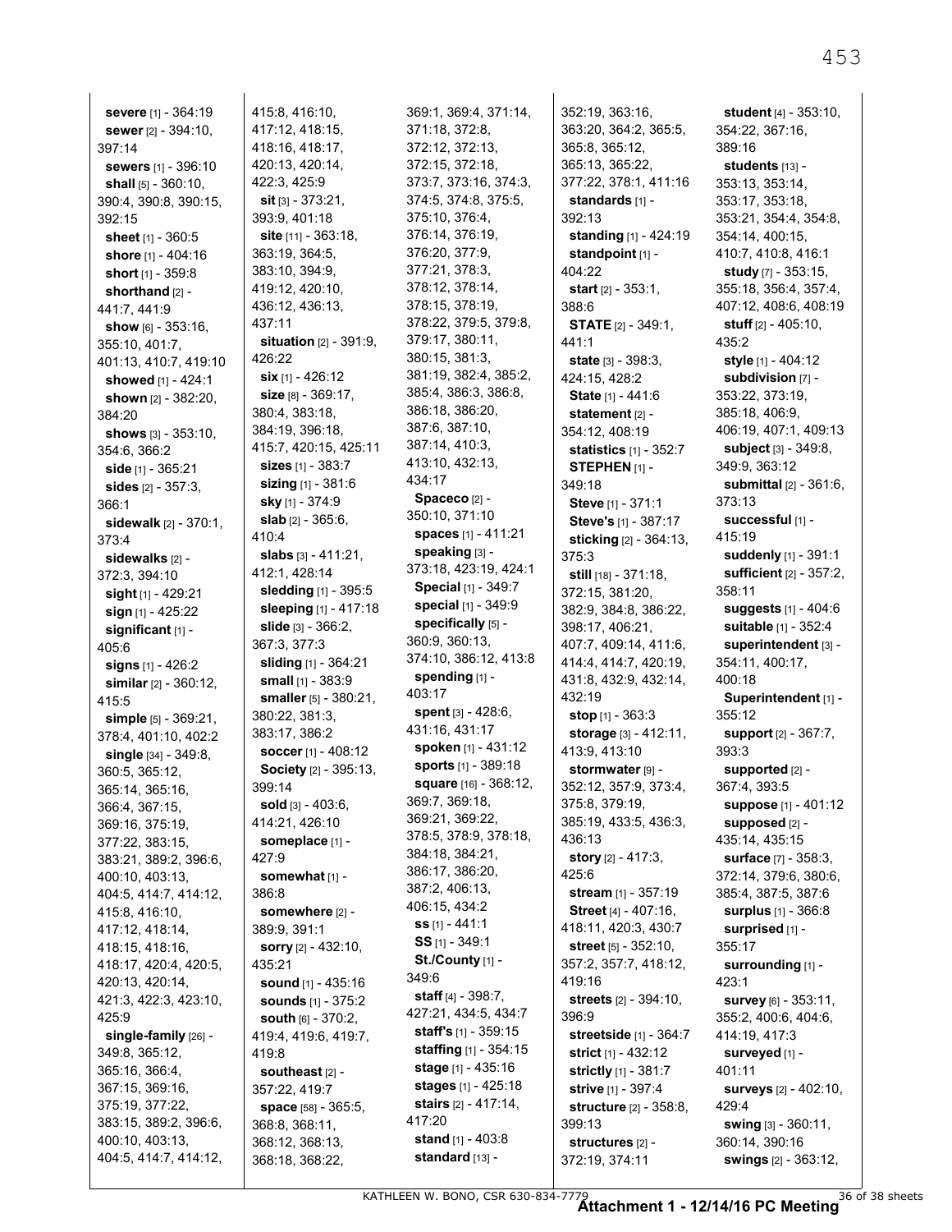**severe** [1] - 364:19
**sewer** [2] - 394:10, 397:14
**sewers** [1] - 396:10
**shall** [5] - 360:10, 390:4, 390:8, 390:15, 392:15
**sheet** [1] - 360:5
**shore** [1] - 404:16
**short** [1] - 359:8
**shorthand** [2] - 441:7, 441:9
**show** [6] - 353:16, 355:10, 401:7, 401:13, 410:7, 419:10
**showed** [1] - 424:1
**shown** [2] - 382:20, 384:20
**shows** [3] - 353:10, 354:6, 366:2
**side** [1] - 365:21
**sides** [2] - 357:3, 366:1
**sidewalk** [2] - 370:1, 373:4
**sidewalks** [2] - 372:3, 394:10
**sight** [1] - 429:21
**sign** [1] - 425:22
**significant** [1] - 405:6
**signs** [1] - 426:2
**similar** [2] - 360:12, 415:5
**simple** [5] - 369:21, 378:4, 401:10, 402:2
**single** [34] - 349:8, 360:5, 365:12, 365:14, 365:16, 366:4, 367:15, 369:16, 375:19, 377:22, 383:15, 383:21, 389:2, 396:6, 400:10, 403:13, 404:5, 414:7, 414:12, 415:8, 416:10, 417:12, 418:14, 418:15, 418:16, 418:17, 420:4, 420:5, 420:13, 420:14, 421:3, 422:3, 423:10, 425:9
**single-family** [26] - 349:8, 365:12, 365:16, 366:4, 367:15, 369:16, 375:19, 377:22, 383:15, 389:2, 396:6, 400:10, 403:13, 404:5, 414:7, 414:12, 415:8, 416:10, 417:12, 418:15, 418:16, 418:17, 420:13, 420:14, 422:3, 425:9
**sit** [3] - 373:21, 393:9, 401:18
**site** [11] - 363:18, 363:19, 364:5, 383:10, 394:9, 419:12, 420:10, 436:12, 436:13, 437:11
**situation** [2] - 391:9, 426:22
**six** [1] - 426:12
**size** [8] - 369:17, 380:4, 383:18, 384:19, 396:18, 415:7, 420:15, 425:11
**sizes** [1] - 383:7
**sizing** [1] - 381:6
**sky** [1] - 374:9
**slab** [2] - 365:6, 410:4
**slabs** [3] - 411:21, 412:1, 428:14
**sledding** [1] - 395:5
**sleeping** [1] - 417:18
**slide** [3] - 366:2, 367:3, 377:3
**sliding** [1] - 364:21
**small** [1] - 383:9
**smaller** [5] - 380:21, 380:22, 381:3, 383:17, 386:2
**soccer** [1] - 408:12
**Society** [2] - 395:13, 399:14
**sold** [3] - 403:6, 414:21, 426:10
**someplace** [1] - 427:9
**somewhat** [1] - 386:8
**somewhere** [2] - 389:9, 391:1
**sorry** [2] - 432:10, 435:21
**sound** [1] - 435:16
**sounds** [1] - 375:2
**south** [6] - 370:2, 419:4, 419:6, 419:7, 419:8
**southeast** [2] - 357:22, 419:7
**space** [58] - 365:5, 368:8, 368:11, 368:12, 368:13, 368:18, 368:22, 369:1, 369:4, 371:14, 371:18, 372:8, 372:12, 372:13, 372:15, 372:18, 373:7, 373:16, 374:3, 374:5, 374:8, 375:5, 375:10, 376:4, 376:14, 376:19, 376:20, 377:9, 377:21, 378:3, 378:12, 378:14, 378:15, 378:19, 378:22, 379:5, 379:8, 379:17, 380:11, 380:15, 381:3, 381:19, 382:4, 385:2, 385:4, 386:3, 386:8, 386:18, 386:20, 387:6, 387:10, 387:14, 410:3, 413:10, 432:13, 434:17
**Spaceco** [2] - 350:10, 371:10
**spaces** [1] - 411:21
**speaking** [3] - 373:18, 423:19, 424:1
**Special** [1] - 349:7
**special** [1] - 349:9
**specifically** [5] - 360:9, 360:13, 374:10, 386:12, 413:8
**spending** [1] - 403:17
**spent** [3] - 428:6, 431:16, 431:17
**spoken** [1] - 431:12
**sports** [1] - 389:18
**square** [16] - 368:12, 369:7, 369:18, 369:21, 369:22, 378:5, 378:9, 378:18, 384:18, 384:21, 386:17, 386:20, 387:2, 406:13, 406:15, 434:2
**ss** [1] - 441:1
**SS** [1] - 349:1
**St./County** [1] - 349:6
**staff** [4] - 398:7, 427:21, 434:5, 434:7
**staff's** [1] - 359:15
**staffing** [1] - 354:15
**stage** [1] - 435:16
**stages** [1] - 425:18
**stairs** [2] - 417:14, 417:20
**stand** [1] - 403:8
**standard** [13] - 352:19, 363:16, 363:20, 364:2, 365:5, 365:8, 365:12, 365:13, 365:22, 377:22, 378:1, 411:16
**standards** [1] - 392:13
**standing** [1] - 424:19
**standpoint** [1] - 404:22
**start** [2] - 353:1, 388:6
**STATE** [2] - 349:1, 441:1
**state** [3] - 398:3, 424:15, 428:2
**State** [1] - 441:6
**statement** [2] - 354:12, 408:19
**statistics** [1] - 352:7
**STEPHEN** [1] - 349:18
**Steve** [1] - 371:1
**Steve's** [1] - 387:17
**sticking** [2] - 364:13, 375:3
**still** [18] - 371:18, 372:15, 381:20, 382:9, 384:8, 386:22, 398:17, 406:21, 407:7, 409:14, 411:6, 414:4, 414:7, 420:19, 431:8, 432:9, 432:14, 432:19
**stop** [1] - 363:3
**storage** [3] - 412:11, 413:9, 413:10
**stormwater** [9] - 352:12, 357:9, 373:4, 375:8, 379:19, 385:19, 433:5, 436:3, 436:13
**story** [2] - 417:3, 425:6
**stream** [1] - 357:19
**Street** [4] - 407:16, 418:11, 420:3, 430:7
**street** [5] - 352:10, 357:2, 357:7, 418:12, 419:16
**streets** [2] - 394:10, 396:9
**streetside** [1] - 364:7
**strict** [1] - 432:12
**strictly** [1] - 381:7
**strive** [1] - 397:4
**structure** [2] - 358:8, 399:13
**structures** [2] - 372:19, 374:11
**student** [4] - 353:10, 354:22, 367:16, 389:16
**students** [13] - 353:13, 353:14, 353:17, 353:18, 353:21, 354:4, 354:8, 354:14, 400:15, 410:7, 410:8, 416:1
**study** [7] - 353:15, 355:18, 356:4, 357:4, 407:12, 408:6, 408:19
**stuff** [2] - 405:10, 435:2
**style** [1] - 404:12
**subdivision** [7] - 353:22, 373:19, 385:18, 406:9, 406:19, 407:1, 409:13
**subject** [3] - 349:8, 349:9, 363:12
**submittal** [2] - 361:6, 373:13
**successful** [1] - 415:19
**suddenly** [1] - 391:1
**sufficient** [2] - 357:2, 358:11
**suggests** [1] - 404:6
**suitable** [1] - 352:4
**superintendent** [3] - 354:11, 400:17, 400:18
**Superintendent** [1] - 355:12
**support** [2] - 367:7, 393:3
**supported** [2] - 367:4, 393:5
**suppose** [1] - 401:12
**supposed** [2] - 435:14, 435:15
**surface** [7] - 358:3, 372:14, 379:6, 380:6, 385:4, 387:5, 387:6
**surplus** [1] - 366:8
**surprised** [1] - 355:17
**surrounding** [1] - 423:1
**survey** [6] - 353:11, 355:2, 400:6, 404:6, 414:19, 417:3
**surveyed** [1] - 401:11
**surveys** [2] - 402:10, 429:4
**swing** [3] - 360:11, 360:14, 390:16
**swings** [2] - 363:12,

KATHLEEN W. BONO, CSR 630-834-7779

**Attachment 1 - 12/14/16 PC Meeting**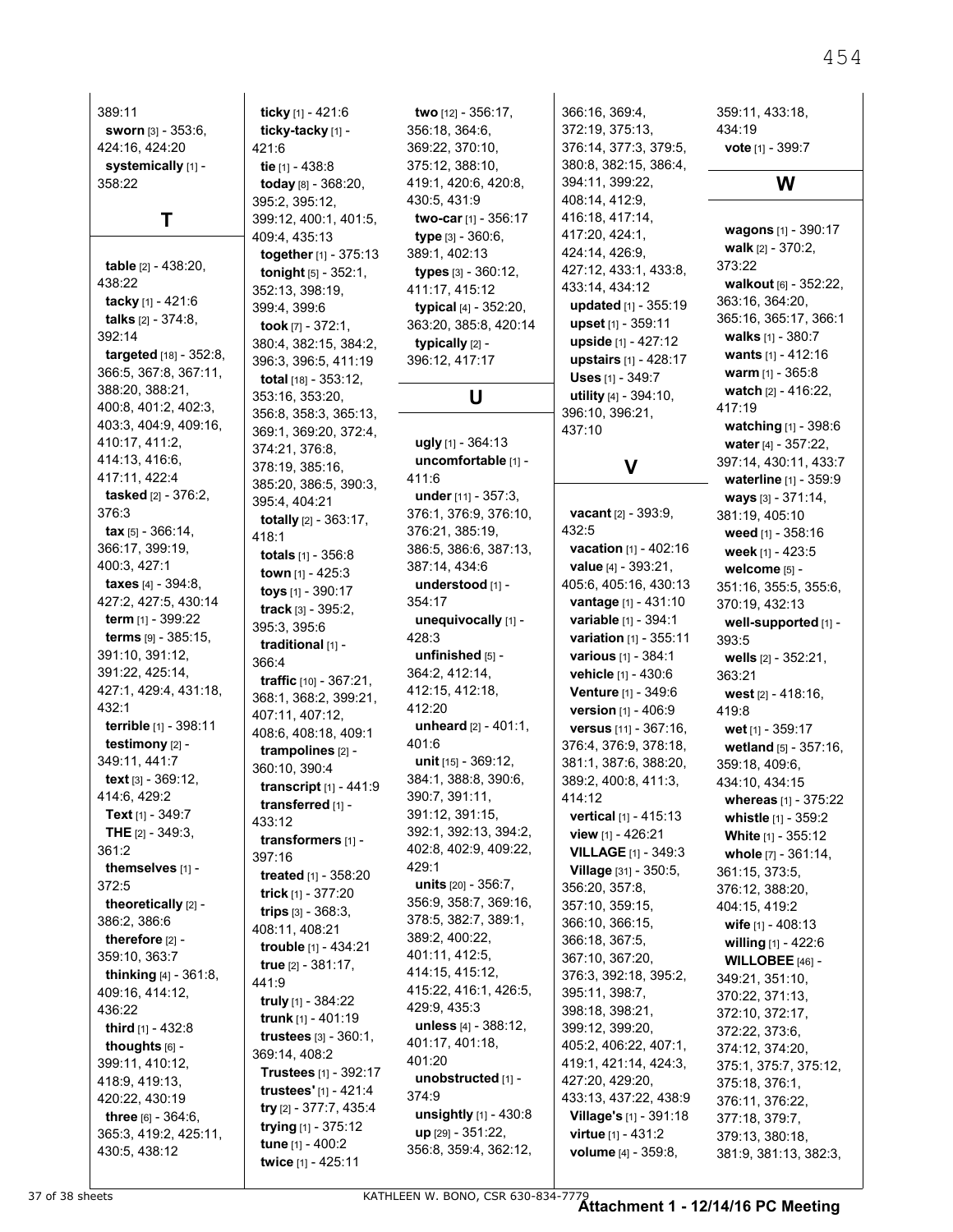389:11
**sworn** [3] - 353:6, 424:16, 424:20
**systemically** [1] - 358:22

## T

**table** [2] - 438:20, 438:22
**tacky** [1] - 421:6
**talks** [2] - 374:8, 392:14
**targeted** [18] - 352:8, 366:5, 367:8, 367:11, 388:20, 388:21, 400:8, 401:2, 402:3, 403:3, 404:9, 409:16, 410:17, 411:2, 414:13, 416:6, 417:11, 422:4
**tasked** [2] - 376:2, 376:3
**tax** [5] - 366:14, 366:17, 399:19, 400:3, 427:1
**taxes** [4] - 394:8, 427:2, 427:5, 430:14
**term** [1] - 399:22
**terms** [9] - 385:15, 391:10, 391:12, 391:22, 425:14, 427:1, 429:4, 431:18, 432:1
**terrible** [1] - 398:11
**testimony** [2] - 349:11, 441:7
**text** [3] - 369:12, 414:6, 429:2
**Text** [1] - 349:7
**THE** [2] - 349:3, 361:2
**themselves** [1] - 372:5
**theoretically** [2] - 386:2, 386:6
**therefore** [2] - 359:10, 363:7
**thinking** [4] - 361:8, 409:16, 414:12, 436:22
**third** [1] - 432:8
**thoughts** [6] - 399:11, 410:12, 418:9, 419:13, 420:22, 430:19
**three** [6] - 364:6, 365:3, 419:2, 425:11, 430:5, 438:12
**ticky** [1] - 421:6
**ticky-tacky** [1] - 421:6
**tie** [1] - 438:8
**today** [8] - 368:20, 395:2, 395:12, 399:12, 400:1, 401:5, 409:4, 435:13
**together** [1] - 375:13
**tonight** [5] - 352:1, 352:13, 398:19, 399:4, 399:6
**took** [7] - 372:1, 380:4, 382:15, 384:2, 396:3, 396:5, 411:19
**total** [18] - 353:12, 353:16, 353:20, 356:8, 358:3, 365:13, 369:1, 369:20, 372:4, 374:21, 376:8, 378:19, 385:16, 385:20, 386:5, 390:3, 395:4, 404:21
**totally** [2] - 363:17, 418:1
**totals** [1] - 356:8
**town** [1] - 425:3
**toys** [1] - 390:17
**track** [3] - 395:2, 395:3, 395:6
**traditional** [1] - 366:4
**traffic** [10] - 367:21, 368:1, 368:2, 399:21, 407:11, 407:12, 408:6, 408:18, 409:1
**trampolines** [2] - 360:10, 390:4
**transcript** [1] - 441:9
**transferred** [1] - 433:12
**transformers** [1] - 397:16
**treated** [1] - 358:20
**trick** [1] - 377:20
**trips** [3] - 368:3, 408:11, 408:21
**trouble** [1] - 434:21
**true** [2] - 381:17, 441:9
**truly** [1] - 384:22
**trunk** [1] - 401:19
**trustees** [3] - 360:1, 369:14, 408:2
**Trustees** [1] - 392:17
**trustees'** [1] - 421:4
**try** [2] - 377:7, 435:4
**trying** [1] - 375:12
**tune** [1] - 400:2
**twice** [1] - 425:11
**two** [12] - 356:17, 356:18, 364:6, 369:22, 370:10, 375:12, 388:10, 419:1, 420:6, 420:8, 430:5, 431:9
**two-car** [1] - 356:17
**type** [3] - 360:6, 389:1, 402:13
**types** [3] - 360:12, 411:17, 415:12
**typical** [4] - 352:20, 363:20, 385:8, 420:14
**typically** [2] - 396:12, 417:17

## U

**ugly** [1] - 364:13
**uncomfortable** [1] - 411:6
**under** [11] - 357:3, 376:1, 376:9, 376:10, 376:21, 385:19, 386:5, 386:6, 387:13, 387:14, 434:6
**understood** [1] - 354:17
**unequivocally** [1] - 428:3
**unfinished** [5] - 364:2, 412:14, 412:15, 412:18, 412:20
**unheard** [2] - 401:1, 401:6
**unit** [15] - 369:12, 384:1, 388:8, 390:6, 390:7, 391:11, 391:12, 391:15, 392:1, 392:13, 394:2, 402:8, 402:9, 409:22, 429:1
**units** [20] - 356:7, 356:9, 358:7, 369:16, 378:5, 382:7, 389:1, 389:2, 400:22, 401:11, 412:5, 414:15, 415:12, 415:22, 416:1, 426:5, 429:9, 435:3
**unless** [4] - 388:12, 401:17, 401:18, 401:20
**unobstructed** [1] - 374:9
**unsightly** [1] - 430:8
**up** [29] - 351:22, 356:8, 359:4, 362:12, 366:16, 369:4, 372:19, 375:13, 376:14, 377:3, 379:5, 380:8, 382:15, 386:4, 394:11, 399:22, 408:14, 412:9, 416:18, 417:14, 417:20, 424:1, 424:14, 426:9, 427:12, 433:1, 433:8, 433:14, 434:12
**updated** [1] - 355:19
**upset** [1] - 359:11
**upside** [1] - 427:12
**upstairs** [1] - 428:17
**Uses** [1] - 349:7
**utility** [4] - 394:10, 396:10, 396:21, 437:10

## V

**vacant** [2] - 393:9, 432:5
**vacation** [1] - 402:16
**value** [4] - 393:21, 405:6, 405:16, 430:13
**vantage** [1] - 431:10
**variable** [1] - 394:1
**variation** [1] - 355:11
**various** [1] - 384:1
**vehicle** [1] - 430:6
**Venture** [1] - 349:6
**version** [1] - 406:9
**versus** [11] - 367:16, 376:4, 376:9, 378:18, 381:1, 387:6, 388:20, 389:2, 400:8, 411:3, 414:12
**vertical** [1] - 415:13
**view** [1] - 426:21
**VILLAGE** [1] - 349:3
**Village** [31] - 350:5, 356:20, 357:8, 357:10, 359:15, 366:10, 366:15, 366:18, 367:5, 367:10, 367:20, 376:3, 392:18, 395:2, 395:11, 398:7, 398:18, 398:21, 399:12, 399:20, 405:2, 406:22, 407:1, 419:1, 421:14, 424:3, 427:20, 429:20, 433:13, 437:22, 438:9
**Village's** [1] - 391:18
**virtue** [1] - 431:2
**volume** [4] - 359:8, 359:11, 433:18, 434:19
**vote** [1] - 399:7

## W

**wagons** [1] - 390:17
**walk** [2] - 370:2, 373:22
**walkout** [6] - 352:22, 363:16, 364:20, 365:16, 365:17, 366:1
**walks** [1] - 380:7
**wants** [1] - 412:16
**warm** [1] - 365:8
**watch** [2] - 416:22, 417:19
**watching** [1] - 398:6
**water** [4] - 357:22, 397:14, 430:11, 433:7
**waterline** [1] - 359:9
**ways** [3] - 371:14, 381:19, 405:10
**weed** [1] - 358:16
**week** [1] - 423:5
**welcome** [5] - 351:16, 355:5, 355:6, 370:19, 432:13
**well-supported** [1] - 393:5
**wells** [2] - 352:21, 363:21
**west** [2] - 418:16, 419:8
**wet** [1] - 359:17
**wetland** [5] - 357:16, 359:18, 409:6, 434:10, 434:15
**whereas** [1] - 375:22
**whistle** [1] - 359:2
**White** [1] - 355:12
**whole** [7] - 361:14, 361:15, 373:5, 376:12, 388:20, 404:15, 419:2
**wife** [1] - 408:13
**willing** [1] - 422:6
**WILLOBEE** [46] - 349:21, 351:10, 370:22, 371:13, 372:10, 372:17, 372:22, 373:6, 374:12, 374:20, 375:1, 375:7, 375:12, 375:18, 376:1, 376:11, 376:22, 377:18, 379:7, 379:13, 380:18, 381:9, 381:13, 382:3,

KATHLEEN W. BONO, CSR 630-834-7779

**Attachment 1 - 12/14/16 PC Meeting**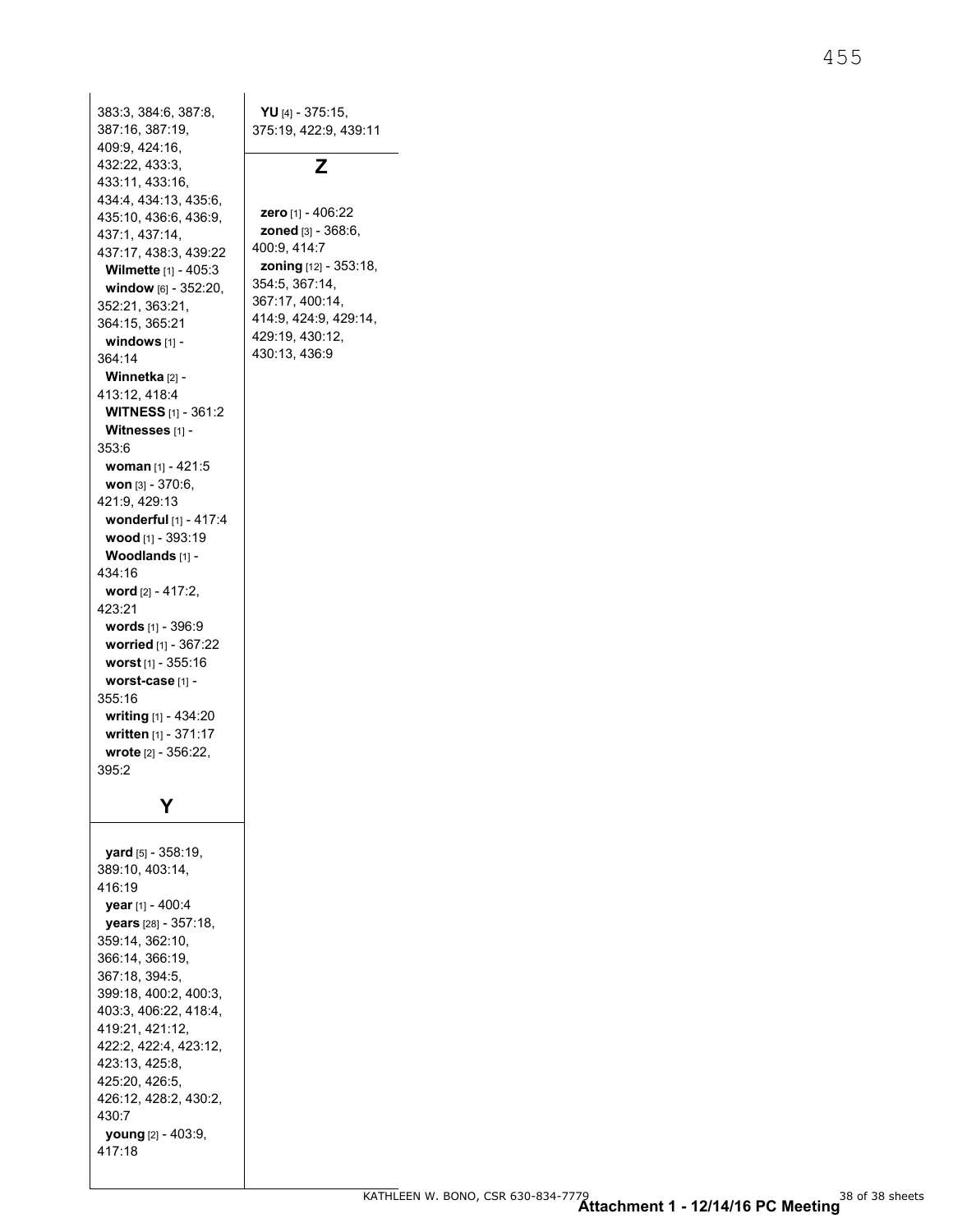383:3, 384:6, 387:8, 387:16, 387:19, 409:9, 424:16, 432:22, 433:3, 433:11, 433:16, 434:4, 434:13, 435:6, 435:10, 436:6, 436:9, 437:1, 437:14, 437:17, 438:3, 439:22

**Wilmette** [1] - 405:3

**window** [6] - 352:20, 352:21, 363:21, 364:15, 365:21

**windows** [1] - 364:14

**Winnetka** [2] - 413:12, 418:4

**WITNESS** [1] - 361:2

**Witnesses** [1] - 353:6

**woman** [1] - 421:5

**won** [3] - 370:6, 421:9, 429:13

**wonderful** [1] - 417:4

**wood** [1] - 393:19

**Woodlands** [1] - 434:16

**word** [2] - 417:2, 423:21

**words** [1] - 396:9

**worried** [1] - 367:22

**worst** [1] - 355:16

**worst-case** [1] - 355:16

**writing** [1] - 434:20

**written** [1] - 371:17

**wrote** [2] - 356:22, 395:2

## Y

**yard** [5] - 358:19, 389:10, 403:14, 416:19

**year** [1] - 400:4

**years** [28] - 357:18, 359:14, 362:10, 366:14, 366:19, 367:18, 394:5, 399:18, 400:2, 400:3, 403:3, 406:22, 418:4, 419:21, 421:12, 422:2, 422:4, 423:12, 423:13, 425:8, 425:20, 426:5, 426:12, 428:2, 430:2, 430:7

**young** [2] - 403:9, 417:18

**YU** [4] - 375:15, 375:19, 422:9, 439:11

## Z

**zero** [1] - 406:22

**zoned** [3] - 368:6, 400:9, 414:7

**zoning** [12] - 353:18, 354:5, 367:14, 367:17, 400:14, 414:9, 424:9, 429:14, 429:19, 430:12, 430:13, 436:9

KATHLEEN W. BONO, CSR 630-834-7779

**Attachment 1 - 12/14/16 PC Meeting**